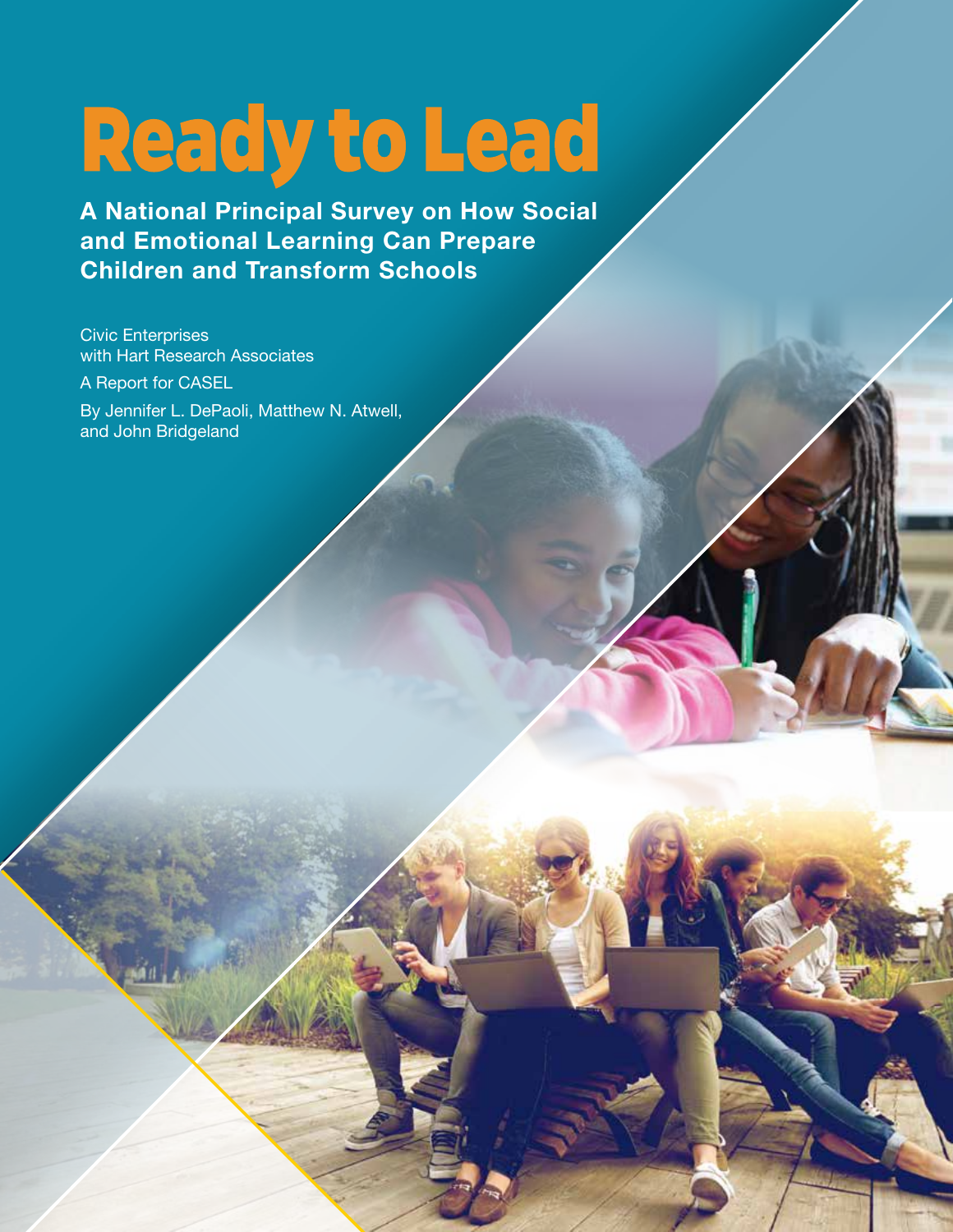# Ready to Lead

**A National Principal Survey on How Social and Emotional Learning Can Prepare Children and Transform Schools**

Civic Enterprises
with Hart Research Associates

A Report for CASEL

By Jennifer L. DePaoli, Matthew N. Atwell, and John Bridgeland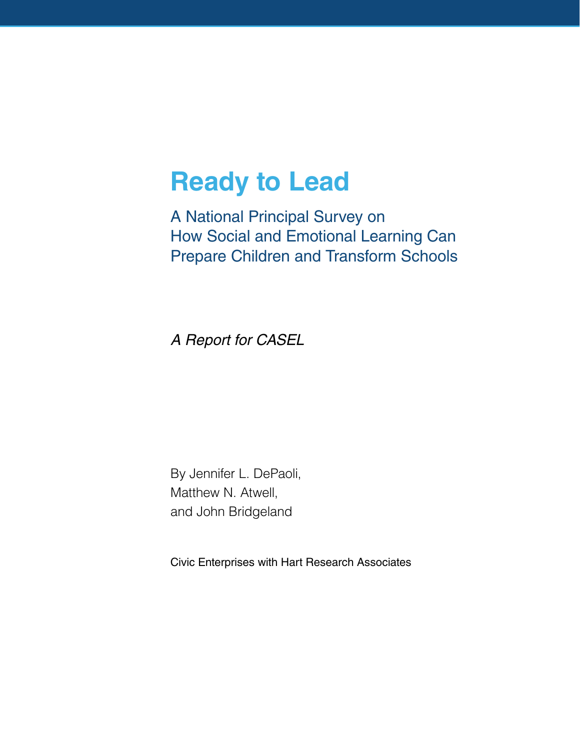# Ready to Lead

## A National Principal Survey on How Social and Emotional Learning Can Prepare Children and Transform Schools

*A Report for CASEL*

By Jennifer L. DePaoli,
Matthew N. Atwell,
and John Bridgeland

Civic Enterprises with Hart Research Associates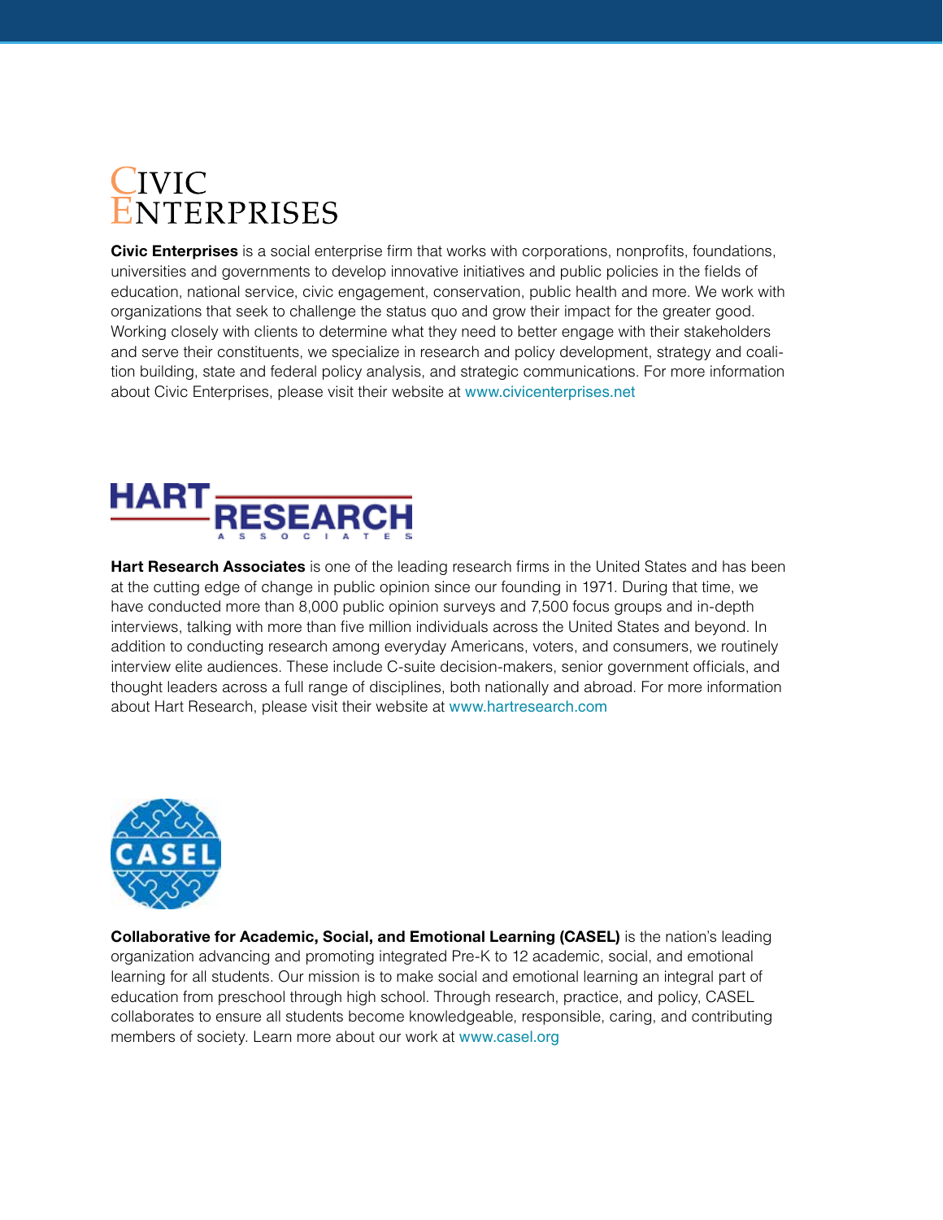# Civic Enterprises

**Civic Enterprises** is a social enterprise firm that works with corporations, nonprofits, foundations, universities and governments to develop innovative initiatives and public policies in the fields of education, national service, civic engagement, conservation, public health and more. We work with organizations that seek to challenge the status quo and grow their impact for the greater good. Working closely with clients to determine what they need to better engage with their stakeholders and serve their constituents, we specialize in research and policy development, strategy and coalition building, state and federal policy analysis, and strategic communications. For more information about Civic Enterprises, please visit their website at www.civicenterprises.net

# Hart Research Associates

**Hart Research Associates** is one of the leading research firms in the United States and has been at the cutting edge of change in public opinion since our founding in 1971. During that time, we have conducted more than 8,000 public opinion surveys and 7,500 focus groups and in-depth interviews, talking with more than five million individuals across the United States and beyond. In addition to conducting research among everyday Americans, voters, and consumers, we routinely interview elite audiences. These include C-suite decision-makers, senior government officials, and thought leaders across a full range of disciplines, both nationally and abroad. For more information about Hart Research, please visit their website at www.hartresearch.com

# CASEL

**Collaborative for Academic, Social, and Emotional Learning (CASEL)** is the nation's leading organization advancing and promoting integrated Pre-K to 12 academic, social, and emotional learning for all students. Our mission is to make social and emotional learning an integral part of education from preschool through high school. Through research, practice, and policy, CASEL collaborates to ensure all students become knowledgeable, responsible, caring, and contributing members of society. Learn more about our work at www.casel.org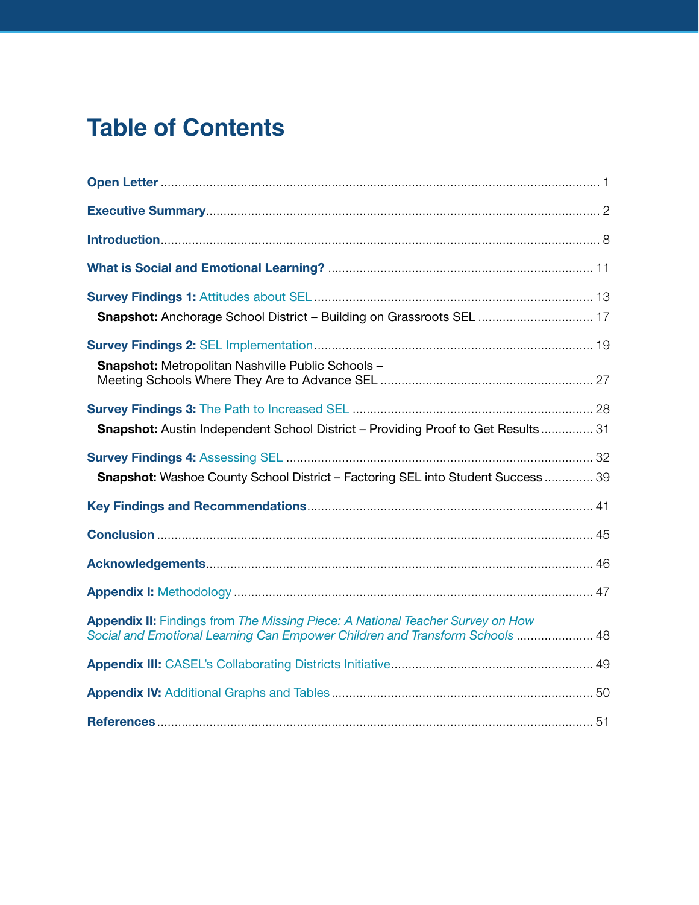# Table of Contents

**Open Letter** ........................................................................ 1

**Executive Summary** ........................................................................ 2

**Introduction** ........................................................................ 8

**What is Social and Emotional Learning?** ........................................................................ 11

**Survey Findings 1:** Attitudes about SEL ........................................................................ 13

- **Snapshot:** Anchorage School District – Building on Grassroots SEL ........................................ 17

**Survey Findings 2:** SEL Implementation ........................................................................ 19

- **Snapshot:** Metropolitan Nashville Public Schools – Meeting Schools Where They Are to Advance SEL ........................................ 27

**Survey Findings 3:** The Path to Increased SEL ........................................................................ 28

- **Snapshot:** Austin Independent School District – Providing Proof to Get Results ........................................ 31

**Survey Findings 4:** Assessing SEL ........................................................................ 32

- **Snapshot:** Washoe County School District – Factoring SEL into Student Success ........................................ 39

**Key Findings and Recommendations** ........................................................................ 41

**Conclusion** ........................................................................ 45

**Acknowledgements** ........................................................................ 46

**Appendix I:** Methodology ........................................................................ 47

**Appendix II:** Findings from *The Missing Piece: A National Teacher Survey on How Social and Emotional Learning Can Empower Children and Transform Schools* ........................................ 48

**Appendix III:** CASEL's Collaborating Districts Initiative ........................................................................ 49

**Appendix IV:** Additional Graphs and Tables ........................................................................ 50

**References** ........................................................................ 51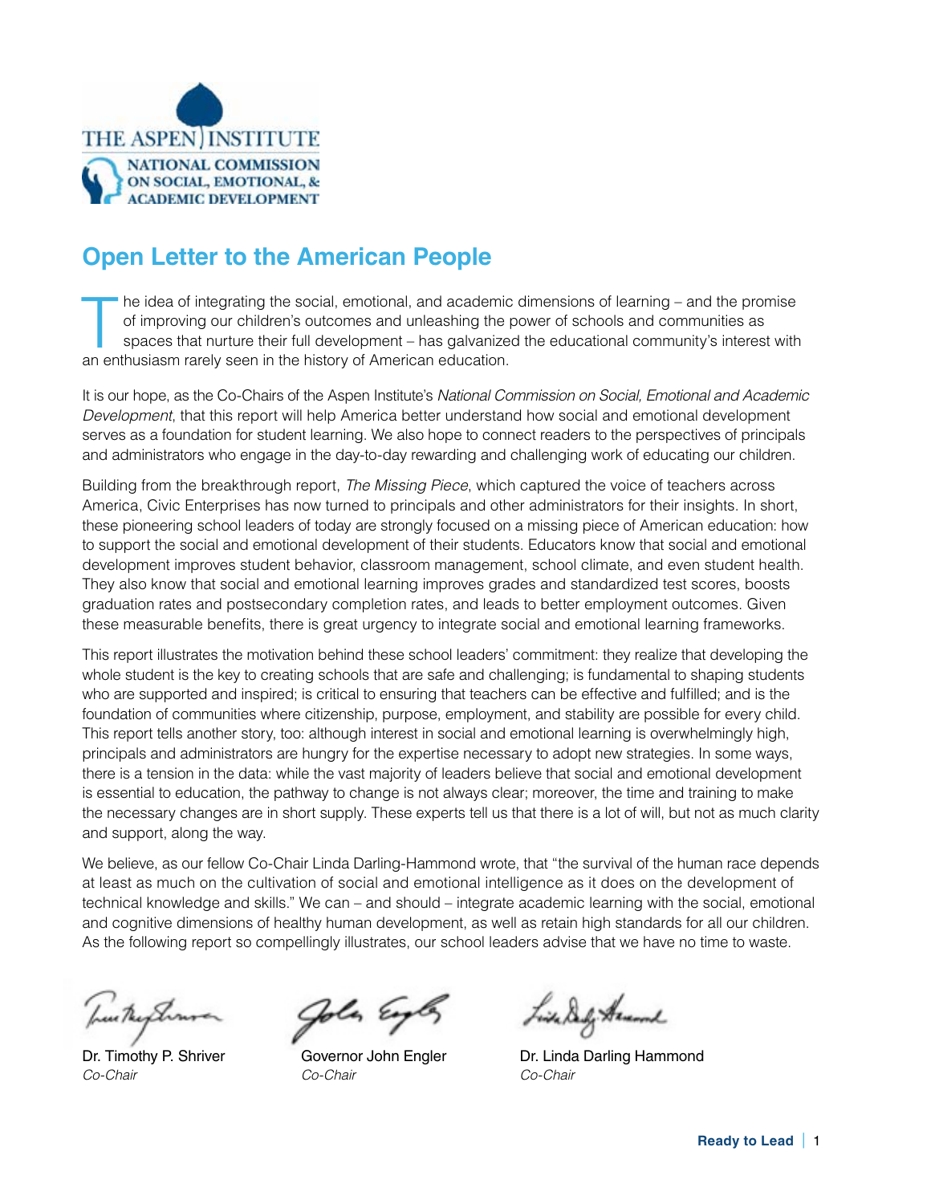THE ASPEN INSTITUTE
NATIONAL COMMISSION ON SOCIAL, EMOTIONAL, & ACADEMIC DEVELOPMENT

## Open Letter to the American People

The idea of integrating the social, emotional, and academic dimensions of learning – and the promise of improving our children's outcomes and unleashing the power of schools and communities as spaces that nurture their full development – has galvanized the educational community's interest with an enthusiasm rarely seen in the history of American education.

It is our hope, as the Co-Chairs of the Aspen Institute's *National Commission on Social, Emotional and Academic Development*, that this report will help America better understand how social and emotional development serves as a foundation for student learning. We also hope to connect readers to the perspectives of principals and administrators who engage in the day-to-day rewarding and challenging work of educating our children.

Building from the breakthrough report, *The Missing Piece*, which captured the voice of teachers across America, Civic Enterprises has now turned to principals and other administrators for their insights. In short, these pioneering school leaders of today are strongly focused on a missing piece of American education: how to support the social and emotional development of their students. Educators know that social and emotional development improves student behavior, classroom management, school climate, and even student health. They also know that social and emotional learning improves grades and standardized test scores, boosts graduation rates and postsecondary completion rates, and leads to better employment outcomes. Given these measurable benefits, there is great urgency to integrate social and emotional learning frameworks.

This report illustrates the motivation behind these school leaders' commitment: they realize that developing the whole student is the key to creating schools that are safe and challenging; is fundamental to shaping students who are supported and inspired; is critical to ensuring that teachers can be effective and fulfilled; and is the foundation of communities where citizenship, purpose, employment, and stability are possible for every child. This report tells another story, too: although interest in social and emotional learning is overwhelmingly high, principals and administrators are hungry for the expertise necessary to adopt new strategies. In some ways, there is a tension in the data: while the vast majority of leaders believe that social and emotional development is essential to education, the pathway to change is not always clear; moreover, the time and training to make the necessary changes are in short supply. These experts tell us that there is a lot of will, but not as much clarity and support, along the way.

We believe, as our fellow Co-Chair Linda Darling-Hammond wrote, that "the survival of the human race depends at least as much on the cultivation of social and emotional intelligence as it does on the development of technical knowledge and skills." We can – and should – integrate academic learning with the social, emotional and cognitive dimensions of healthy human development, as well as retain high standards for all our children. As the following report so compellingly illustrates, our school leaders advise that we have no time to waste.

Dr. Timothy P. Shriver
*Co-Chair*

Governor John Engler
*Co-Chair*

Dr. Linda Darling Hammond
*Co-Chair*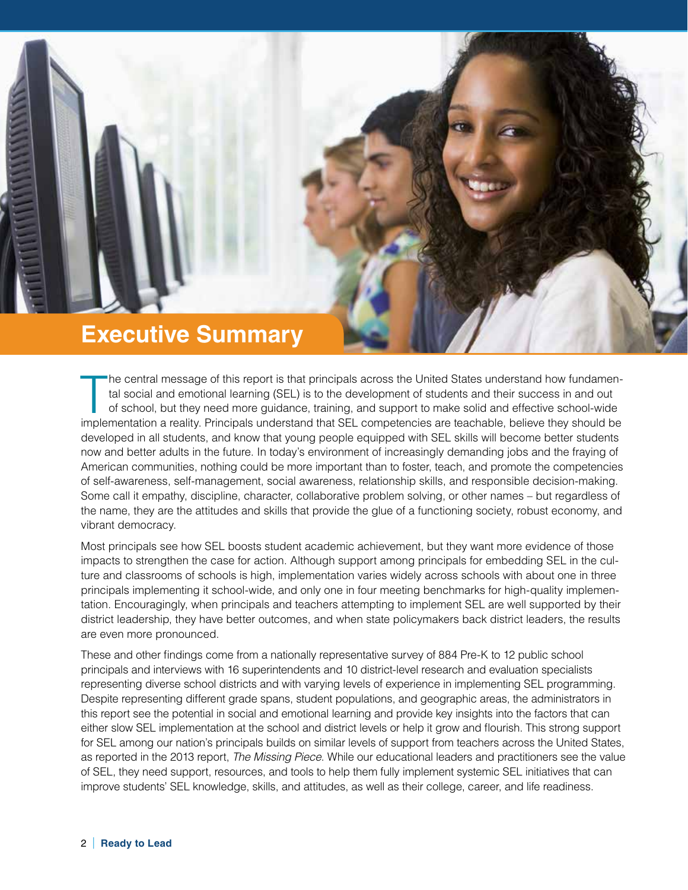# Executive Summary

The central message of this report is that principals across the United States understand how fundamental social and emotional learning (SEL) is to the development of students and their success in and out of school, but they need more guidance, training, and support to make solid and effective school-wide implementation a reality. Principals understand that SEL competencies are teachable, believe they should be developed in all students, and know that young people equipped with SEL skills will become better students now and better adults in the future. In today's environment of increasingly demanding jobs and the fraying of American communities, nothing could be more important than to foster, teach, and promote the competencies of self-awareness, self-management, social awareness, relationship skills, and responsible decision-making. Some call it empathy, discipline, character, collaborative problem solving, or other names – but regardless of the name, they are the attitudes and skills that provide the glue of a functioning society, robust economy, and vibrant democracy.

Most principals see how SEL boosts student academic achievement, but they want more evidence of those impacts to strengthen the case for action. Although support among principals for embedding SEL in the culture and classrooms of schools is high, implementation varies widely across schools with about one in three principals implementing it school-wide, and only one in four meeting benchmarks for high-quality implementation. Encouragingly, when principals and teachers attempting to implement SEL are well supported by their district leadership, they have better outcomes, and when state policymakers back district leaders, the results are even more pronounced.

These and other findings come from a nationally representative survey of 884 Pre-K to 12 public school principals and interviews with 16 superintendents and 10 district-level research and evaluation specialists representing diverse school districts and with varying levels of experience in implementing SEL programming. Despite representing different grade spans, student populations, and geographic areas, the administrators in this report see the potential in social and emotional learning and provide key insights into the factors that can either slow SEL implementation at the school and district levels or help it grow and flourish. This strong support for SEL among our nation's principals builds on similar levels of support from teachers across the United States, as reported in the 2013 report, *The Missing Piece*. While our educational leaders and practitioners see the value of SEL, they need support, resources, and tools to help them fully implement systemic SEL initiatives that can improve students' SEL knowledge, skills, and attitudes, as well as their college, career, and life readiness.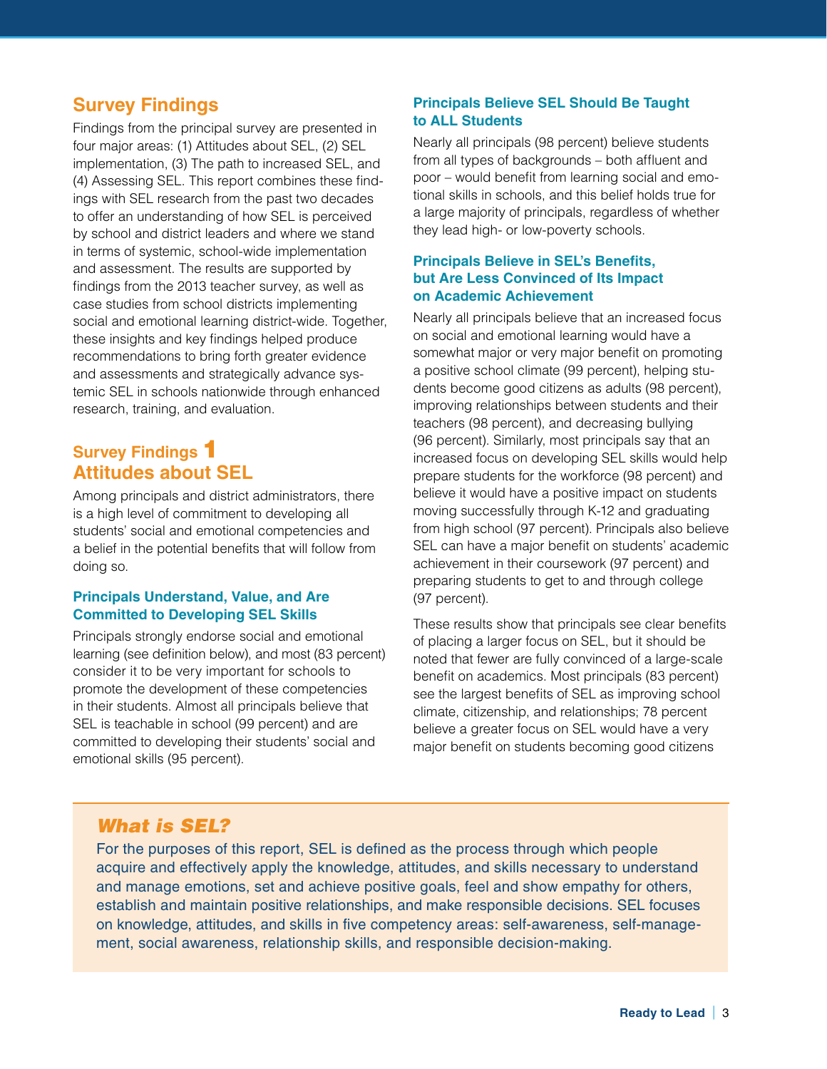## Survey Findings

Findings from the principal survey are presented in four major areas: (1) Attitudes about SEL, (2) SEL implementation, (3) The path to increased SEL, and (4) Assessing SEL. This report combines these findings with SEL research from the past two decades to offer an understanding of how SEL is perceived by school and district leaders and where we stand in terms of systemic, school-wide implementation and assessment. The results are supported by findings from the 2013 teacher survey, as well as case studies from school districts implementing social and emotional learning district-wide. Together, these insights and key findings helped produce recommendations to bring forth greater evidence and assessments and strategically advance systemic SEL in schools nationwide through enhanced research, training, and evaluation.

## Survey Findings 1 Attitudes about SEL

Among principals and district administrators, there is a high level of commitment to developing all students' social and emotional competencies and a belief in the potential benefits that will follow from doing so.

### Principals Understand, Value, and Are Committed to Developing SEL Skills

Principals strongly endorse social and emotional learning (see definition below), and most (83 percent) consider it to be very important for schools to promote the development of these competencies in their students. Almost all principals believe that SEL is teachable in school (99 percent) and are committed to developing their students' social and emotional skills (95 percent).

### Principals Believe SEL Should Be Taught to ALL Students

Nearly all principals (98 percent) believe students from all types of backgrounds – both affluent and poor – would benefit from learning social and emotional skills in schools, and this belief holds true for a large majority of principals, regardless of whether they lead high- or low-poverty schools.

### Principals Believe in SEL's Benefits, but Are Less Convinced of Its Impact on Academic Achievement

Nearly all principals believe that an increased focus on social and emotional learning would have a somewhat major or very major benefit on promoting a positive school climate (99 percent), helping students become good citizens as adults (98 percent), improving relationships between students and their teachers (98 percent), and decreasing bullying (96 percent). Similarly, most principals say that an increased focus on developing SEL skills would help prepare students for the workforce (98 percent) and believe it would have a positive impact on students moving successfully through K-12 and graduating from high school (97 percent). Principals also believe SEL can have a major benefit on students' academic achievement in their coursework (97 percent) and preparing students to get to and through college (97 percent).

These results show that principals see clear benefits of placing a larger focus on SEL, but it should be noted that fewer are fully convinced of a large-scale benefit on academics. Most principals (83 percent) see the largest benefits of SEL as improving school climate, citizenship, and relationships; 78 percent believe a greater focus on SEL would have a very major benefit on students becoming good citizens

### *What is SEL?*

For the purposes of this report, SEL is defined as the process through which people acquire and effectively apply the knowledge, attitudes, and skills necessary to understand and manage emotions, set and achieve positive goals, feel and show empathy for others, establish and maintain positive relationships, and make responsible decisions. SEL focuses on knowledge, attitudes, and skills in five competency areas: self-awareness, self-management, social awareness, relationship skills, and responsible decision-making.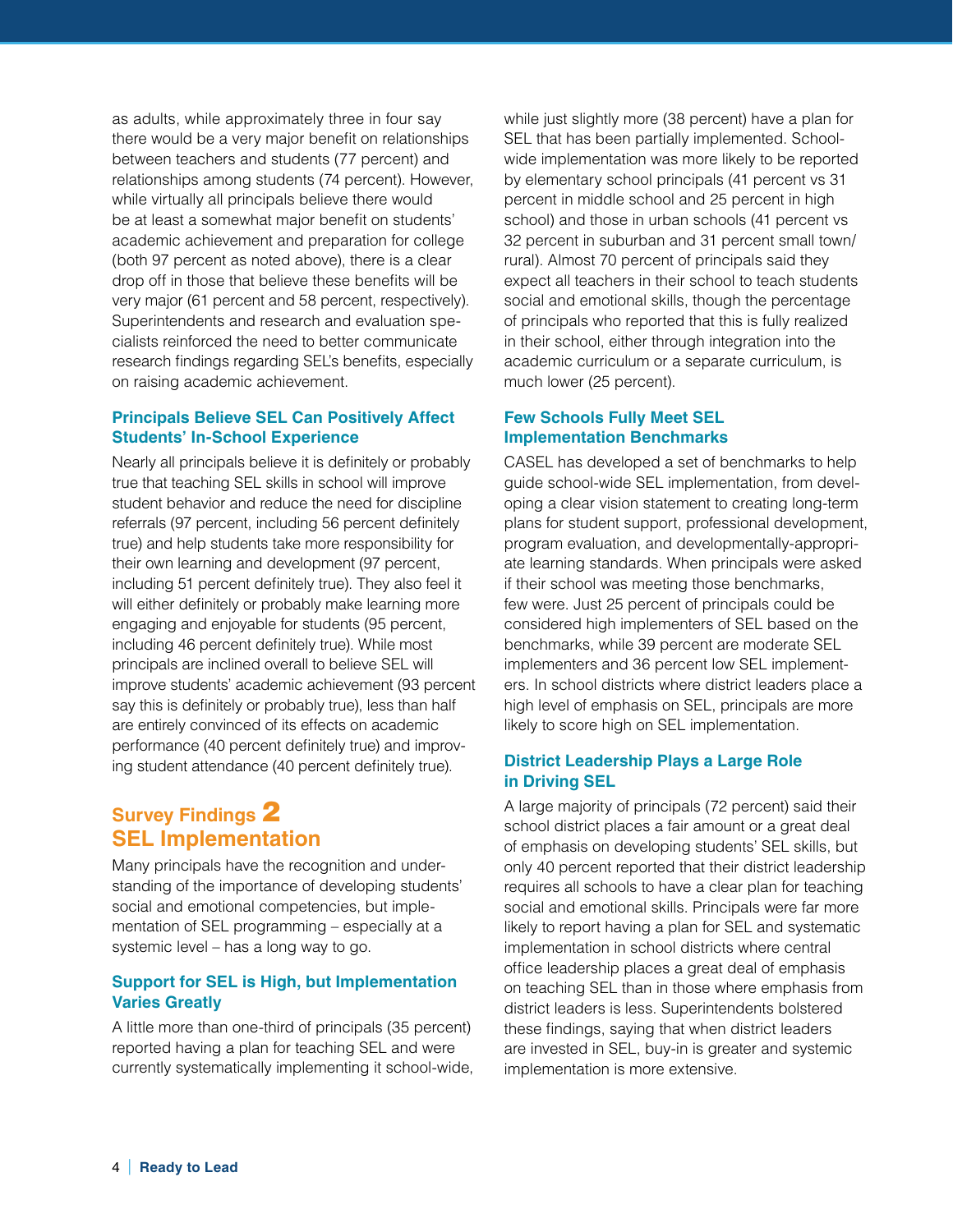as adults, while approximately three in four say there would be a very major benefit on relationships between teachers and students (77 percent) and relationships among students (74 percent). However, while virtually all principals believe there would be at least a somewhat major benefit on students' academic achievement and preparation for college (both 97 percent as noted above), there is a clear drop off in those that believe these benefits will be very major (61 percent and 58 percent, respectively). Superintendents and research and evaluation specialists reinforced the need to better communicate research findings regarding SEL's benefits, especially on raising academic achievement.

### Principals Believe SEL Can Positively Affect Students' In-School Experience

Nearly all principals believe it is definitely or probably true that teaching SEL skills in school will improve student behavior and reduce the need for discipline referrals (97 percent, including 56 percent definitely true) and help students take more responsibility for their own learning and development (97 percent, including 51 percent definitely true). They also feel it will either definitely or probably make learning more engaging and enjoyable for students (95 percent, including 46 percent definitely true). While most principals are inclined overall to believe SEL will improve students' academic achievement (93 percent say this is definitely or probably true), less than half are entirely convinced of its effects on academic performance (40 percent definitely true) and improving student attendance (40 percent definitely true).

## Survey Findings 2 SEL Implementation

Many principals have the recognition and understanding of the importance of developing students' social and emotional competencies, but implementation of SEL programming – especially at a systemic level – has a long way to go.

### Support for SEL is High, but Implementation Varies Greatly

A little more than one-third of principals (35 percent) reported having a plan for teaching SEL and were currently systematically implementing it school-wide, while just slightly more (38 percent) have a plan for SEL that has been partially implemented. School-wide implementation was more likely to be reported by elementary school principals (41 percent vs 31 percent in middle school and 25 percent in high school) and those in urban schools (41 percent vs 32 percent in suburban and 31 percent small town/rural). Almost 70 percent of principals said they expect all teachers in their school to teach students social and emotional skills, though the percentage of principals who reported that this is fully realized in their school, either through integration into the academic curriculum or a separate curriculum, is much lower (25 percent).

### Few Schools Fully Meet SEL Implementation Benchmarks

CASEL has developed a set of benchmarks to help guide school-wide SEL implementation, from developing a clear vision statement to creating long-term plans for student support, professional development, program evaluation, and developmentally-appropriate learning standards. When principals were asked if their school was meeting those benchmarks, few were. Just 25 percent of principals could be considered high implementers of SEL based on the benchmarks, while 39 percent are moderate SEL implementers and 36 percent low SEL implementers. In school districts where district leaders place a high level of emphasis on SEL, principals are more likely to score high on SEL implementation.

### District Leadership Plays a Large Role in Driving SEL

A large majority of principals (72 percent) said their school district places a fair amount or a great deal of emphasis on developing students' SEL skills, but only 40 percent reported that their district leadership requires all schools to have a clear plan for teaching social and emotional skills. Principals were far more likely to report having a plan for SEL and systematic implementation in school districts where central office leadership places a great deal of emphasis on teaching SEL than in those where emphasis from district leaders is less. Superintendents bolstered these findings, saying that when district leaders are invested in SEL, buy-in is greater and systemic implementation is more extensive.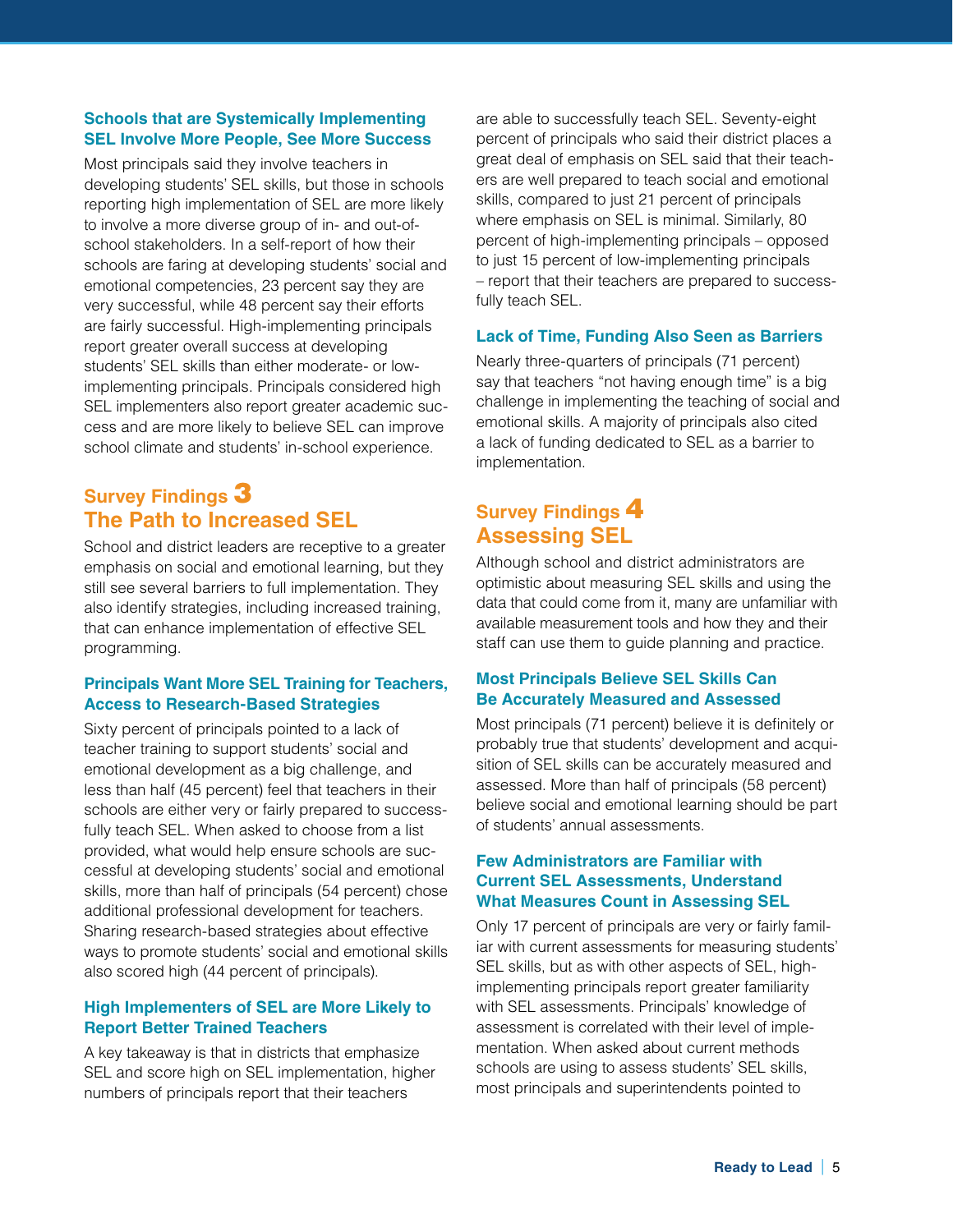### Schools that are Systemically Implementing SEL Involve More People, See More Success

Most principals said they involve teachers in developing students' SEL skills, but those in schools reporting high implementation of SEL are more likely to involve a more diverse group of in- and out-of-school stakeholders. In a self-report of how their schools are faring at developing students' social and emotional competencies, 23 percent say they are very successful, while 48 percent say their efforts are fairly successful. High-implementing principals report greater overall success at developing students' SEL skills than either moderate- or low-implementing principals. Principals considered high SEL implementers also report greater academic success and are more likely to believe SEL can improve school climate and students' in-school experience.

## Survey Findings 3
## The Path to Increased SEL

School and district leaders are receptive to a greater emphasis on social and emotional learning, but they still see several barriers to full implementation. They also identify strategies, including increased training, that can enhance implementation of effective SEL programming.

### Principals Want More SEL Training for Teachers, Access to Research-Based Strategies

Sixty percent of principals pointed to a lack of teacher training to support students' social and emotional development as a big challenge, and less than half (45 percent) feel that teachers in their schools are either very or fairly prepared to successfully teach SEL. When asked to choose from a list provided, what would help ensure schools are successful at developing students' social and emotional skills, more than half of principals (54 percent) chose additional professional development for teachers. Sharing research-based strategies about effective ways to promote students' social and emotional skills also scored high (44 percent of principals).

### High Implementers of SEL are More Likely to Report Better Trained Teachers

A key takeaway is that in districts that emphasize SEL and score high on SEL implementation, higher numbers of principals report that their teachers are able to successfully teach SEL. Seventy-eight percent of principals who said their district places a great deal of emphasis on SEL said that their teachers are well prepared to teach social and emotional skills, compared to just 21 percent of principals where emphasis on SEL is minimal. Similarly, 80 percent of high-implementing principals – opposed to just 15 percent of low-implementing principals – report that their teachers are prepared to successfully teach SEL.

### Lack of Time, Funding Also Seen as Barriers

Nearly three-quarters of principals (71 percent) say that teachers "not having enough time" is a big challenge in implementing the teaching of social and emotional skills. A majority of principals also cited a lack of funding dedicated to SEL as a barrier to implementation.

## Survey Findings 4
## Assessing SEL

Although school and district administrators are optimistic about measuring SEL skills and using the data that could come from it, many are unfamiliar with available measurement tools and how they and their staff can use them to guide planning and practice.

### Most Principals Believe SEL Skills Can Be Accurately Measured and Assessed

Most principals (71 percent) believe it is definitely or probably true that students' development and acquisition of SEL skills can be accurately measured and assessed. More than half of principals (58 percent) believe social and emotional learning should be part of students' annual assessments.

### Few Administrators are Familiar with Current SEL Assessments, Understand What Measures Count in Assessing SEL

Only 17 percent of principals are very or fairly familiar with current assessments for measuring students' SEL skills, but as with other aspects of SEL, high-implementing principals report greater familiarity with SEL assessments. Principals' knowledge of assessment is correlated with their level of implementation. When asked about current methods schools are using to assess students' SEL skills, most principals and superintendents pointed to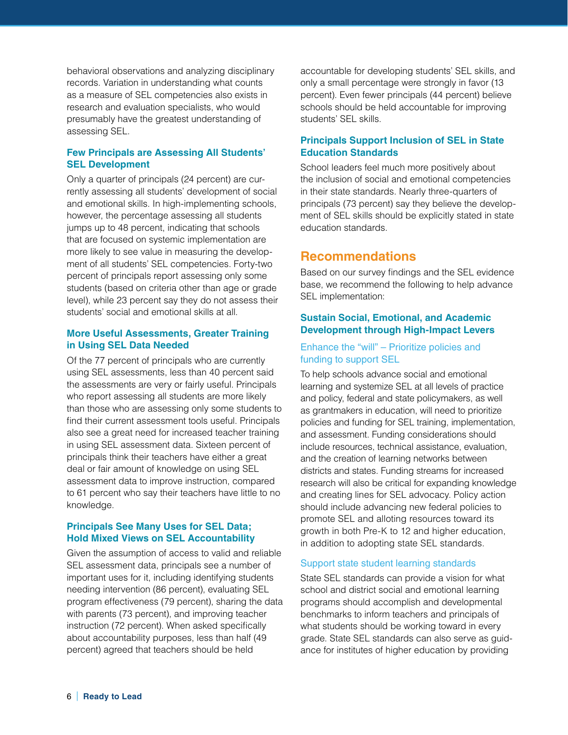behavioral observations and analyzing disciplinary records. Variation in understanding what counts as a measure of SEL competencies also exists in research and evaluation specialists, who would presumably have the greatest understanding of assessing SEL.

### Few Principals are Assessing All Students' SEL Development

Only a quarter of principals (24 percent) are currently assessing all students' development of social and emotional skills. In high-implementing schools, however, the percentage assessing all students jumps up to 48 percent, indicating that schools that are focused on systemic implementation are more likely to see value in measuring the development of all students' SEL competencies. Forty-two percent of principals report assessing only some students (based on criteria other than age or grade level), while 23 percent say they do not assess their students' social and emotional skills at all.

### More Useful Assessments, Greater Training in Using SEL Data Needed

Of the 77 percent of principals who are currently using SEL assessments, less than 40 percent said the assessments are very or fairly useful. Principals who report assessing all students are more likely than those who are assessing only some students to find their current assessment tools useful. Principals also see a great need for increased teacher training in using SEL assessment data. Sixteen percent of principals think their teachers have either a great deal or fair amount of knowledge on using SEL assessment data to improve instruction, compared to 61 percent who say their teachers have little to no knowledge.

### Principals See Many Uses for SEL Data; Hold Mixed Views on SEL Accountability

Given the assumption of access to valid and reliable SEL assessment data, principals see a number of important uses for it, including identifying students needing intervention (86 percent), evaluating SEL program effectiveness (79 percent), sharing the data with parents (73 percent), and improving teacher instruction (72 percent). When asked specifically about accountability purposes, less than half (49 percent) agreed that teachers should be held accountable for developing students' SEL skills, and only a small percentage were strongly in favor (13 percent). Even fewer principals (44 percent) believe schools should be held accountable for improving students' SEL skills.

### Principals Support Inclusion of SEL in State Education Standards

School leaders feel much more positively about the inclusion of social and emotional competencies in their state standards. Nearly three-quarters of principals (73 percent) say they believe the development of SEL skills should be explicitly stated in state education standards.

## Recommendations

Based on our survey findings and the SEL evidence base, we recommend the following to help advance SEL implementation:

### Sustain Social, Emotional, and Academic Development through High-Impact Levers

#### Enhance the "will" – Prioritize policies and funding to support SEL

To help schools advance social and emotional learning and systemize SEL at all levels of practice and policy, federal and state policymakers, as well as grantmakers in education, will need to prioritize policies and funding for SEL training, implementation, and assessment. Funding considerations should include resources, technical assistance, evaluation, and the creation of learning networks between districts and states. Funding streams for increased research will also be critical for expanding knowledge and creating lines for SEL advocacy. Policy action should include advancing new federal policies to promote SEL and alloting resources toward its growth in both Pre-K to 12 and higher education, in addition to adopting state SEL standards.

#### Support state student learning standards

State SEL standards can provide a vision for what school and district social and emotional learning programs should accomplish and developmental benchmarks to inform teachers and principals of what students should be working toward in every grade. State SEL standards can also serve as guidance for institutes of higher education by providing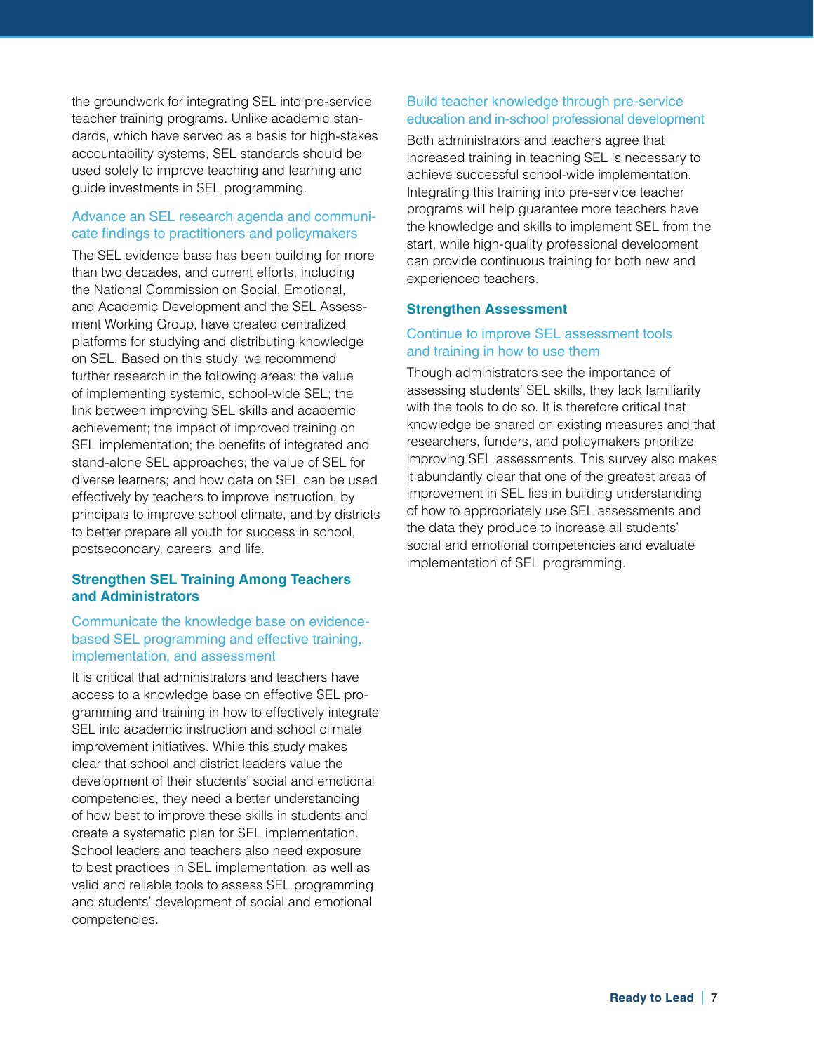the groundwork for integrating SEL into pre-service teacher training programs. Unlike academic standards, which have served as a basis for high-stakes accountability systems, SEL standards should be used solely to improve teaching and learning and guide investments in SEL programming.

### Advance an SEL research agenda and communicate findings to practitioners and policymakers

The SEL evidence base has been building for more than two decades, and current efforts, including the National Commission on Social, Emotional, and Academic Development and the SEL Assessment Working Group, have created centralized platforms for studying and distributing knowledge on SEL. Based on this study, we recommend further research in the following areas: the value of implementing systemic, school-wide SEL; the link between improving SEL skills and academic achievement; the impact of improved training on SEL implementation; the benefits of integrated and stand-alone SEL approaches; the value of SEL for diverse learners; and how data on SEL can be used effectively by teachers to improve instruction, by principals to improve school climate, and by districts to better prepare all youth for success in school, postsecondary, careers, and life.

## Strengthen SEL Training Among Teachers and Administrators

### Communicate the knowledge base on evidence-based SEL programming and effective training, implementation, and assessment

It is critical that administrators and teachers have access to a knowledge base on effective SEL programming and training in how to effectively integrate SEL into academic instruction and school climate improvement initiatives. While this study makes clear that school and district leaders value the development of their students' social and emotional competencies, they need a better understanding of how best to improve these skills in students and create a systematic plan for SEL implementation. School leaders and teachers also need exposure to best practices in SEL implementation, as well as valid and reliable tools to assess SEL programming and students' development of social and emotional competencies.

### Build teacher knowledge through pre-service education and in-school professional development

Both administrators and teachers agree that increased training in teaching SEL is necessary to achieve successful school-wide implementation. Integrating this training into pre-service teacher programs will help guarantee more teachers have the knowledge and skills to implement SEL from the start, while high-quality professional development can provide continuous training for both new and experienced teachers.

## Strengthen Assessment

### Continue to improve SEL assessment tools and training in how to use them

Though administrators see the importance of assessing students' SEL skills, they lack familiarity with the tools to do so. It is therefore critical that knowledge be shared on existing measures and that researchers, funders, and policymakers prioritize improving SEL assessments. This survey also makes it abundantly clear that one of the greatest areas of improvement in SEL lies in building understanding of how to appropriately use SEL assessments and the data they produce to increase all students' social and emotional competencies and evaluate implementation of SEL programming.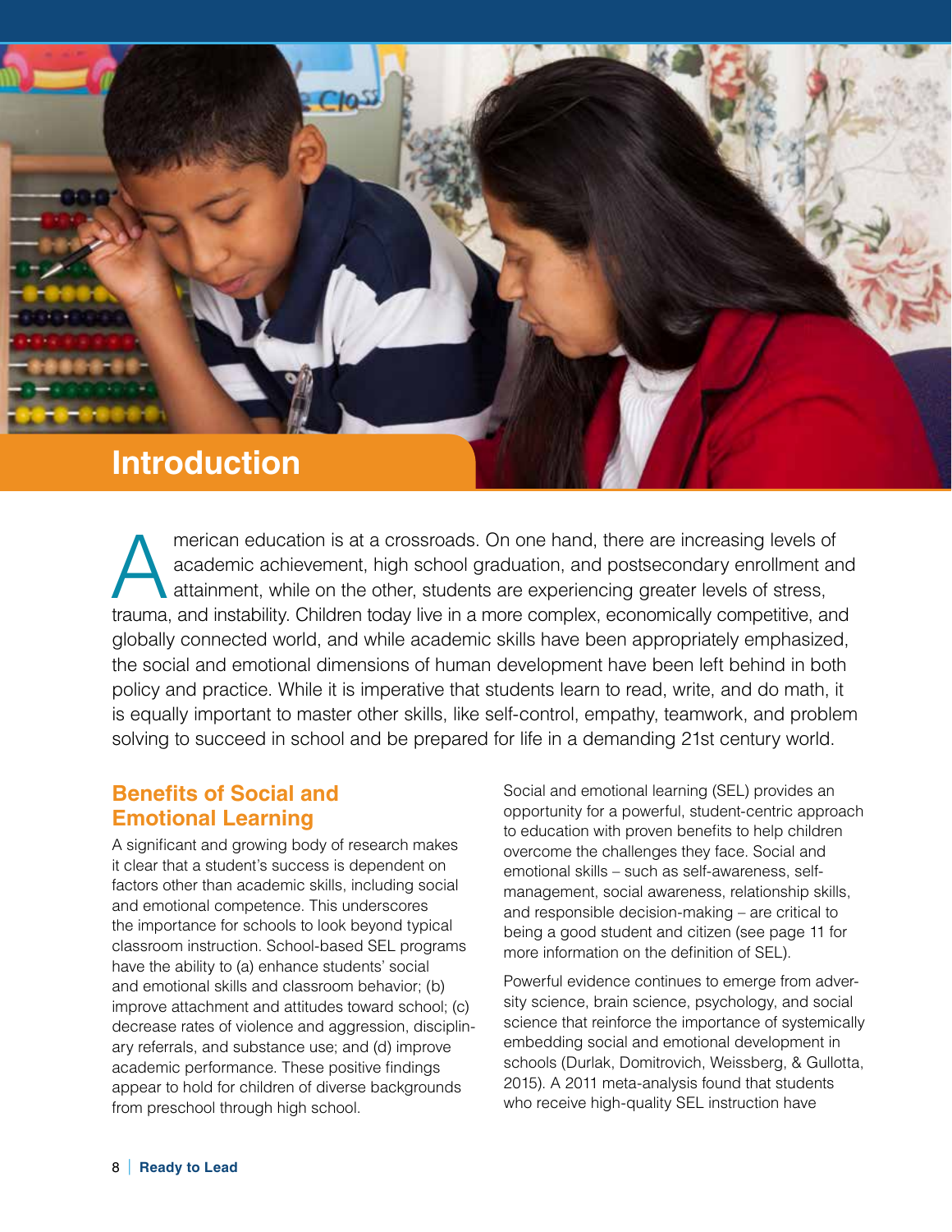# Introduction

American education is at a crossroads. On one hand, there are increasing levels of academic achievement, high school graduation, and postsecondary enrollment and attainment, while on the other, students are experiencing greater levels of stress, trauma, and instability. Children today live in a more complex, economically competitive, and globally connected world, and while academic skills have been appropriately emphasized, the social and emotional dimensions of human development have been left behind in both policy and practice. While it is imperative that students learn to read, write, and do math, it is equally important to master other skills, like self-control, empathy, teamwork, and problem solving to succeed in school and be prepared for life in a demanding 21st century world.

## Benefits of Social and Emotional Learning

A significant and growing body of research makes it clear that a student's success is dependent on factors other than academic skills, including social and emotional competence. This underscores the importance for schools to look beyond typical classroom instruction. School-based SEL programs have the ability to (a) enhance students' social and emotional skills and classroom behavior; (b) improve attachment and attitudes toward school; (c) decrease rates of violence and aggression, disciplinary referrals, and substance use; and (d) improve academic performance. These positive findings appear to hold for children of diverse backgrounds from preschool through high school.

Social and emotional learning (SEL) provides an opportunity for a powerful, student-centric approach to education with proven benefits to help children overcome the challenges they face. Social and emotional skills – such as self-awareness, self-management, social awareness, relationship skills, and responsible decision-making – are critical to being a good student and citizen (see page 11 for more information on the definition of SEL).

Powerful evidence continues to emerge from adversity science, brain science, psychology, and social science that reinforce the importance of systemically embedding social and emotional development in schools (Durlak, Domitrovich, Weissberg, & Gullotta, 2015). A 2011 meta-analysis found that students who receive high-quality SEL instruction have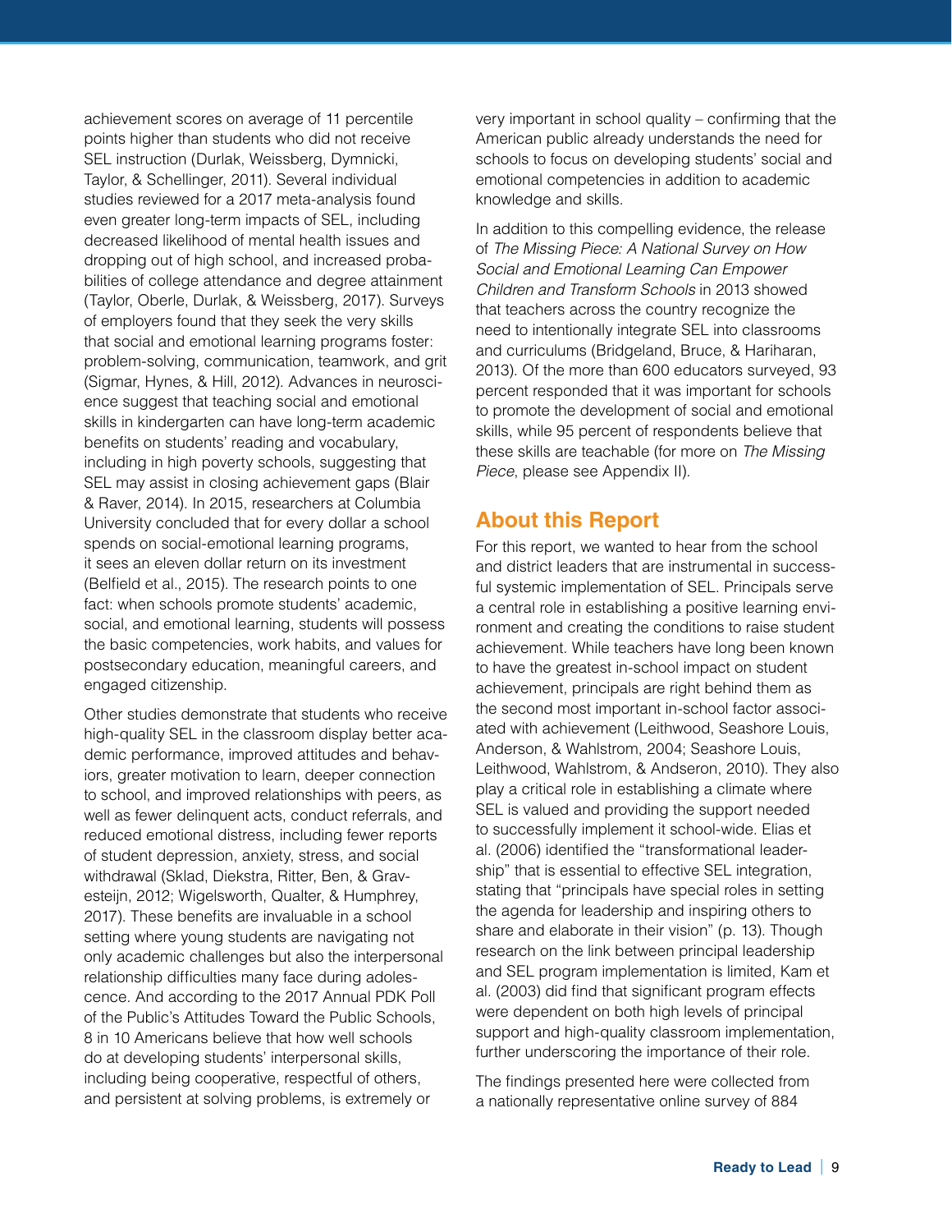achievement scores on average of 11 percentile points higher than students who did not receive SEL instruction (Durlak, Weissberg, Dymnicki, Taylor, & Schellinger, 2011). Several individual studies reviewed for a 2017 meta-analysis found even greater long-term impacts of SEL, including decreased likelihood of mental health issues and dropping out of high school, and increased probabilities of college attendance and degree attainment (Taylor, Oberle, Durlak, & Weissberg, 2017). Surveys of employers found that they seek the very skills that social and emotional learning programs foster: problem-solving, communication, teamwork, and grit (Sigmar, Hynes, & Hill, 2012). Advances in neuroscience suggest that teaching social and emotional skills in kindergarten can have long-term academic benefits on students' reading and vocabulary, including in high poverty schools, suggesting that SEL may assist in closing achievement gaps (Blair & Raver, 2014). In 2015, researchers at Columbia University concluded that for every dollar a school spends on social-emotional learning programs, it sees an eleven dollar return on its investment (Belfield et al., 2015). The research points to one fact: when schools promote students' academic, social, and emotional learning, students will possess the basic competencies, work habits, and values for postsecondary education, meaningful careers, and engaged citizenship.

Other studies demonstrate that students who receive high-quality SEL in the classroom display better academic performance, improved attitudes and behaviors, greater motivation to learn, deeper connection to school, and improved relationships with peers, as well as fewer delinquent acts, conduct referrals, and reduced emotional distress, including fewer reports of student depression, anxiety, stress, and social withdrawal (Sklad, Diekstra, Ritter, Ben, & Gravesteijn, 2012; Wigelsworth, Qualter, & Humphrey, 2017). These benefits are invaluable in a school setting where young students are navigating not only academic challenges but also the interpersonal relationship difficulties many face during adolescence. And according to the 2017 Annual PDK Poll of the Public's Attitudes Toward the Public Schools, 8 in 10 Americans believe that how well schools do at developing students' interpersonal skills, including being cooperative, respectful of others, and persistent at solving problems, is extremely or very important in school quality – confirming that the American public already understands the need for schools to focus on developing students' social and emotional competencies in addition to academic knowledge and skills.

In addition to this compelling evidence, the release of *The Missing Piece: A National Survey on How Social and Emotional Learning Can Empower Children and Transform Schools* in 2013 showed that teachers across the country recognize the need to intentionally integrate SEL into classrooms and curriculums (Bridgeland, Bruce, & Hariharan, 2013). Of the more than 600 educators surveyed, 93 percent responded that it was important for schools to promote the development of social and emotional skills, while 95 percent of respondents believe that these skills are teachable (for more on *The Missing Piece*, please see Appendix II).

## About this Report

For this report, we wanted to hear from the school and district leaders that are instrumental in successful systemic implementation of SEL. Principals serve a central role in establishing a positive learning environment and creating the conditions to raise student achievement. While teachers have long been known to have the greatest in-school impact on student achievement, principals are right behind them as the second most important in-school factor associated with achievement (Leithwood, Seashore Louis, Anderson, & Wahlstrom, 2004; Seashore Louis, Leithwood, Wahlstrom, & Andseron, 2010). They also play a critical role in establishing a climate where SEL is valued and providing the support needed to successfully implement it school-wide. Elias et al. (2006) identified the "transformational leadership" that is essential to effective SEL integration, stating that "principals have special roles in setting the agenda for leadership and inspiring others to share and elaborate in their vision" (p. 13). Though research on the link between principal leadership and SEL program implementation is limited, Kam et al. (2003) did find that significant program effects were dependent on both high levels of principal support and high-quality classroom implementation, further underscoring the importance of their role.

The findings presented here were collected from a nationally representative online survey of 884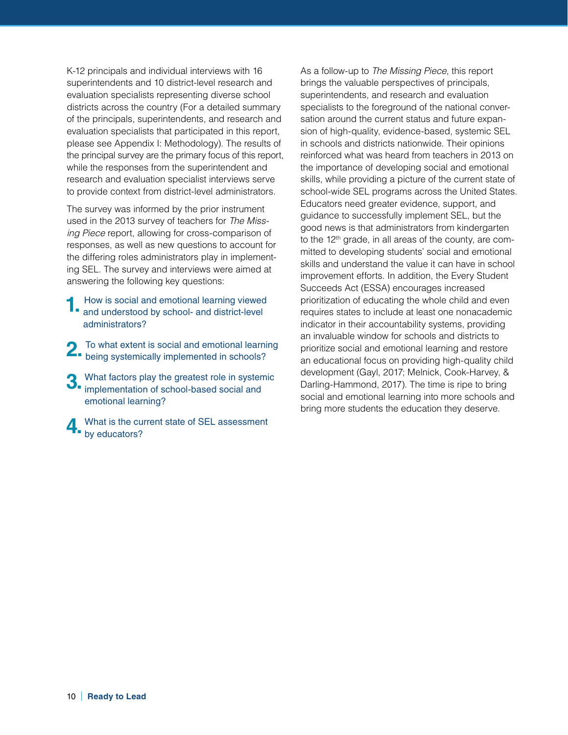K-12 principals and individual interviews with 16 superintendents and 10 district-level research and evaluation specialists representing diverse school districts across the country (For a detailed summary of the principals, superintendents, and research and evaluation specialists that participated in this report, please see Appendix I: Methodology). The results of the principal survey are the primary focus of this report, while the responses from the superintendent and research and evaluation specialist interviews serve to provide context from district-level administrators.

The survey was informed by the prior instrument used in the 2013 survey of teachers for *The Missing Piece* report, allowing for cross-comparison of responses, as well as new questions to account for the differing roles administrators play in implementing SEL. The survey and interviews were aimed at answering the following key questions:

1. How is social and emotional learning viewed and understood by school- and district-level administrators?
2. To what extent is social and emotional learning being systemically implemented in schools?
3. What factors play the greatest role in systemic implementation of school-based social and emotional learning?
4. What is the current state of SEL assessment by educators?

As a follow-up to *The Missing Piece*, this report brings the valuable perspectives of principals, superintendents, and research and evaluation specialists to the foreground of the national conversation around the current status and future expansion of high-quality, evidence-based, systemic SEL in schools and districts nationwide. Their opinions reinforced what was heard from teachers in 2013 on the importance of developing social and emotional skills, while providing a picture of the current state of school-wide SEL programs across the United States. Educators need greater evidence, support, and guidance to successfully implement SEL, but the good news is that administrators from kindergarten to the 12th grade, in all areas of the county, are committed to developing students' social and emotional skills and understand the value it can have in school improvement efforts. In addition, the Every Student Succeeds Act (ESSA) encourages increased prioritization of educating the whole child and even requires states to include at least one nonacademic indicator in their accountability systems, providing an invaluable window for schools and districts to prioritize social and emotional learning and restore an educational focus on providing high-quality child development (Gayl, 2017; Melnick, Cook-Harvey, & Darling-Hammond, 2017). The time is ripe to bring social and emotional learning into more schools and bring more students the education they deserve.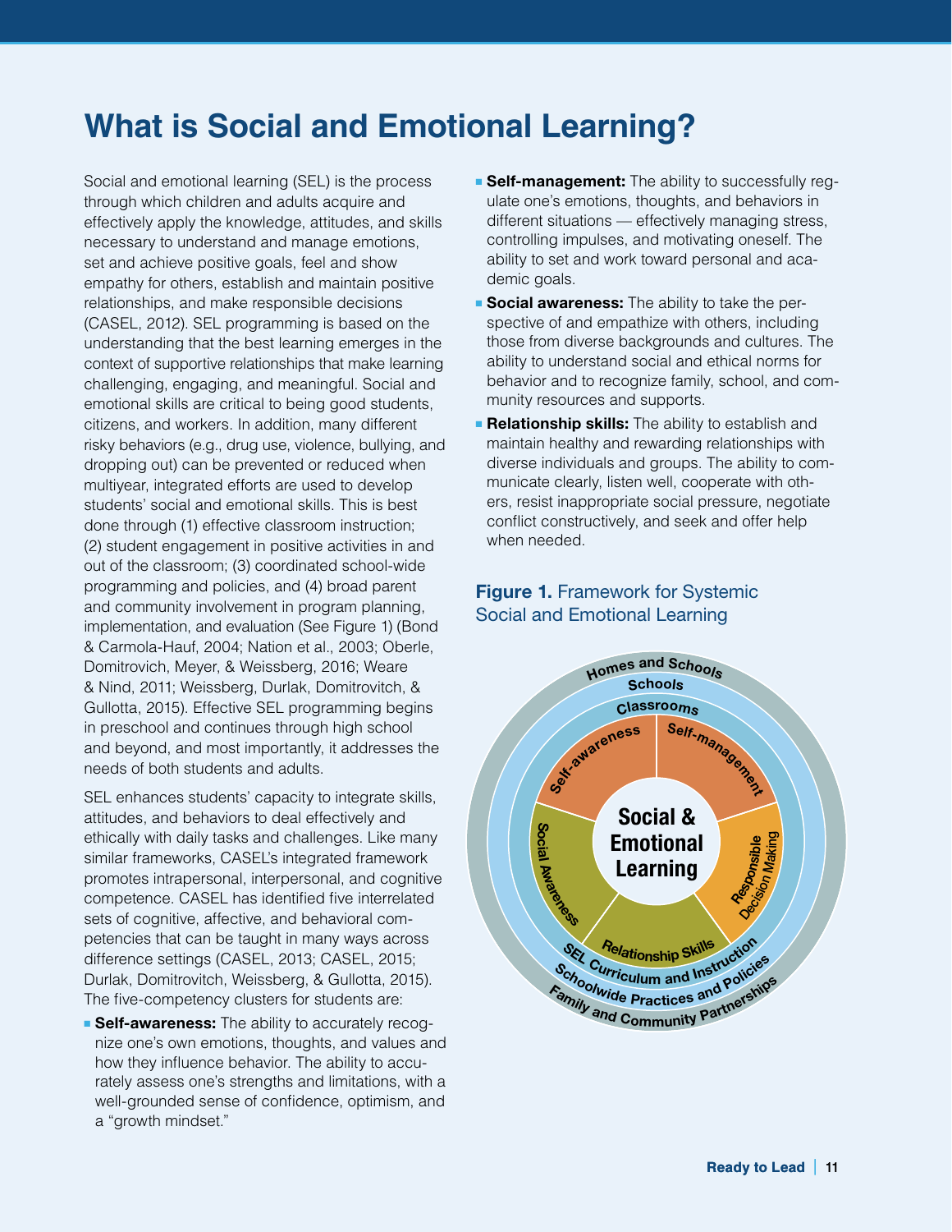# What is Social and Emotional Learning?

Social and emotional learning (SEL) is the process through which children and adults acquire and effectively apply the knowledge, attitudes, and skills necessary to understand and manage emotions, set and achieve positive goals, feel and show empathy for others, establish and maintain positive relationships, and make responsible decisions (CASEL, 2012). SEL programming is based on the understanding that the best learning emerges in the context of supportive relationships that make learning challenging, engaging, and meaningful. Social and emotional skills are critical to being good students, citizens, and workers. In addition, many different risky behaviors (e.g., drug use, violence, bullying, and dropping out) can be prevented or reduced when multiyear, integrated efforts are used to develop students' social and emotional skills. This is best done through (1) effective classroom instruction; (2) student engagement in positive activities in and out of the classroom; (3) coordinated school-wide programming and policies, and (4) broad parent and community involvement in program planning, implementation, and evaluation (See Figure 1) (Bond & Carmola-Hauf, 2004; Nation et al., 2003; Oberle, Domitrovich, Meyer, & Weissberg, 2016; Weare & Nind, 2011; Weissberg, Durlak, Domitrovich, & Gullotta, 2015). Effective SEL programming begins in preschool and continues through high school and beyond, and most importantly, it addresses the needs of both students and adults.

SEL enhances students' capacity to integrate skills, attitudes, and behaviors to deal effectively and ethically with daily tasks and challenges. Like many similar frameworks, CASEL's integrated framework promotes intrapersonal, interpersonal, and cognitive competence. CASEL has identified five interrelated sets of cognitive, affective, and behavioral competencies that can be taught in many ways across difference settings (CASEL, 2013; CASEL, 2015; Durlak, Domitrovitch, Weissberg, & Gullotta, 2015). The five-competency clusters for students are:

- **Self-awareness:** The ability to accurately recognize one's own emotions, thoughts, and values and how they influence behavior. The ability to accurately assess one's strengths and limitations, with a well-grounded sense of confidence, optimism, and a "growth mindset."
- **Self-management:** The ability to successfully regulate one's emotions, thoughts, and behaviors in different situations — effectively managing stress, controlling impulses, and motivating oneself. The ability to set and work toward personal and academic goals.
- **Social awareness:** The ability to take the perspective of and empathize with others, including those from diverse backgrounds and cultures. The ability to understand social and ethical norms for behavior and to recognize family, school, and community resources and supports.
- **Relationship skills:** The ability to establish and maintain healthy and rewarding relationships with diverse individuals and groups. The ability to communicate clearly, listen well, cooperate with others, resist inappropriate social pressure, negotiate conflict constructively, and seek and offer help when needed.

**Figure 1.** Framework for Systemic Social and Emotional Learning

Homes and Schools
Schools
Classrooms
Self-awareness
Self-management
Responsible Decision Making
Relationship Skills
Social Awareness
Social & Emotional Learning
SEL Curriculum and Instruction
Schoolwide Practices and Policies
Family and Community Partnerships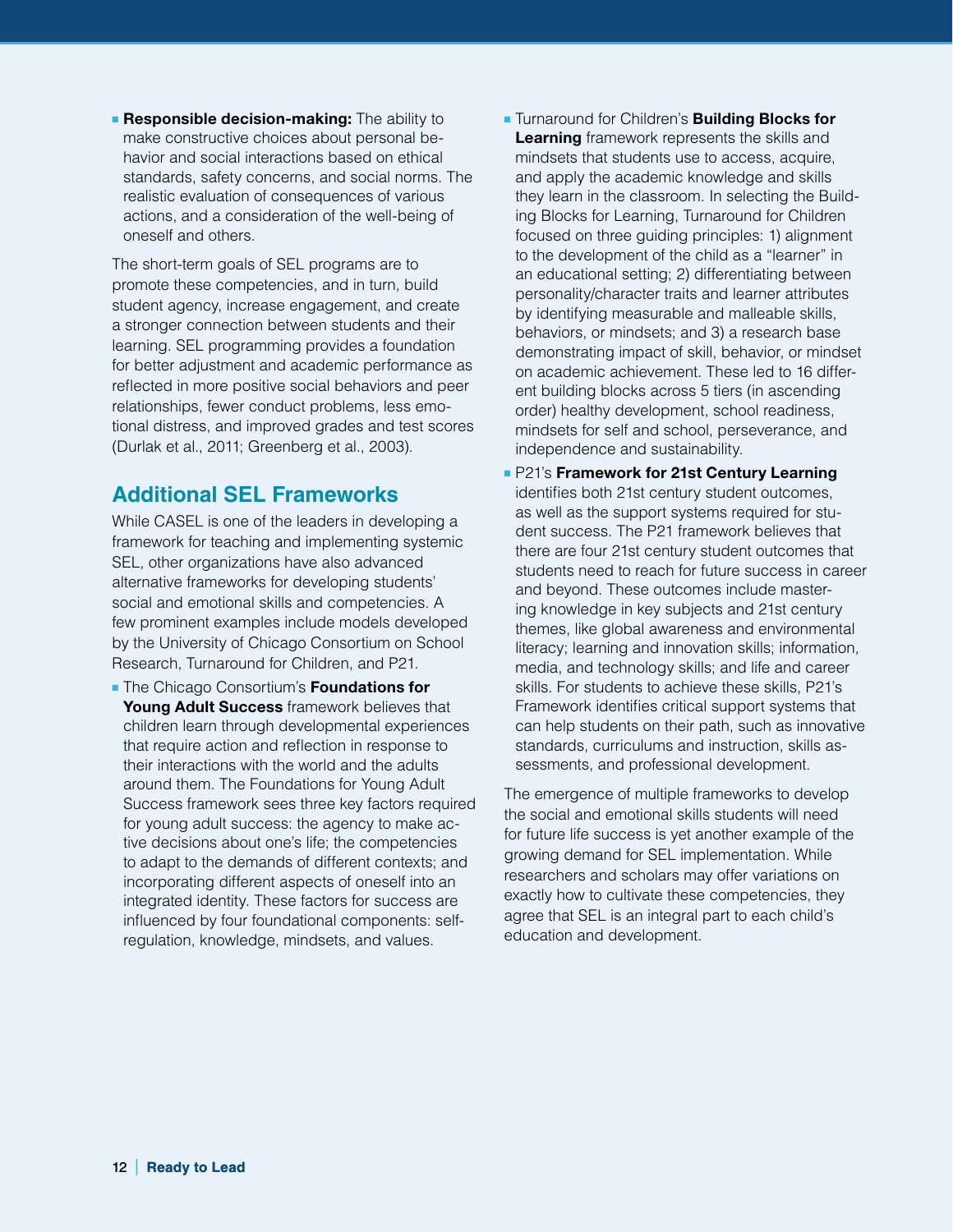- **Responsible decision-making:** The ability to make constructive choices about personal behavior and social interactions based on ethical standards, safety concerns, and social norms. The realistic evaluation of consequences of various actions, and a consideration of the well-being of oneself and others.

The short-term goals of SEL programs are to promote these competencies, and in turn, build student agency, increase engagement, and create a stronger connection between students and their learning. SEL programming provides a foundation for better adjustment and academic performance as reflected in more positive social behaviors and peer relationships, fewer conduct problems, less emotional distress, and improved grades and test scores (Durlak et al., 2011; Greenberg et al., 2003).

## Additional SEL Frameworks

While CASEL is one of the leaders in developing a framework for teaching and implementing systemic SEL, other organizations have also advanced alternative frameworks for developing students' social and emotional skills and competencies. A few prominent examples include models developed by the University of Chicago Consortium on School Research, Turnaround for Children, and P21.

- The Chicago Consortium's **Foundations for Young Adult Success** framework believes that children learn through developmental experiences that require action and reflection in response to their interactions with the world and the adults around them. The Foundations for Young Adult Success framework sees three key factors required for young adult success: the agency to make active decisions about one's life; the competencies to adapt to the demands of different contexts; and incorporating different aspects of oneself into an integrated identity. These factors for success are influenced by four foundational components: self-regulation, knowledge, mindsets, and values.
- Turnaround for Children's **Building Blocks for Learning** framework represents the skills and mindsets that students use to access, acquire, and apply the academic knowledge and skills they learn in the classroom. In selecting the Building Blocks for Learning, Turnaround for Children focused on three guiding principles: 1) alignment to the development of the child as a "learner" in an educational setting; 2) differentiating between personality/character traits and learner attributes by identifying measurable and malleable skills, behaviors, or mindsets; and 3) a research base demonstrating impact of skill, behavior, or mindset on academic achievement. These led to 16 different building blocks across 5 tiers (in ascending order) healthy development, school readiness, mindsets for self and school, perseverance, and independence and sustainability.
- P21's **Framework for 21st Century Learning** identifies both 21st century student outcomes, as well as the support systems required for student success. The P21 framework believes that there are four 21st century student outcomes that students need to reach for future success in career and beyond. These outcomes include mastering knowledge in key subjects and 21st century themes, like global awareness and environmental literacy; learning and innovation skills; information, media, and technology skills; and life and career skills. For students to achieve these skills, P21's Framework identifies critical support systems that can help students on their path, such as innovative standards, curriculums and instruction, skills assessments, and professional development.

The emergence of multiple frameworks to develop the social and emotional skills students will need for future life success is yet another example of the growing demand for SEL implementation. While researchers and scholars may offer variations on exactly how to cultivate these competencies, they agree that SEL is an integral part to each child's education and development.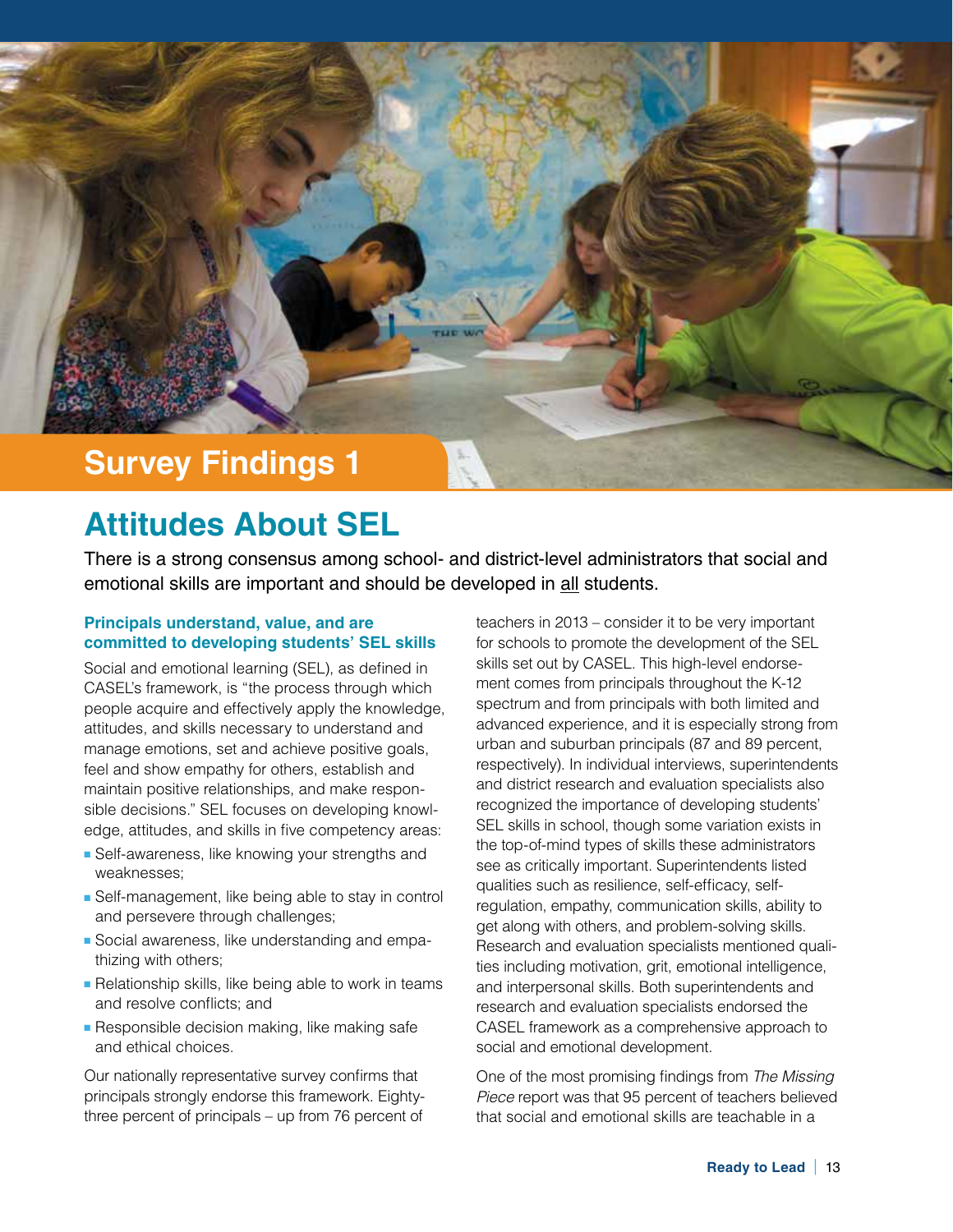# Survey Findings 1

## Attitudes About SEL

There is a strong consensus among school- and district-level administrators that social and emotional skills are important and should be developed in all students.

### Principals understand, value, and are committed to developing students' SEL skills

Social and emotional learning (SEL), as defined in CASEL's framework, is "the process through which people acquire and effectively apply the knowledge, attitudes, and skills necessary to understand and manage emotions, set and achieve positive goals, feel and show empathy for others, establish and maintain positive relationships, and make responsible decisions." SEL focuses on developing knowledge, attitudes, and skills in five competency areas:

- Self-awareness, like knowing your strengths and weaknesses;
- Self-management, like being able to stay in control and persevere through challenges;
- Social awareness, like understanding and empathizing with others;
- Relationship skills, like being able to work in teams and resolve conflicts; and
- Responsible decision making, like making safe and ethical choices.

Our nationally representative survey confirms that principals strongly endorse this framework. Eighty-three percent of principals – up from 76 percent of teachers in 2013 – consider it to be very important for schools to promote the development of the SEL skills set out by CASEL. This high-level endorsement comes from principals throughout the K-12 spectrum and from principals with both limited and advanced experience, and it is especially strong from urban and suburban principals (87 and 89 percent, respectively). In individual interviews, superintendents and district research and evaluation specialists also recognized the importance of developing students' SEL skills in school, though some variation exists in the top-of-mind types of skills these administrators see as critically important. Superintendents listed qualities such as resilience, self-efficacy, self-regulation, empathy, communication skills, ability to get along with others, and problem-solving skills. Research and evaluation specialists mentioned qualities including motivation, grit, emotional intelligence, and interpersonal skills. Both superintendents and research and evaluation specialists endorsed the CASEL framework as a comprehensive approach to social and emotional development.

One of the most promising findings from *The Missing Piece* report was that 95 percent of teachers believed that social and emotional skills are teachable in a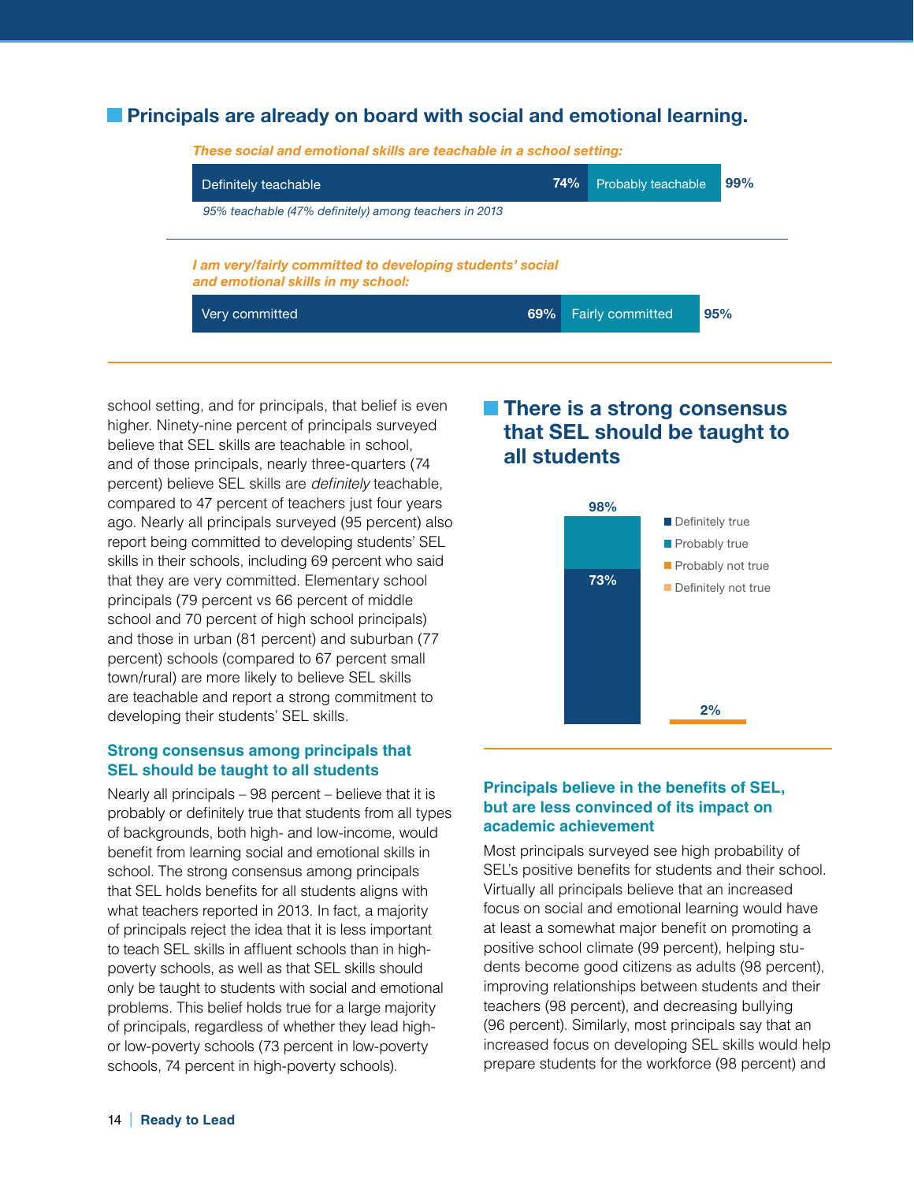## Principals are already on board with social and emotional learning.

*These social and emotional skills are teachable in a school setting:*

| Definitely teachable | Probably teachable | Total |
|---|---|---|
| 74% | | 99% |

*95% teachable (47% definitely) among teachers in 2013*

*I am very/fairly committed to developing students' social and emotional skills in my school:*

| Very committed | Fairly committed | Total |
|---|---|---|
| 69% | | 95% |

school setting, and for principals, that belief is even higher. Ninety-nine percent of principals surveyed believe that SEL skills are teachable in school, and of those principals, nearly three-quarters (74 percent) believe SEL skills are *definitely* teachable, compared to 47 percent of teachers just four years ago. Nearly all principals surveyed (95 percent) also report being committed to developing students' SEL skills in their schools, including 69 percent who said that they are very committed. Elementary school principals (79 percent vs 66 percent of middle school and 70 percent of high school principals) and those in urban (81 percent) and suburban (77 percent) schools (compared to 67 percent small town/rural) are more likely to believe SEL skills are teachable and report a strong commitment to developing their students' SEL skills.

### Strong consensus among principals that SEL should be taught to all students

Nearly all principals – 98 percent – believe that it is probably or definitely true that students from all types of backgrounds, both high- and low-income, would benefit from learning social and emotional skills in school. The strong consensus among principals that SEL holds benefits for all students aligns with what teachers reported in 2013. In fact, a majority of principals reject the idea that it is less important to teach SEL skills in affluent schools than in high-poverty schools, as well as that SEL skills should only be taught to students with social and emotional problems. This belief holds true for a large majority of principals, regardless of whether they lead high- or low-poverty schools (73 percent in low-poverty schools, 74 percent in high-poverty schools).

## There is a strong consensus that SEL should be taught to all students

| | True | Not true |
|---|---|---|
| Definitely | 73% | |
| Definitely + Probably | 98% | 2% |

Legend: Definitely true; Probably true; Probably not true; Definitely not true

### Principals believe in the benefits of SEL, but are less convinced of its impact on academic achievement

Most principals surveyed see high probability of SEL's positive benefits for students and their school. Virtually all principals believe that an increased focus on social and emotional learning would have at least a somewhat major benefit on promoting a positive school climate (99 percent), helping students become good citizens as adults (98 percent), improving relationships between students and their teachers (98 percent), and decreasing bullying (96 percent). Similarly, most principals say that an increased focus on developing SEL skills would help prepare students for the workforce (98 percent) and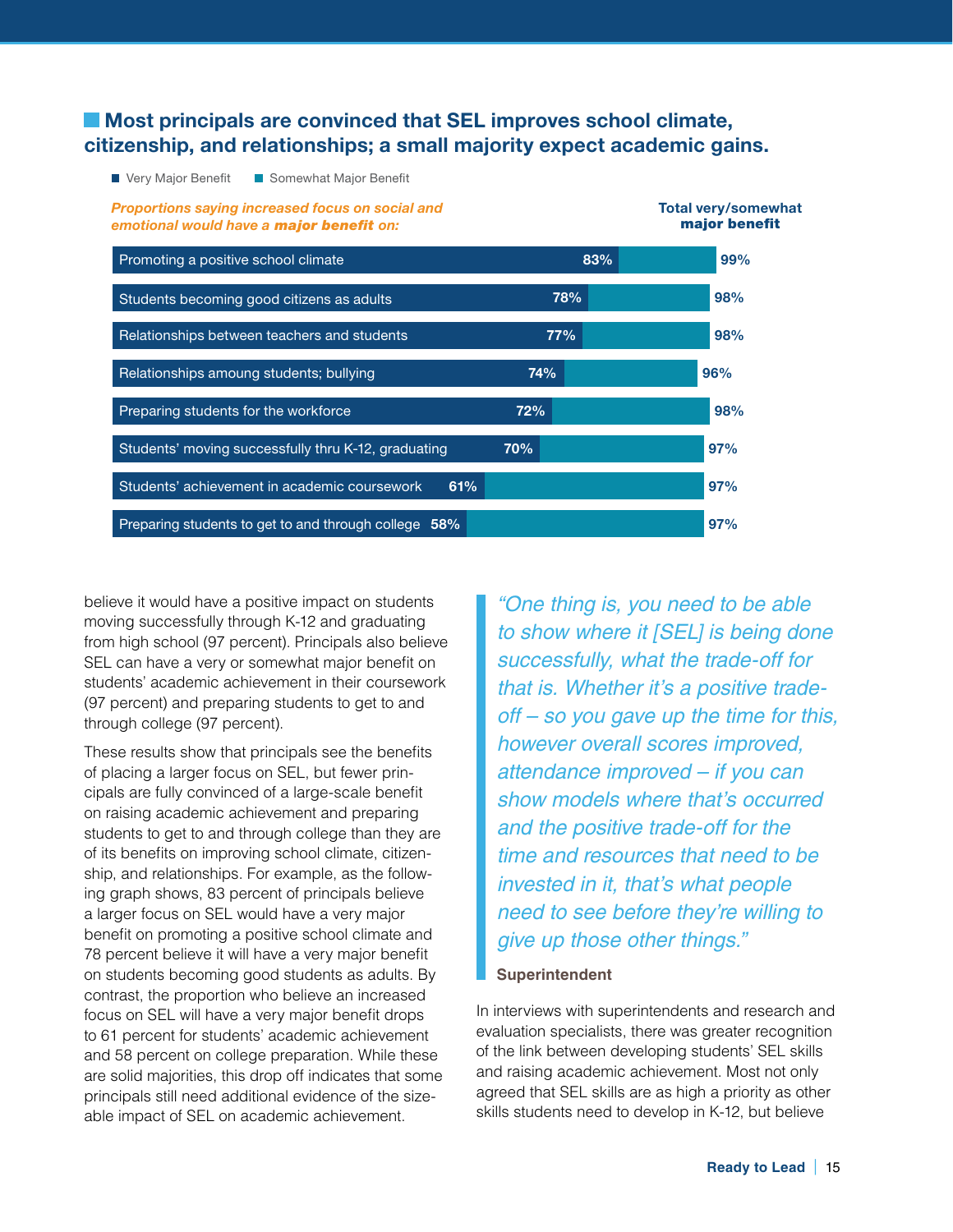## Most principals are convinced that SEL improves school climate, citizenship, and relationships; a small majority expect academic gains.

*Proportions saying increased focus on social and emotional would have a **major benefit** on:*

| | Very Major Benefit | Total very/somewhat major benefit |
|---|---|---|
| Promoting a positive school climate | 83% | 99% |
| Students becoming good citizens as adults | 78% | 98% |
| Relationships between teachers and students | 77% | 98% |
| Relationships amoung students; bullying | 74% | 96% |
| Preparing students for the workforce | 72% | 98% |
| Students' moving successfully thru K-12, graduating | 70% | 97% |
| Students' achievement in academic coursework | 61% | 97% |
| Preparing students to get to and through college | 58% | 97% |

believe it would have a positive impact on students moving successfully through K-12 and graduating from high school (97 percent). Principals also believe SEL can have a very or somewhat major benefit on students' academic achievement in their coursework (97 percent) and preparing students to get to and through college (97 percent).

These results show that principals see the benefits of placing a larger focus on SEL, but fewer principals are fully convinced of a large-scale benefit on raising academic achievement and preparing students to get to and through college than they are of its benefits on improving school climate, citizenship, and relationships. For example, as the following graph shows, 83 percent of principals believe a larger focus on SEL would have a very major benefit on promoting a positive school climate and 78 percent believe it will have a very major benefit on students becoming good students as adults. By contrast, the proportion who believe an increased focus on SEL will have a very major benefit drops to 61 percent for students' academic achievement and 58 percent on college preparation. While these are solid majorities, this drop off indicates that some principals still need additional evidence of the sizeable impact of SEL on academic achievement.

> *"One thing is, you need to be able to show where it [SEL] is being done successfully, what the trade-off for that is. Whether it's a positive trade-off – so you gave up the time for this, however overall scores improved, attendance improved – if you can show models where that's occurred and the positive trade-off for the time and resources that need to be invested in it, that's what people need to see before they're willing to give up those other things."*
>
> **Superintendent**

In interviews with superintendents and research and evaluation specialists, there was greater recognition of the link between developing students' SEL skills and raising academic achievement. Most not only agreed that SEL skills are as high a priority as other skills students need to develop in K-12, but believe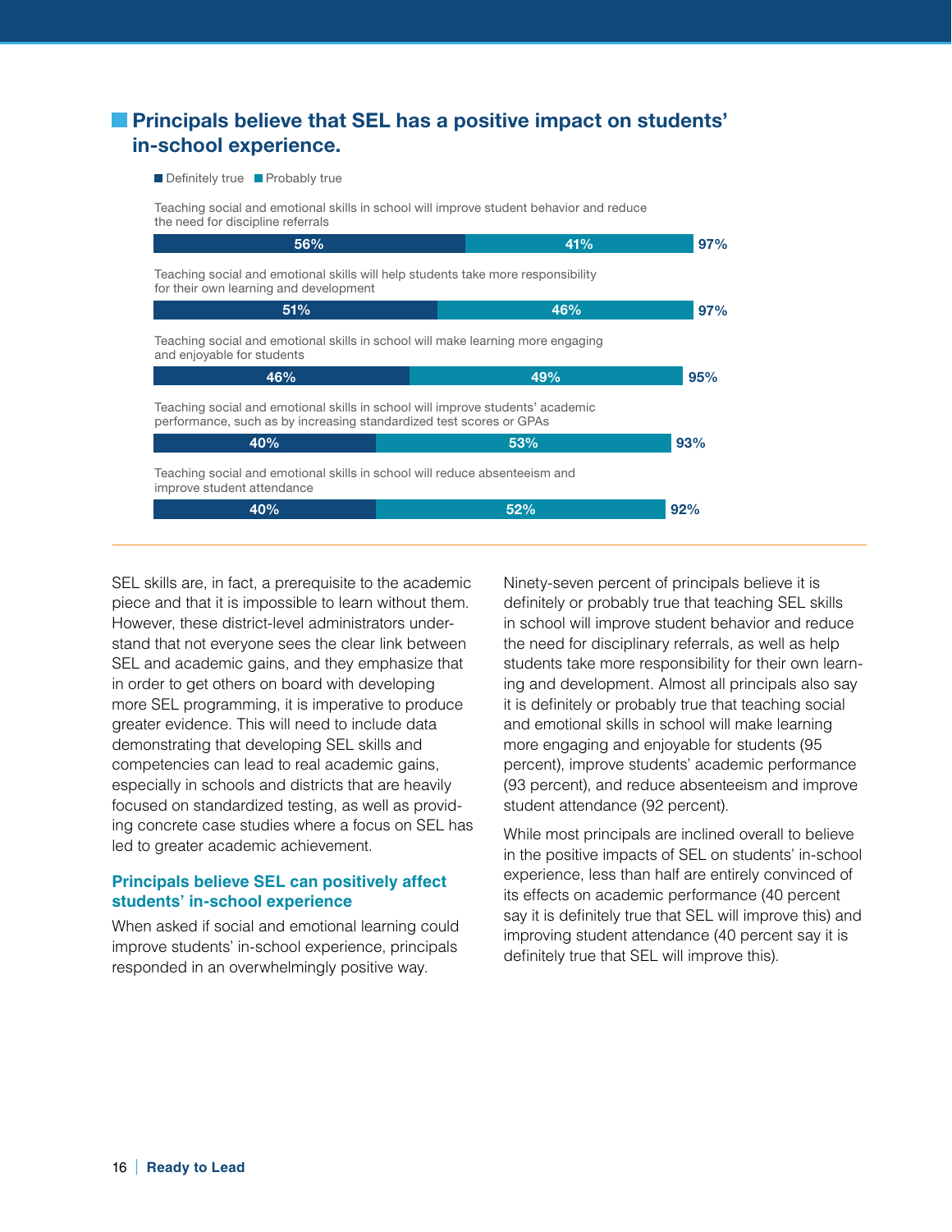## Principals believe that SEL has a positive impact on students' in-school experience.

| Statement | Definitely true | Probably true | Total |
|---|---|---|---|
| Teaching social and emotional skills in school will improve student behavior and reduce the need for discipline referrals | 56% | 41% | 97% |
| Teaching social and emotional skills will help students take more responsibility for their own learning and development | 51% | 46% | 97% |
| Teaching social and emotional skills in school will make learning more engaging and enjoyable for students | 46% | 49% | 95% |
| Teaching social and emotional skills in school will improve students' academic performance, such as by increasing standardized test scores or GPAs | 40% | 53% | 93% |
| Teaching social and emotional skills in school will reduce absenteeism and improve student attendance | 40% | 52% | 92% |

SEL skills are, in fact, a prerequisite to the academic piece and that it is impossible to learn without them. However, these district-level administrators understand that not everyone sees the clear link between SEL and academic gains, and they emphasize that in order to get others on board with developing more SEL programming, it is imperative to produce greater evidence. This will need to include data demonstrating that developing SEL skills and competencies can lead to real academic gains, especially in schools and districts that are heavily focused on standardized testing, as well as providing concrete case studies where a focus on SEL has led to greater academic achievement.

### Principals believe SEL can positively affect students' in-school experience

When asked if social and emotional learning could improve students' in-school experience, principals responded in an overwhelmingly positive way.

Ninety-seven percent of principals believe it is definitely or probably true that teaching SEL skills in school will improve student behavior and reduce the need for disciplinary referrals, as well as help students take more responsibility for their own learning and development. Almost all principals also say it is definitely or probably true that teaching social and emotional skills in school will make learning more engaging and enjoyable for students (95 percent), improve students' academic performance (93 percent), and reduce absenteeism and improve student attendance (92 percent).

While most principals are inclined overall to believe in the positive impacts of SEL on students' in-school experience, less than half are entirely convinced of its effects on academic performance (40 percent say it is definitely true that SEL will improve this) and improving student attendance (40 percent say it is definitely true that SEL will improve this).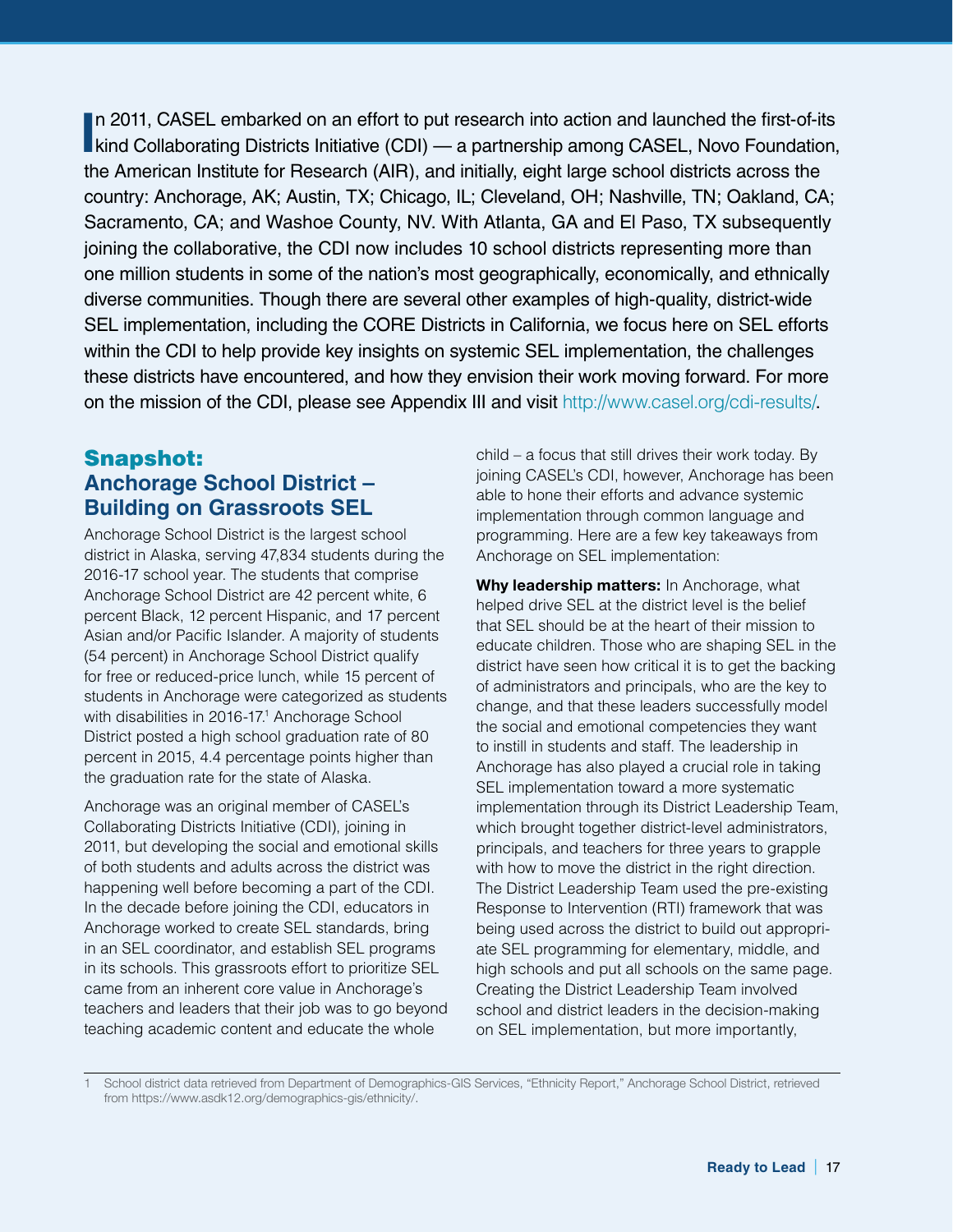In 2011, CASEL embarked on an effort to put research into action and launched the first-of-its kind Collaborating Districts Initiative (CDI) — a partnership among CASEL, Novo Foundation, the American Institute for Research (AIR), and initially, eight large school districts across the country: Anchorage, AK; Austin, TX; Chicago, IL; Cleveland, OH; Nashville, TN; Oakland, CA; Sacramento, CA; and Washoe County, NV. With Atlanta, GA and El Paso, TX subsequently joining the collaborative, the CDI now includes 10 school districts representing more than one million students in some of the nation's most geographically, economically, and ethnically diverse communities. Though there are several other examples of high-quality, district-wide SEL implementation, including the CORE Districts in California, we focus here on SEL efforts within the CDI to help provide key insights on systemic SEL implementation, the challenges these districts have encountered, and how they envision their work moving forward. For more on the mission of the CDI, please see Appendix III and visit http://www.casel.org/cdi-results/.

## Snapshot: Anchorage School District – Building on Grassroots SEL

Anchorage School District is the largest school district in Alaska, serving 47,834 students during the 2016-17 school year. The students that comprise Anchorage School District are 42 percent white, 6 percent Black, 12 percent Hispanic, and 17 percent Asian and/or Pacific Islander. A majority of students (54 percent) in Anchorage School District qualify for free or reduced-price lunch, while 15 percent of students in Anchorage were categorized as students with disabilities in 2016-17.[1] Anchorage School District posted a high school graduation rate of 80 percent in 2015, 4.4 percentage points higher than the graduation rate for the state of Alaska.

Anchorage was an original member of CASEL's Collaborating Districts Initiative (CDI), joining in 2011, but developing the social and emotional skills of both students and adults across the district was happening well before becoming a part of the CDI. In the decade before joining the CDI, educators in Anchorage worked to create SEL standards, bring in an SEL coordinator, and establish SEL programs in its schools. This grassroots effort to prioritize SEL came from an inherent core value in Anchorage's teachers and leaders that their job was to go beyond teaching academic content and educate the whole child – a focus that still drives their work today. By joining CASEL's CDI, however, Anchorage has been able to hone their efforts and advance systemic implementation through common language and programming. Here are a few key takeaways from Anchorage on SEL implementation:

**Why leadership matters:** In Anchorage, what helped drive SEL at the district level is the belief that SEL should be at the heart of their mission to educate children. Those who are shaping SEL in the district have seen how critical it is to get the backing of administrators and principals, who are the key to change, and that these leaders successfully model the social and emotional competencies they want to instill in students and staff. The leadership in Anchorage has also played a crucial role in taking SEL implementation toward a more systematic implementation through its District Leadership Team, which brought together district-level administrators, principals, and teachers for three years to grapple with how to move the district in the right direction. The District Leadership Team used the pre-existing Response to Intervention (RTI) framework that was being used across the district to build out appropriate SEL programming for elementary, middle, and high schools and put all schools on the same page. Creating the District Leadership Team involved school and district leaders in the decision-making on SEL implementation, but more importantly,

1 School district data retrieved from Department of Demographics-GIS Services, "Ethnicity Report," Anchorage School District, retrieved from https://www.asdk12.org/demographics-gis/ethnicity/.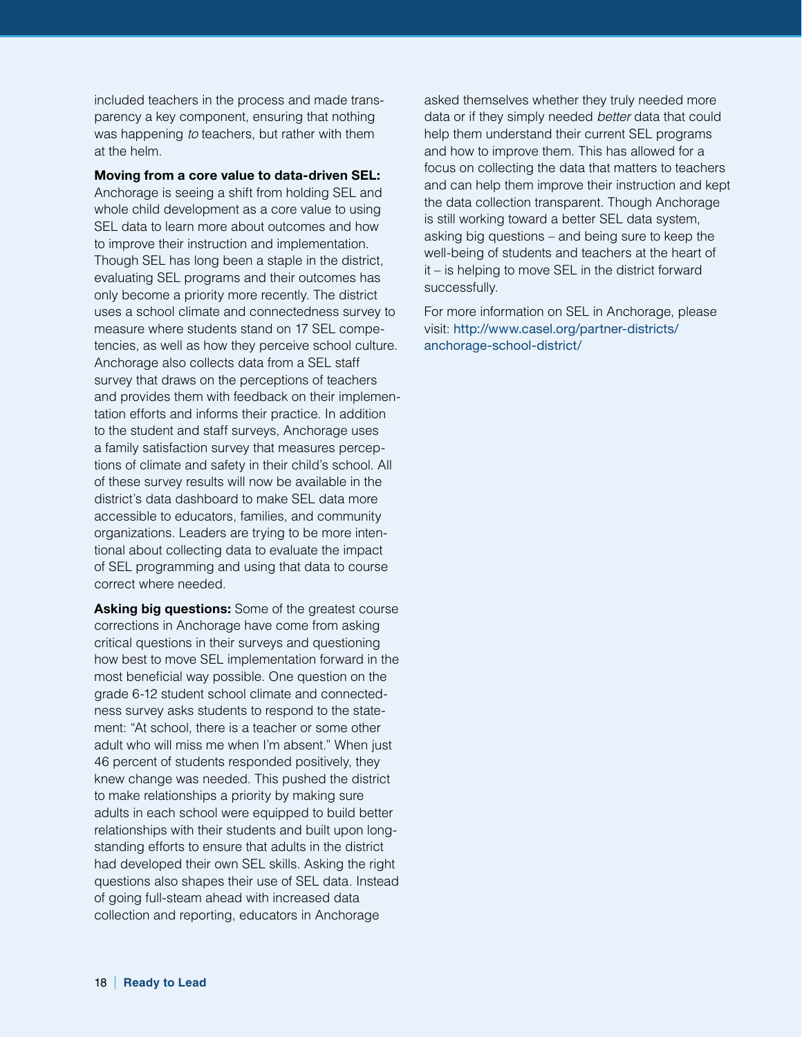included teachers in the process and made transparency a key component, ensuring that nothing was happening *to* teachers, but rather with them at the helm.

**Moving from a core value to data-driven SEL:** Anchorage is seeing a shift from holding SEL and whole child development as a core value to using SEL data to learn more about outcomes and how to improve their instruction and implementation. Though SEL has long been a staple in the district, evaluating SEL programs and their outcomes has only become a priority more recently. The district uses a school climate and connectedness survey to measure where students stand on 17 SEL competencies, as well as how they perceive school culture. Anchorage also collects data from a SEL staff survey that draws on the perceptions of teachers and provides them with feedback on their implementation efforts and informs their practice. In addition to the student and staff surveys, Anchorage uses a family satisfaction survey that measures perceptions of climate and safety in their child's school. All of these survey results will now be available in the district's data dashboard to make SEL data more accessible to educators, families, and community organizations. Leaders are trying to be more intentional about collecting data to evaluate the impact of SEL programming and using that data to course correct where needed.

**Asking big questions:** Some of the greatest course corrections in Anchorage have come from asking critical questions in their surveys and questioning how best to move SEL implementation forward in the most beneficial way possible. One question on the grade 6-12 student school climate and connectedness survey asks students to respond to the statement: "At school, there is a teacher or some other adult who will miss me when I'm absent." When just 46 percent of students responded positively, they knew change was needed. This pushed the district to make relationships a priority by making sure adults in each school were equipped to build better relationships with their students and built upon longstanding efforts to ensure that adults in the district had developed their own SEL skills. Asking the right questions also shapes their use of SEL data. Instead of going full-steam ahead with increased data collection and reporting, educators in Anchorage asked themselves whether they truly needed more data or if they simply needed *better* data that could help them understand their current SEL programs and how to improve them. This has allowed for a focus on collecting the data that matters to teachers and can help them improve their instruction and kept the data collection transparent. Though Anchorage is still working toward a better SEL data system, asking big questions – and being sure to keep the well-being of students and teachers at the heart of it – is helping to move SEL in the district forward successfully.

For more information on SEL in Anchorage, please visit: http://www.casel.org/partner-districts/anchorage-school-district/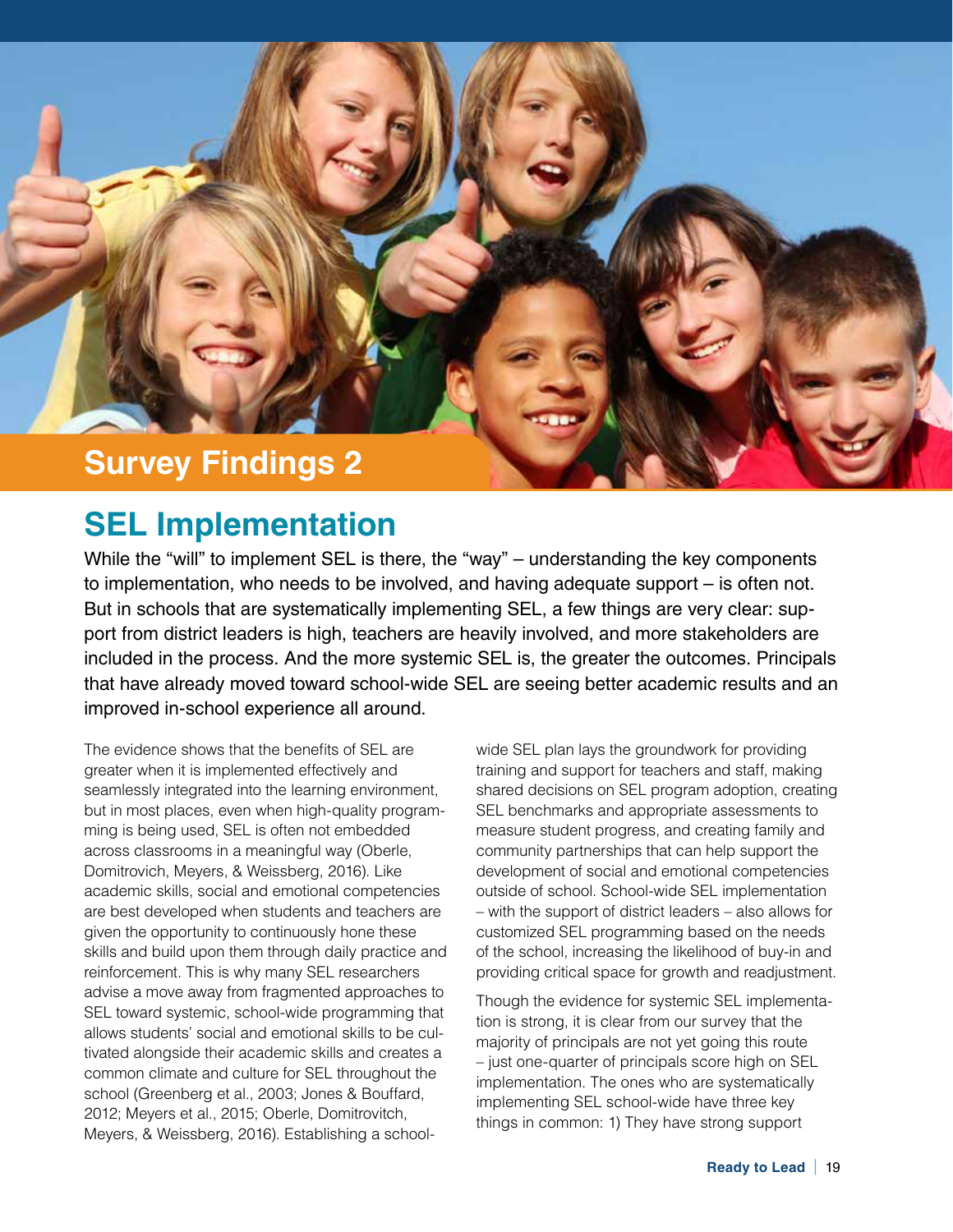## Survey Findings 2

# SEL Implementation

While the "will" to implement SEL is there, the "way" – understanding the key components to implementation, who needs to be involved, and having adequate support – is often not. But in schools that are systematically implementing SEL, a few things are very clear: support from district leaders is high, teachers are heavily involved, and more stakeholders are included in the process. And the more systemic SEL is, the greater the outcomes. Principals that have already moved toward school-wide SEL are seeing better academic results and an improved in-school experience all around.

The evidence shows that the benefits of SEL are greater when it is implemented effectively and seamlessly integrated into the learning environment, but in most places, even when high-quality programming is being used, SEL is often not embedded across classrooms in a meaningful way (Oberle, Domitrovich, Meyers, & Weissberg, 2016). Like academic skills, social and emotional competencies are best developed when students and teachers are given the opportunity to continuously hone these skills and build upon them through daily practice and reinforcement. This is why many SEL researchers advise a move away from fragmented approaches to SEL toward systemic, school-wide programming that allows students' social and emotional skills to be cultivated alongside their academic skills and creates a common climate and culture for SEL throughout the school (Greenberg et al., 2003; Jones & Bouffard, 2012; Meyers et al., 2015; Oberle, Domitrovitch, Meyers, & Weissberg, 2016). Establishing a school-wide SEL plan lays the groundwork for providing training and support for teachers and staff, making shared decisions on SEL program adoption, creating SEL benchmarks and appropriate assessments to measure student progress, and creating family and community partnerships that can help support the development of social and emotional competencies outside of school. School-wide SEL implementation – with the support of district leaders – also allows for customized SEL programming based on the needs of the school, increasing the likelihood of buy-in and providing critical space for growth and readjustment.

Though the evidence for systemic SEL implementation is strong, it is clear from our survey that the majority of principals are not yet going this route – just one-quarter of principals score high on SEL implementation. The ones who are systematically implementing SEL school-wide have three key things in common: 1) They have strong support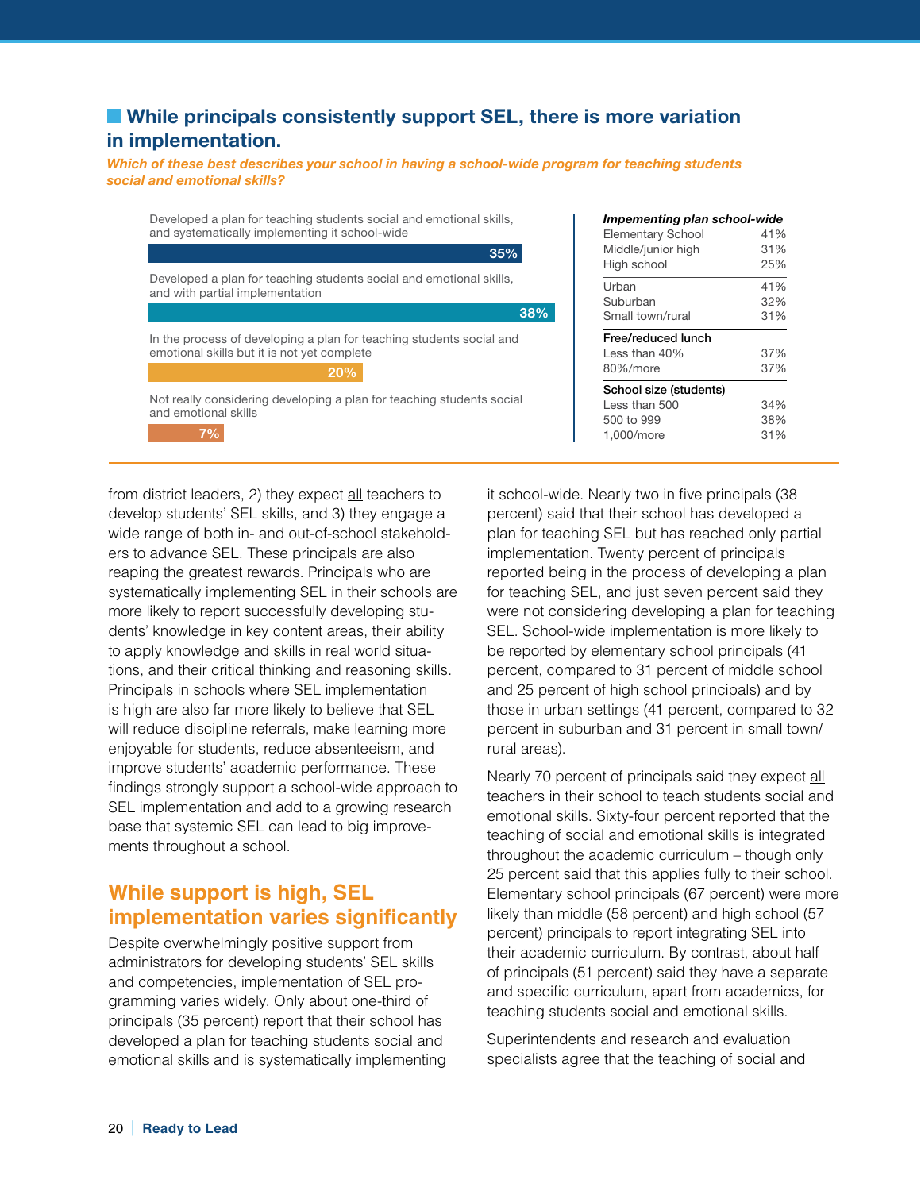## While principals consistently support SEL, there is more variation in implementation.

***Which of these best describes your school in having a school-wide program for teaching students social and emotional skills?***

| Response | Percent |
| --- | --- |
| Developed a plan for teaching students social and emotional skills, and systematically implementing it school-wide | 35% |
| Developed a plan for teaching students social and emotional skills, and with partial implementation | 38% |
| In the process of developing a plan for teaching students social and emotional skills but it is not yet complete | 20% |
| Not really considering developing a plan for teaching students social and emotional skills | 7% |

| ***Impementing plan school-wide*** | |
| --- | --- |
| Elementary School | 41% |
| Middle/junior high | 31% |
| High school | 25% |
| Urban | 41% |
| Suburban | 32% |
| Small town/rural | 31% |
| **Free/reduced lunch** | |
| Less than 40% | 37% |
| 80%/more | 37% |
| **School size (students)** | |
| Less than 500 | 34% |
| 500 to 999 | 38% |
| 1,000/more | 31% |

from district leaders, 2) they expect all teachers to develop students' SEL skills, and 3) they engage a wide range of both in- and out-of-school stakeholders to advance SEL. These principals are also reaping the greatest rewards. Principals who are systematically implementing SEL in their schools are more likely to report successfully developing students' knowledge in key content areas, their ability to apply knowledge and skills in real world situations, and their critical thinking and reasoning skills. Principals in schools where SEL implementation is high are also far more likely to believe that SEL will reduce discipline referrals, make learning more enjoyable for students, reduce absenteeism, and improve students' academic performance. These findings strongly support a school-wide approach to SEL implementation and add to a growing research base that systemic SEL can lead to big improvements throughout a school.

## While support is high, SEL implementation varies significantly

Despite overwhelmingly positive support from administrators for developing students' SEL skills and competencies, implementation of SEL programming varies widely. Only about one-third of principals (35 percent) report that their school has developed a plan for teaching students social and emotional skills and is systematically implementing it school-wide. Nearly two in five principals (38 percent) said that their school has developed a plan for teaching SEL but has reached only partial implementation. Twenty percent of principals reported being in the process of developing a plan for teaching SEL, and just seven percent said they were not considering developing a plan for teaching SEL. School-wide implementation is more likely to be reported by elementary school principals (41 percent, compared to 31 percent of middle school and 25 percent of high school principals) and by those in urban settings (41 percent, compared to 32 percent in suburban and 31 percent in small town/rural areas).

Nearly 70 percent of principals said they expect all teachers in their school to teach students social and emotional skills. Sixty-four percent reported that the teaching of social and emotional skills is integrated throughout the academic curriculum – though only 25 percent said that this applies fully to their school. Elementary school principals (67 percent) were more likely than middle (58 percent) and high school (57 percent) principals to report integrating SEL into their academic curriculum. By contrast, about half of principals (51 percent) said they have a separate and specific curriculum, apart from academics, for teaching students social and emotional skills.

Superintendents and research and evaluation specialists agree that the teaching of social and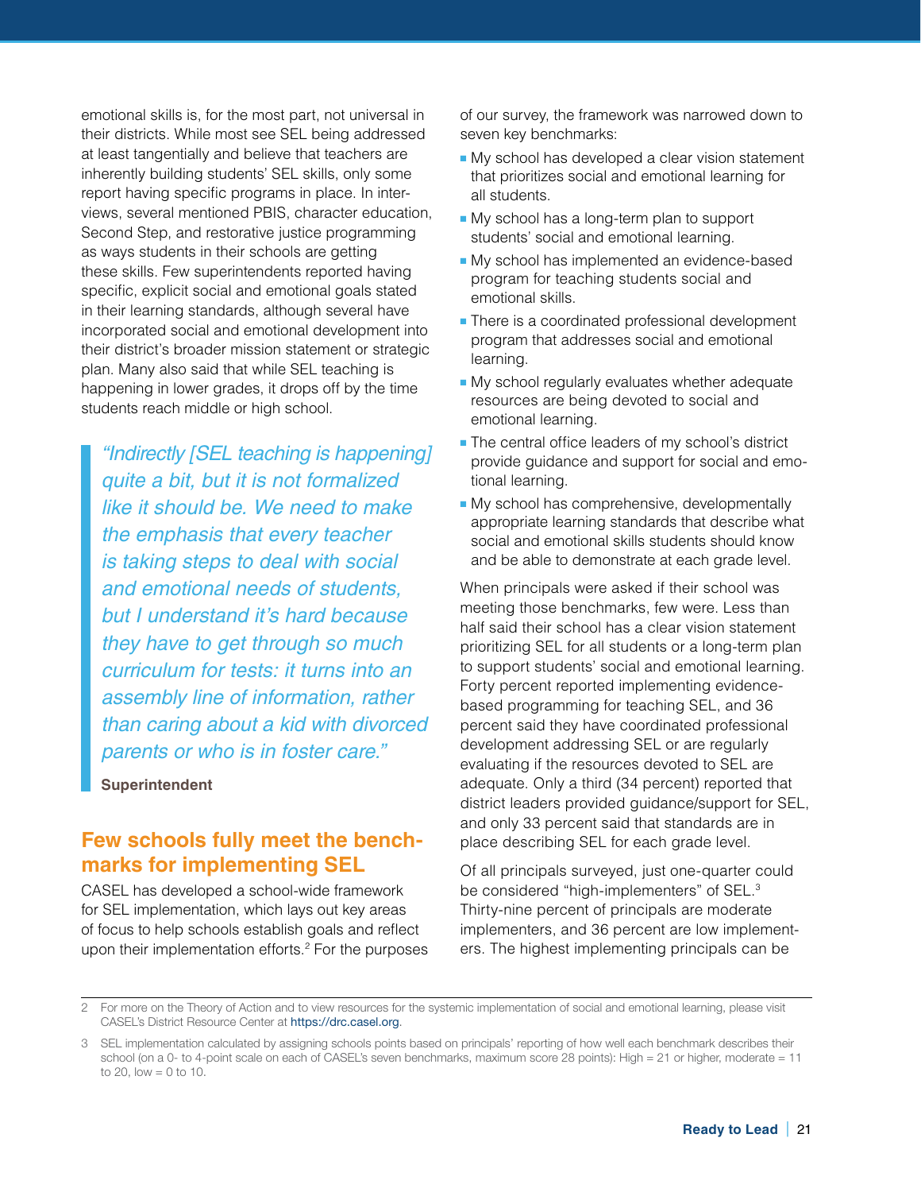emotional skills is, for the most part, not universal in their districts. While most see SEL being addressed at least tangentially and believe that teachers are inherently building students' SEL skills, only some report having specific programs in place. In interviews, several mentioned PBIS, character education, Second Step, and restorative justice programming as ways students in their schools are getting these skills. Few superintendents reported having specific, explicit social and emotional goals stated in their learning standards, although several have incorporated social and emotional development into their district's broader mission statement or strategic plan. Many also said that while SEL teaching is happening in lower grades, it drops off by the time students reach middle or high school.

> *"Indirectly [SEL teaching is happening] quite a bit, but it is not formalized like it should be. We need to make the emphasis that every teacher is taking steps to deal with social and emotional needs of students, but I understand it's hard because they have to get through so much curriculum for tests: it turns into an assembly line of information, rather than caring about a kid with divorced parents or who is in foster care."*
>
> **Superintendent**

## Few schools fully meet the benchmarks for implementing SEL

CASEL has developed a school-wide framework for SEL implementation, which lays out key areas of focus to help schools establish goals and reflect upon their implementation efforts.[2] For the purposes of our survey, the framework was narrowed down to seven key benchmarks:

- My school has developed a clear vision statement that prioritizes social and emotional learning for all students.
- My school has a long-term plan to support students' social and emotional learning.
- My school has implemented an evidence-based program for teaching students social and emotional skills.
- There is a coordinated professional development program that addresses social and emotional learning.
- My school regularly evaluates whether adequate resources are being devoted to social and emotional learning.
- The central office leaders of my school's district provide guidance and support for social and emotional learning.
- My school has comprehensive, developmentally appropriate learning standards that describe what social and emotional skills students should know and be able to demonstrate at each grade level.

When principals were asked if their school was meeting those benchmarks, few were. Less than half said their school has a clear vision statement prioritizing SEL for all students or a long-term plan to support students' social and emotional learning. Forty percent reported implementing evidence-based programming for teaching SEL, and 36 percent said they have coordinated professional development addressing SEL or are regularly evaluating if the resources devoted to SEL are adequate. Only a third (34 percent) reported that district leaders provided guidance/support for SEL, and only 33 percent said that standards are in place describing SEL for each grade level.

Of all principals surveyed, just one-quarter could be considered "high-implementers" of SEL.[3] Thirty-nine percent of principals are moderate implementers, and 36 percent are low implementers. The highest implementing principals can be

---

2 For more on the Theory of Action and to view resources for the systemic implementation of social and emotional learning, please visit CASEL's District Resource Center at https://drc.casel.org.

3 SEL implementation calculated by assigning schools points based on principals' reporting of how well each benchmark describes their school (on a 0- to 4-point scale on each of CASEL's seven benchmarks, maximum score 28 points): High = 21 or higher, moderate = 11 to 20, low = 0 to 10.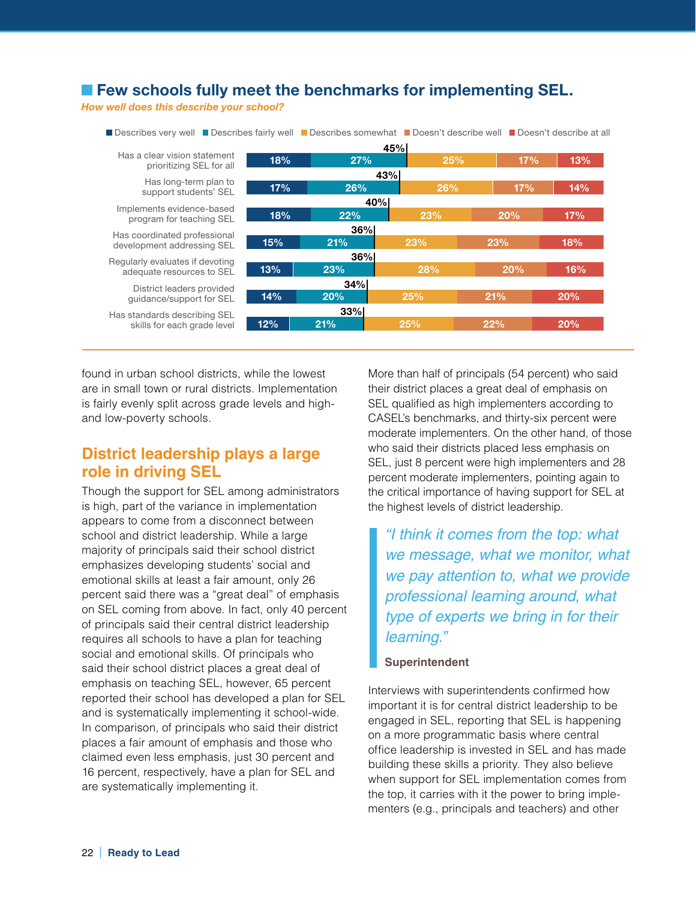## Few schools fully meet the benchmarks for implementing SEL.

*How well does this describe your school?*

| | Describes very well | Describes fairly well | (Very well + fairly well) | Describes somewhat | Doesn't describe well | Doesn't describe at all |
|---|---|---|---|---|---|---|
| Has a clear vision statement prioritizing SEL for all | 18% | 27% | 45% | 25% | 17% | 13% |
| Has long-term plan to support students' SEL | 17% | 26% | 43% | 26% | 17% | 14% |
| Implements evidence-based program for teaching SEL | 18% | 22% | 40% | 23% | 20% | 17% |
| Has coordinated professional development addressing SEL | 15% | 21% | 36% | 23% | 23% | 18% |
| Regularly evaluates if devoting adequate resources to SEL | 13% | 23% | 36% | 28% | 20% | 16% |
| District leaders provided guidance/support for SEL | 14% | 20% | 34% | 25% | 21% | 20% |
| Has standards describing SEL skills for each grade level | 12% | 21% | 33% | 25% | 22% | 20% |

found in urban school districts, while the lowest are in small town or rural districts. Implementation is fairly evenly split across grade levels and high- and low-poverty schools.

## District leadership plays a large role in driving SEL

Though the support for SEL among administrators is high, part of the variance in implementation appears to come from a disconnect between school and district leadership. While a large majority of principals said their school district emphasizes developing students' social and emotional skills at least a fair amount, only 26 percent said there was a "great deal" of emphasis on SEL coming from above. In fact, only 40 percent of principals said their central district leadership requires all schools to have a plan for teaching social and emotional skills. Of principals who said their school district places a great deal of emphasis on teaching SEL, however, 65 percent reported their school has developed a plan for SEL and is systematically implementing it school-wide. In comparison, of principals who said their district places a fair amount of emphasis and those who claimed even less emphasis, just 30 percent and 16 percent, respectively, have a plan for SEL and are systematically implementing it.

More than half of principals (54 percent) who said their district places a great deal of emphasis on SEL qualified as high implementers according to CASEL's benchmarks, and thirty-six percent were moderate implementers. On the other hand, of those who said their districts placed less emphasis on SEL, just 8 percent were high implementers and 28 percent moderate implementers, pointing again to the critical importance of having support for SEL at the highest levels of district leadership.

> *"I think it comes from the top: what we message, what we monitor, what we pay attention to, what we provide professional learning around, what type of experts we bring in for their learning."*
>
> **Superintendent**

Interviews with superintendents confirmed how important it is for central district leadership to be engaged in SEL, reporting that SEL is happening on a more programmatic basis where central office leadership is invested in SEL and has made building these skills a priority. They also believe when support for SEL implementation comes from the top, it carries with it the power to bring implementers (e.g., principals and teachers) and other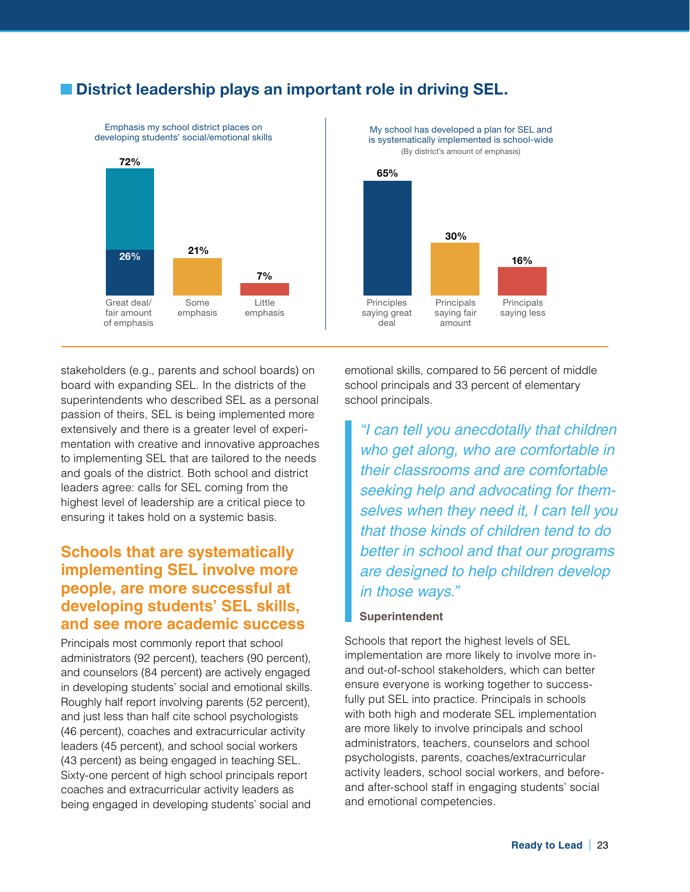## District leadership plays an important role in driving SEL.

Emphasis my school district places on developing students' social/emotional skills

| Great deal/ fair amount of emphasis | Some emphasis | Little emphasis |
|---|---|---|
| 72% (26%) | 21% | 7% |

My school has developed a plan for SEL and is systematically implemented is school-wide
(By district's amount of emphasis)

| Principles saying great deal | Principals saying fair amount | Principals saying less |
|---|---|---|
| 65% | 30% | 16% |

stakeholders (e.g., parents and school boards) on board with expanding SEL. In the districts of the superintendents who described SEL as a personal passion of theirs, SEL is being implemented more extensively and there is a greater level of experimentation with creative and innovative approaches to implementing SEL that are tailored to the needs and goals of the district. Both school and district leaders agree: calls for SEL coming from the highest level of leadership are a critical piece to ensuring it takes hold on a systemic basis.

### Schools that are systematically implementing SEL involve more people, are more successful at developing students' SEL skills, and see more academic success

Principals most commonly report that school administrators (92 percent), teachers (90 percent), and counselors (84 percent) are actively engaged in developing students' social and emotional skills. Roughly half report involving parents (52 percent), and just less than half cite school psychologists (46 percent), coaches and extracurricular activity leaders (45 percent), and school social workers (43 percent) as being engaged in teaching SEL. Sixty-one percent of high school principals report coaches and extracurricular activity leaders as being engaged in developing students' social and emotional skills, compared to 56 percent of middle school principals and 33 percent of elementary school principals.

> *"I can tell you anecdotally that children who get along, who are comfortable in their classrooms and are comfortable seeking help and advocating for themselves when they need it, I can tell you that those kinds of children tend to do better in school and that our programs are designed to help children develop in those ways."*
>
> **Superintendent**

Schools that report the highest levels of SEL implementation are more likely to involve more in- and out-of-school stakeholders, which can better ensure everyone is working together to successfully put SEL into practice. Principals in schools with both high and moderate SEL implementation are more likely to involve principals and school administrators, teachers, counselors and school psychologists, parents, coaches/extracurricular activity leaders, school social workers, and before- and after-school staff in engaging students' social and emotional competencies.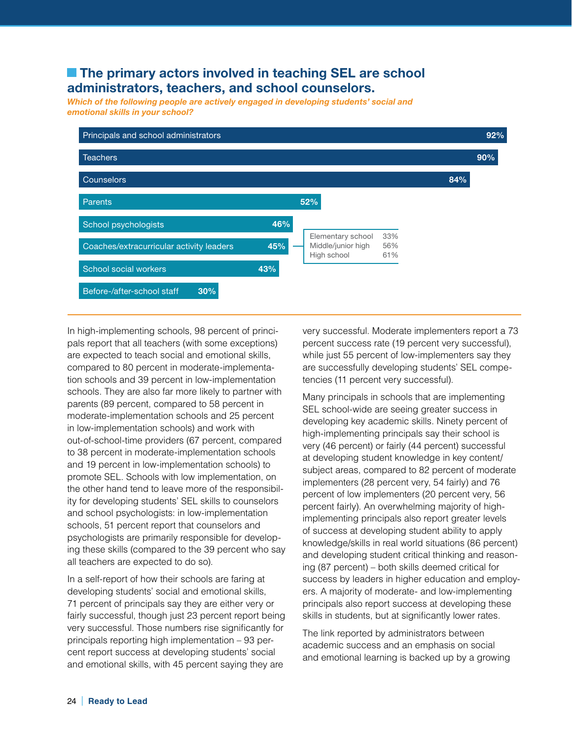## The primary actors involved in teaching SEL are school administrators, teachers, and school counselors.

***Which of the following people are actively engaged in developing students' social and emotional skills in your school?***

| Role | Percent |
|---|---|
| Principals and school administrators | 92% |
| Teachers | 90% |
| Counselors | 84% |
| Parents | 52% |
| School psychologists | 46% |
| Coaches/extracurricular activity leaders | 45% |
| School social workers | 43% |
| Before-/after-school staff | 30% |

Coaches/extracurricular activity leaders:

| School level | Percent |
|---|---|
| Elementary school | 33% |
| Middle/junior high | 56% |
| High school | 61% |

In high-implementing schools, 98 percent of principals report that all teachers (with some exceptions) are expected to teach social and emotional skills, compared to 80 percent in moderate-implementation schools and 39 percent in low-implementation schools. They are also far more likely to partner with parents (89 percent, compared to 58 percent in moderate-implementation schools and 25 percent in low-implementation schools) and work with out-of-school-time providers (67 percent, compared to 38 percent in moderate-implementation schools and 19 percent in low-implementation schools) to promote SEL. Schools with low implementation, on the other hand tend to leave more of the responsibility for developing students' SEL skills to counselors and school psychologists: in low-implementation schools, 51 percent report that counselors and psychologists are primarily responsible for developing these skills (compared to the 39 percent who say all teachers are expected to do so).

In a self-report of how their schools are faring at developing students' social and emotional skills, 71 percent of principals say they are either very or fairly successful, though just 23 percent report being very successful. Those numbers rise significantly for principals reporting high implementation – 93 percent report success at developing students' social and emotional skills, with 45 percent saying they are very successful. Moderate implementers report a 73 percent success rate (19 percent very successful), while just 55 percent of low-implementers say they are successfully developing students' SEL competencies (11 percent very successful).

Many principals in schools that are implementing SEL school-wide are seeing greater success in developing key academic skills. Ninety percent of high-implementing principals say their school is very (46 percent) or fairly (44 percent) successful at developing student knowledge in key content/subject areas, compared to 82 percent of moderate implementers (28 percent very, 54 fairly) and 76 percent of low implementers (20 percent very, 56 percent fairly). An overwhelming majority of high-implementing principals also report greater levels of success at developing student ability to apply knowledge/skills in real world situations (86 percent) and developing student critical thinking and reasoning (87 percent) – both skills deemed critical for success by leaders in higher education and employers. A majority of moderate- and low-implementing principals also report success at developing these skills in students, but at significantly lower rates.

The link reported by administrators between academic success and an emphasis on social and emotional learning is backed up by a growing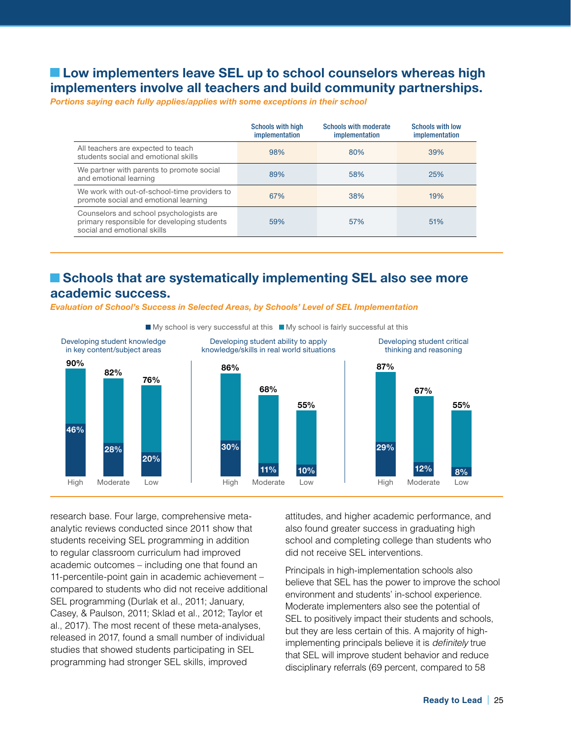## Low implementers leave SEL up to school counselors whereas high implementers involve all teachers and build community partnerships.

*Portions saying each fully applies/applies with some exceptions in their school*

| | Schools with high implementation | Schools with moderate implementation | Schools with low implementation |
|---|---|---|---|
| All teachers are expected to teach students social and emotional skills | 98% | 80% | 39% |
| We partner with parents to promote social and emotional learning | 89% | 58% | 25% |
| We work with out-of-school-time providers to promote social and emotional learning | 67% | 38% | 19% |
| Counselors and school psychologists are primary responsible for developing students social and emotional skills | 59% | 57% | 51% |

## Schools that are systematically implementing SEL also see more academic success.

*Evaluation of School's Success in Selected Areas, by Schools' Level of SEL Implementation*

| | Level of SEL implementation | My school is very successful at this | Total (very + fairly successful) |
|---|---|---|---|
| Developing student knowledge in key content/subject areas | High | 46% | 90% |
| | Moderate | 28% | 82% |
| | Low | 20% | 76% |
| Developing student ability to apply knowledge/skills in real world situations | High | 30% | 86% |
| | Moderate | 11% | 68% |
| | Low | 10% | 55% |
| Developing student critical thinking and reasoning | High | 29% | 87% |
| | Moderate | 12% | 67% |
| | Low | 8% | 55% |

research base. Four large, comprehensive meta-analytic reviews conducted since 2011 show that students receiving SEL programming in addition to regular classroom curriculum had improved academic outcomes – including one that found an 11-percentile-point gain in academic achievement – compared to students who did not receive additional SEL programming (Durlak et al., 2011; January, Casey, & Paulson, 2011; Sklad et al., 2012; Taylor et al., 2017). The most recent of these meta-analyses, released in 2017, found a small number of individual studies that showed students participating in SEL programming had stronger SEL skills, improved attitudes, and higher academic performance, and also found greater success in graduating high school and completing college than students who did not receive SEL interventions.

Principals in high-implementation schools also believe that SEL has the power to improve the school environment and students' in-school experience. Moderate implementers also see the potential of SEL to positively impact their students and schools, but they are less certain of this. A majority of high-implementing principals believe it is *definitely* true that SEL will improve student behavior and reduce disciplinary referrals (69 percent, compared to 58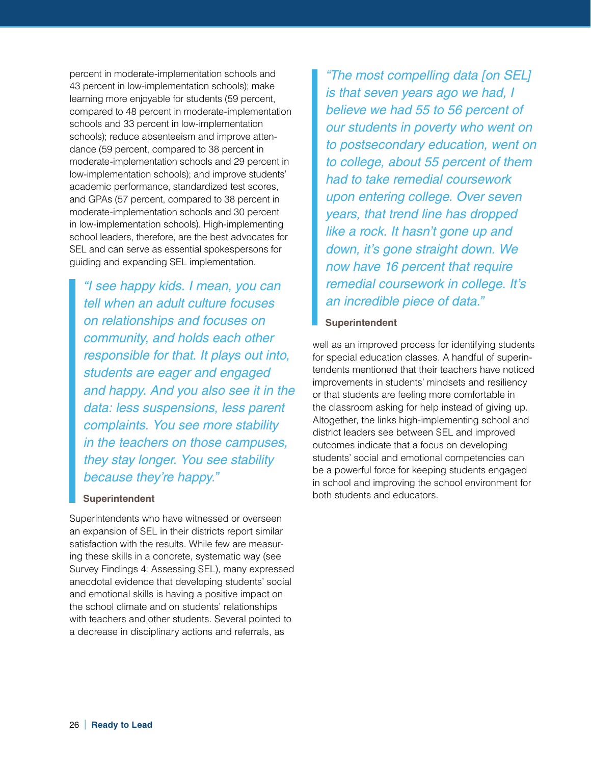percent in moderate-implementation schools and 43 percent in low-implementation schools); make learning more enjoyable for students (59 percent, compared to 48 percent in moderate-implementation schools and 33 percent in low-implementation schools); reduce absenteeism and improve attendance (59 percent, compared to 38 percent in moderate-implementation schools and 29 percent in low-implementation schools); and improve students' academic performance, standardized test scores, and GPAs (57 percent, compared to 38 percent in moderate-implementation schools and 30 percent in low-implementation schools). High-implementing school leaders, therefore, are the best advocates for SEL and can serve as essential spokespersons for guiding and expanding SEL implementation.

> *"I see happy kids. I mean, you can tell when an adult culture focuses on relationships and focuses on community, and holds each other responsible for that. It plays out into, students are eager and engaged and happy. And you also see it in the data: less suspensions, less parent complaints. You see more stability in the teachers on those campuses, they stay longer. You see stability because they're happy."*
>
> **Superintendent**

Superintendents who have witnessed or overseen an expansion of SEL in their districts report similar satisfaction with the results. While few are measuring these skills in a concrete, systematic way (see Survey Findings 4: Assessing SEL), many expressed anecdotal evidence that developing students' social and emotional skills is having a positive impact on the school climate and on students' relationships with teachers and other students. Several pointed to a decrease in disciplinary actions and referrals, as well as an improved process for identifying students for special education classes. A handful of superintendents mentioned that their teachers have noticed improvements in students' mindsets and resiliency or that students are feeling more comfortable in the classroom asking for help instead of giving up. Altogether, the links high-implementing school and district leaders see between SEL and improved outcomes indicate that a focus on developing students' social and emotional competencies can be a powerful force for keeping students engaged in school and improving the school environment for both students and educators.

> *"The most compelling data [on SEL] is that seven years ago we had, I believe we had 55 to 56 percent of our students in poverty who went on to postsecondary education, went on to college, about 55 percent of them had to take remedial coursework upon entering college. Over seven years, that trend line has dropped like a rock. It hasn't gone up and down, it's gone straight down. We now have 16 percent that require remedial coursework in college. It's an incredible piece of data."*
>
> **Superintendent**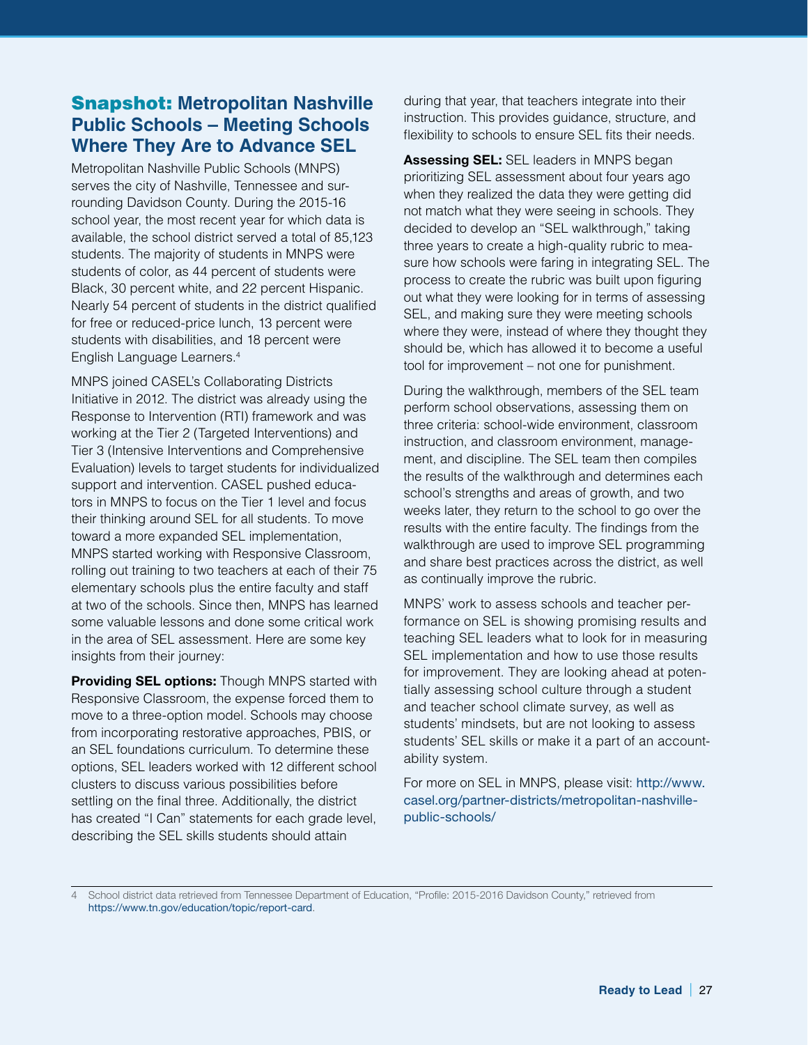## Snapshot: Metropolitan Nashville Public Schools – Meeting Schools Where They Are to Advance SEL

Metropolitan Nashville Public Schools (MNPS) serves the city of Nashville, Tennessee and surrounding Davidson County. During the 2015-16 school year, the most recent year for which data is available, the school district served a total of 85,123 students. The majority of students in MNPS were students of color, as 44 percent of students were Black, 30 percent white, and 22 percent Hispanic. Nearly 54 percent of students in the district qualified for free or reduced-price lunch, 13 percent were students with disabilities, and 18 percent were English Language Learners.[4]

MNPS joined CASEL's Collaborating Districts Initiative in 2012. The district was already using the Response to Intervention (RTI) framework and was working at the Tier 2 (Targeted Interventions) and Tier 3 (Intensive Interventions and Comprehensive Evaluation) levels to target students for individualized support and intervention. CASEL pushed educators in MNPS to focus on the Tier 1 level and focus their thinking around SEL for all students. To move toward a more expanded SEL implementation, MNPS started working with Responsive Classroom, rolling out training to two teachers at each of their 75 elementary schools plus the entire faculty and staff at two of the schools. Since then, MNPS has learned some valuable lessons and done some critical work in the area of SEL assessment. Here are some key insights from their journey:

**Providing SEL options:** Though MNPS started with Responsive Classroom, the expense forced them to move to a three-option model. Schools may choose from incorporating restorative approaches, PBIS, or an SEL foundations curriculum. To determine these options, SEL leaders worked with 12 different school clusters to discuss various possibilities before settling on the final three. Additionally, the district has created "I Can" statements for each grade level, describing the SEL skills students should attain during that year, that teachers integrate into their instruction. This provides guidance, structure, and flexibility to schools to ensure SEL fits their needs.

**Assessing SEL:** SEL leaders in MNPS began prioritizing SEL assessment about four years ago when they realized the data they were getting did not match what they were seeing in schools. They decided to develop an "SEL walkthrough," taking three years to create a high-quality rubric to measure how schools were faring in integrating SEL. The process to create the rubric was built upon figuring out what they were looking for in terms of assessing SEL, and making sure they were meeting schools where they were, instead of where they thought they should be, which has allowed it to become a useful tool for improvement – not one for punishment.

During the walkthrough, members of the SEL team perform school observations, assessing them on three criteria: school-wide environment, classroom instruction, and classroom environment, management, and discipline. The SEL team then compiles the results of the walkthrough and determines each school's strengths and areas of growth, and two weeks later, they return to the school to go over the results with the entire faculty. The findings from the walkthrough are used to improve SEL programming and share best practices across the district, as well as continually improve the rubric.

MNPS' work to assess schools and teacher performance on SEL is showing promising results and teaching SEL leaders what to look for in measuring SEL implementation and how to use those results for improvement. They are looking ahead at potentially assessing school culture through a student and teacher school climate survey, as well as students' mindsets, but are not looking to assess students' SEL skills or make it a part of an accountability system.

For more on SEL in MNPS, please visit: http://www.casel.org/partner-districts/metropolitan-nashville-public-schools/

---

4 School district data retrieved from Tennessee Department of Education, "Profile: 2015-2016 Davidson County," retrieved from https://www.tn.gov/education/topic/report-card.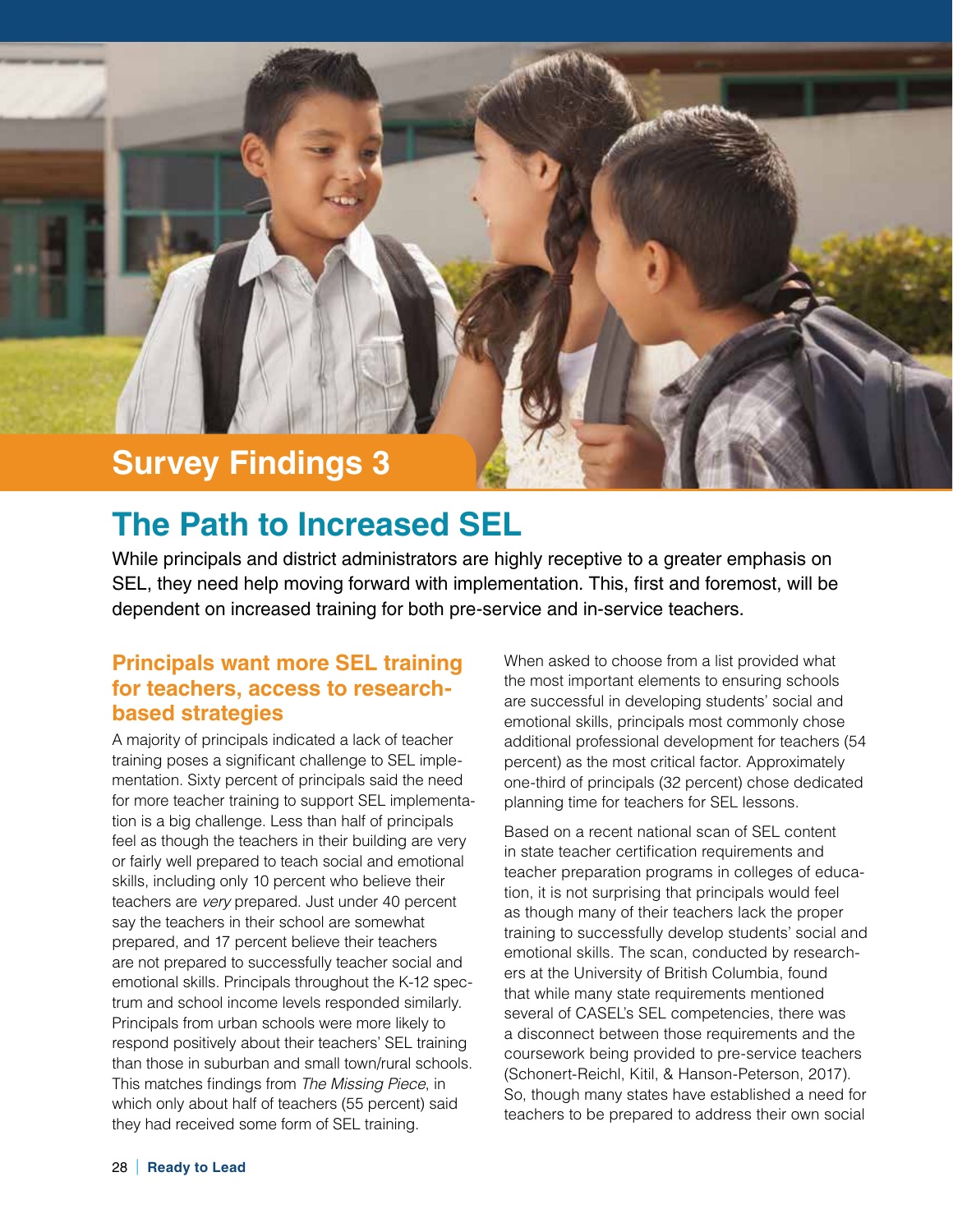## Survey Findings 3

# The Path to Increased SEL

While principals and district administrators are highly receptive to a greater emphasis on SEL, they need help moving forward with implementation. This, first and foremost, will be dependent on increased training for both pre-service and in-service teachers.

### Principals want more SEL training for teachers, access to research-based strategies

A majority of principals indicated a lack of teacher training poses a significant challenge to SEL implementation. Sixty percent of principals said the need for more teacher training to support SEL implementation is a big challenge. Less than half of principals feel as though the teachers in their building are very or fairly well prepared to teach social and emotional skills, including only 10 percent who believe their teachers are *very* prepared. Just under 40 percent say the teachers in their school are somewhat prepared, and 17 percent believe their teachers are not prepared to successfully teacher social and emotional skills. Principals throughout the K-12 spectrum and school income levels responded similarly. Principals from urban schools were more likely to respond positively about their teachers' SEL training than those in suburban and small town/rural schools. This matches findings from *The Missing Piece*, in which only about half of teachers (55 percent) said they had received some form of SEL training.

When asked to choose from a list provided what the most important elements to ensuring schools are successful in developing students' social and emotional skills, principals most commonly chose additional professional development for teachers (54 percent) as the most critical factor. Approximately one-third of principals (32 percent) chose dedicated planning time for teachers for SEL lessons.

Based on a recent national scan of SEL content in state teacher certification requirements and teacher preparation programs in colleges of education, it is not surprising that principals would feel as though many of their teachers lack the proper training to successfully develop students' social and emotional skills. The scan, conducted by researchers at the University of British Columbia, found that while many state requirements mentioned several of CASEL's SEL competencies, there was a disconnect between those requirements and the coursework being provided to pre-service teachers (Schonert-Reichl, Kitil, & Hanson-Peterson, 2017). So, though many states have established a need for teachers to be prepared to address their own social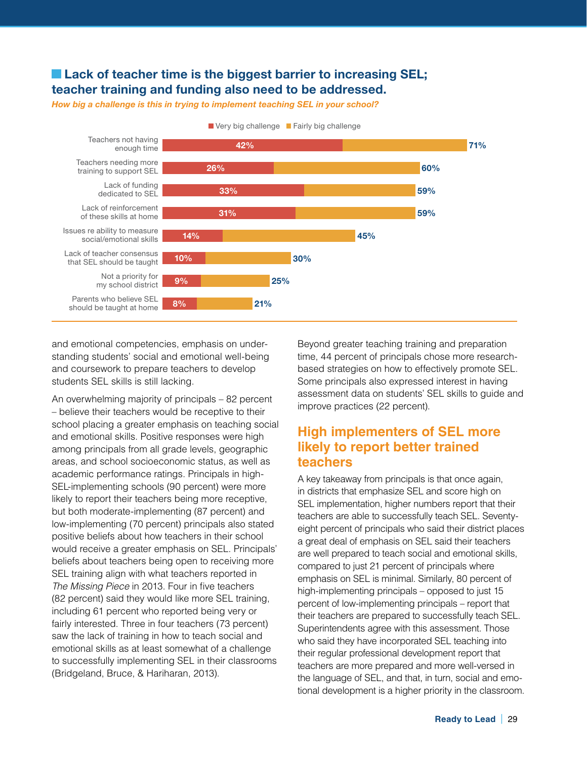## Lack of teacher time is the biggest barrier to increasing SEL; teacher training and funding also need to be addressed.

*How big a challenge is this in trying to implement teaching SEL in your school?*

| Challenge | Very big challenge | Total (Very big + Fairly big challenge) |
|---|---|---|
| Teachers not having enough time | 42% | 71% |
| Teachers needing more training to support SEL | 26% | 60% |
| Lack of funding dedicated to SEL | 33% | 59% |
| Lack of reinforcement of these skills at home | 31% | 59% |
| Issues re ability to measure social/emotional skills | 14% | 45% |
| Lack of teacher consensus that SEL should be taught | 10% | 30% |
| Not a priority for my school district | 9% | 25% |
| Parents who believe SEL should be taught at home | 8% | 21% |

and emotional competencies, emphasis on understanding students' social and emotional well-being and coursework to prepare teachers to develop students SEL skills is still lacking.

An overwhelming majority of principals – 82 percent – believe their teachers would be receptive to their school placing a greater emphasis on teaching social and emotional skills. Positive responses were high among principals from all grade levels, geographic areas, and school socioeconomic status, as well as academic performance ratings. Principals in high-SEL-implementing schools (90 percent) were more likely to report their teachers being more receptive, but both moderate-implementing (87 percent) and low-implementing (70 percent) principals also stated positive beliefs about how teachers in their school would receive a greater emphasis on SEL. Principals' beliefs about teachers being open to receiving more SEL training align with what teachers reported in *The Missing Piece* in 2013. Four in five teachers (82 percent) said they would like more SEL training, including 61 percent who reported being very or fairly interested. Three in four teachers (73 percent) saw the lack of training in how to teach social and emotional skills as at least somewhat of a challenge to successfully implementing SEL in their classrooms (Bridgeland, Bruce, & Hariharan, 2013).

Beyond greater teaching training and preparation time, 44 percent of principals chose more research-based strategies on how to effectively promote SEL. Some principals also expressed interest in having assessment data on students' SEL skills to guide and improve practices (22 percent).

## High implementers of SEL more likely to report better trained teachers

A key takeaway from principals is that once again, in districts that emphasize SEL and score high on SEL implementation, higher numbers report that their teachers are able to successfully teach SEL. Seventy-eight percent of principals who said their district places a great deal of emphasis on SEL said their teachers are well prepared to teach social and emotional skills, compared to just 21 percent of principals where emphasis on SEL is minimal. Similarly, 80 percent of high-implementing principals – opposed to just 15 percent of low-implementing principals – report that their teachers are prepared to successfully teach SEL. Superintendents agree with this assessment. Those who said they have incorporated SEL teaching into their regular professional development report that teachers are more prepared and more well-versed in the language of SEL, and that, in turn, social and emotional development is a higher priority in the classroom.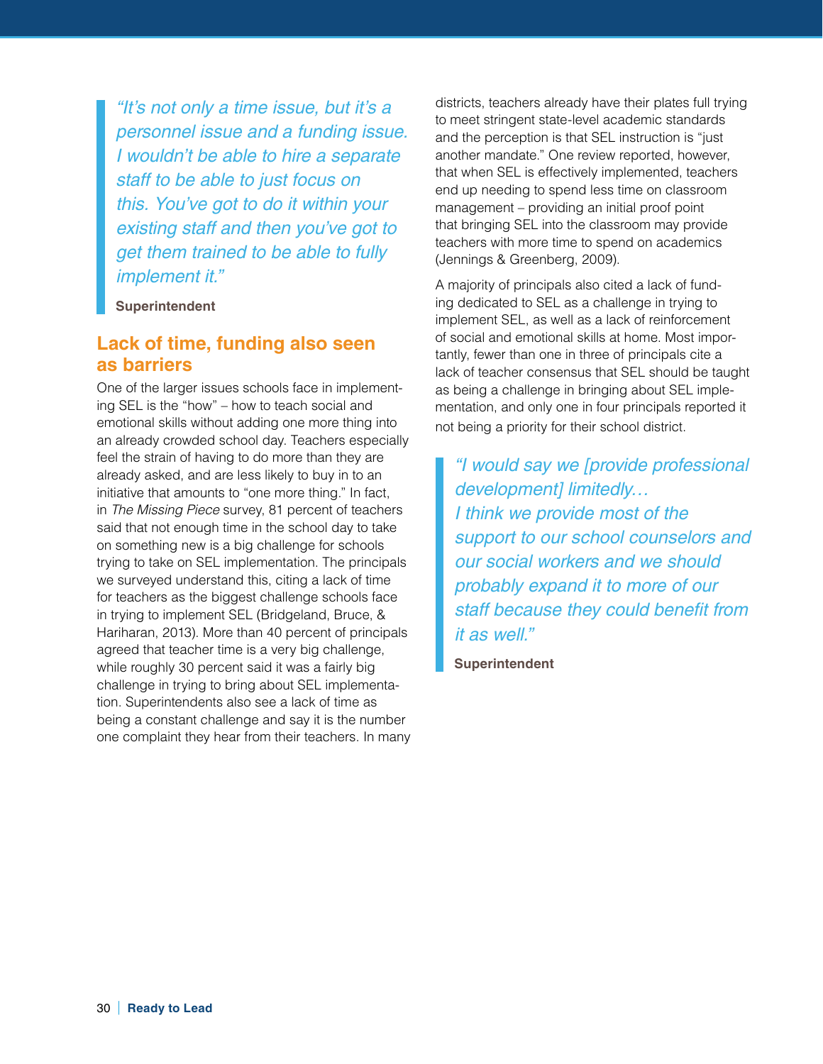> *"It's not only a time issue, but it's a personnel issue and a funding issue. I wouldn't be able to hire a separate staff to be able to just focus on this. You've got to do it within your existing staff and then you've got to get them trained to be able to fully implement it."*
>
> **Superintendent**

## Lack of time, funding also seen as barriers

One of the larger issues schools face in implementing SEL is the "how" – how to teach social and emotional skills without adding one more thing into an already crowded school day. Teachers especially feel the strain of having to do more than they are already asked, and are less likely to buy in to an initiative that amounts to "one more thing." In fact, in *The Missing Piece* survey, 81 percent of teachers said that not enough time in the school day to take on something new is a big challenge for schools trying to take on SEL implementation. The principals we surveyed understand this, citing a lack of time for teachers as the biggest challenge schools face in trying to implement SEL (Bridgeland, Bruce, & Hariharan, 2013). More than 40 percent of principals agreed that teacher time is a very big challenge, while roughly 30 percent said it was a fairly big challenge in trying to bring about SEL implementation. Superintendents also see a lack of time as being a constant challenge and say it is the number one complaint they hear from their teachers. In many districts, teachers already have their plates full trying to meet stringent state-level academic standards and the perception is that SEL instruction is "just another mandate." One review reported, however, that when SEL is effectively implemented, teachers end up needing to spend less time on classroom management – providing an initial proof point that bringing SEL into the classroom may provide teachers with more time to spend on academics (Jennings & Greenberg, 2009).

A majority of principals also cited a lack of funding dedicated to SEL as a challenge in trying to implement SEL, as well as a lack of reinforcement of social and emotional skills at home. Most importantly, fewer than one in three of principals cite a lack of teacher consensus that SEL should be taught as being a challenge in bringing about SEL implementation, and only one in four principals reported it not being a priority for their school district.

> *"I would say we [provide professional development] limitedly… I think we provide most of the support to our school counselors and our social workers and we should probably expand it to more of our staff because they could benefit from it as well."*
>
> **Superintendent**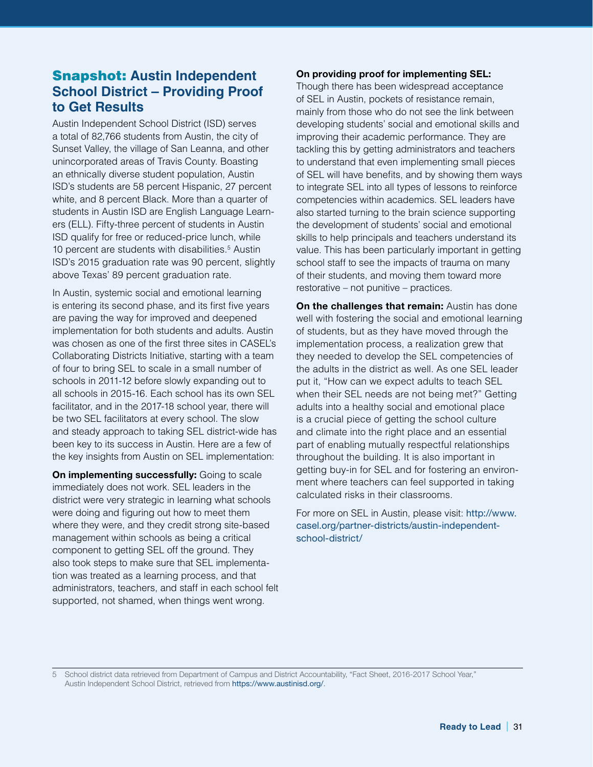## Snapshot: Austin Independent School District – Providing Proof to Get Results

Austin Independent School District (ISD) serves a total of 82,766 students from Austin, the city of Sunset Valley, the village of San Leanna, and other unincorporated areas of Travis County. Boasting an ethnically diverse student population, Austin ISD's students are 58 percent Hispanic, 27 percent white, and 8 percent Black. More than a quarter of students in Austin ISD are English Language Learners (ELL). Fifty-three percent of students in Austin ISD qualify for free or reduced-price lunch, while 10 percent are students with disabilities.[5] Austin ISD's 2015 graduation rate was 90 percent, slightly above Texas' 89 percent graduation rate.

In Austin, systemic social and emotional learning is entering its second phase, and its first five years are paving the way for improved and deepened implementation for both students and adults. Austin was chosen as one of the first three sites in CASEL's Collaborating Districts Initiative, starting with a team of four to bring SEL to scale in a small number of schools in 2011-12 before slowly expanding out to all schools in 2015-16. Each school has its own SEL facilitator, and in the 2017-18 school year, there will be two SEL facilitators at every school. The slow and steady approach to taking SEL district-wide has been key to its success in Austin. Here are a few of the key insights from Austin on SEL implementation:

**On implementing successfully:** Going to scale immediately does not work. SEL leaders in the district were very strategic in learning what schools were doing and figuring out how to meet them where they were, and they credit strong site-based management within schools as being a critical component to getting SEL off the ground. They also took steps to make sure that SEL implementation was treated as a learning process, and that administrators, teachers, and staff in each school felt supported, not shamed, when things went wrong.

**On providing proof for implementing SEL:** Though there has been widespread acceptance of SEL in Austin, pockets of resistance remain, mainly from those who do not see the link between developing students' social and emotional skills and improving their academic performance. They are tackling this by getting administrators and teachers to understand that even implementing small pieces of SEL will have benefits, and by showing them ways to integrate SEL into all types of lessons to reinforce competencies within academics. SEL leaders have also started turning to the brain science supporting the development of students' social and emotional skills to help principals and teachers understand its value. This has been particularly important in getting school staff to see the impacts of trauma on many of their students, and moving them toward more restorative – not punitive – practices.

**On the challenges that remain:** Austin has done well with fostering the social and emotional learning of students, but as they have moved through the implementation process, a realization grew that they needed to develop the SEL competencies of the adults in the district as well. As one SEL leader put it, "How can we expect adults to teach SEL when their SEL needs are not being met?" Getting adults into a healthy social and emotional place is a crucial piece of getting the school culture and climate into the right place and an essential part of enabling mutually respectful relationships throughout the building. It is also important in getting buy-in for SEL and for fostering an environment where teachers can feel supported in taking calculated risks in their classrooms.

For more on SEL in Austin, please visit: http://www.casel.org/partner-districts/austin-independent-school-district/

---

5 School district data retrieved from Department of Campus and District Accountability, "Fact Sheet, 2016-2017 School Year," Austin Independent School District, retrieved from https://www.austinisd.org/.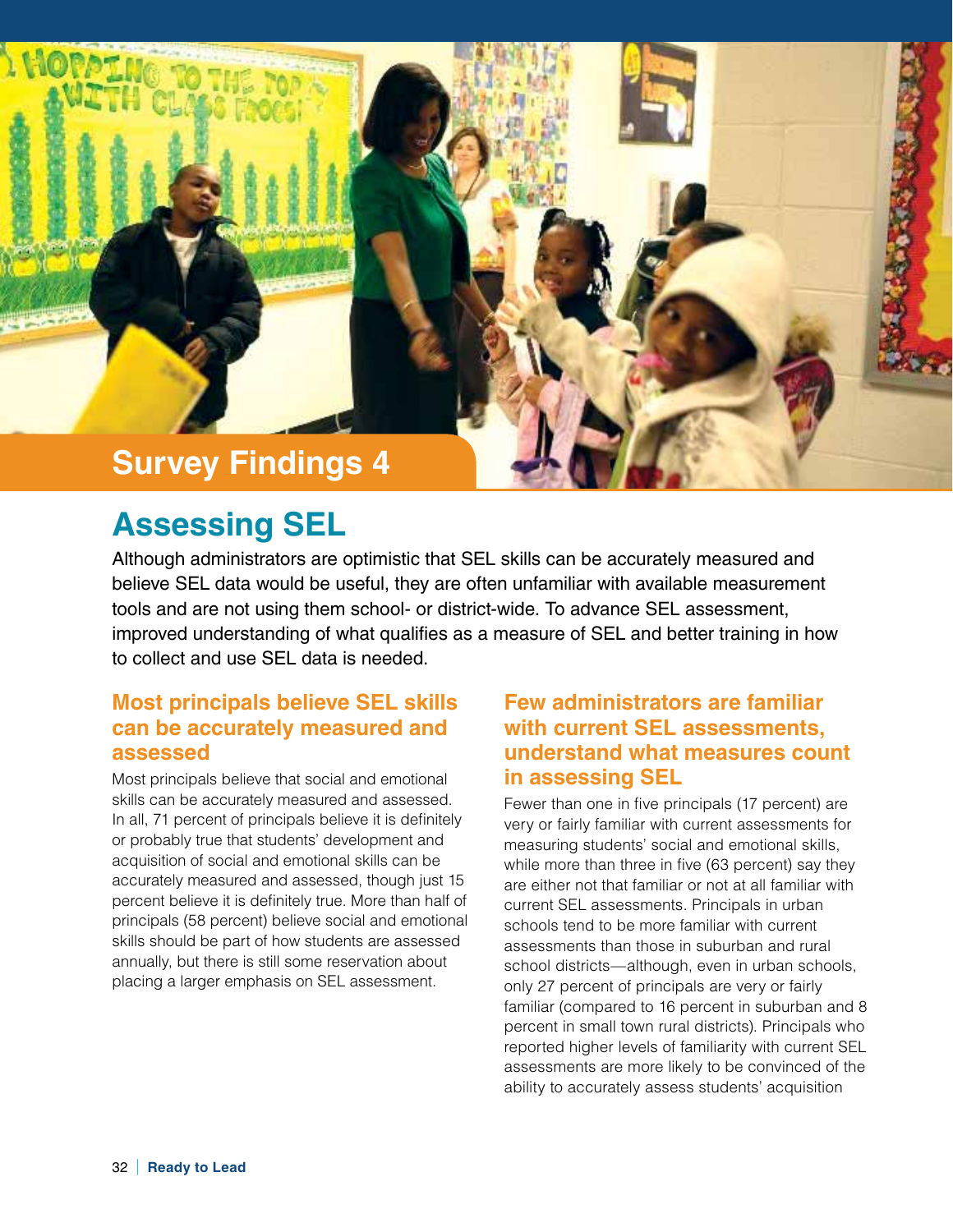## Survey Findings 4

# Assessing SEL

Although administrators are optimistic that SEL skills can be accurately measured and believe SEL data would be useful, they are often unfamiliar with available measurement tools and are not using them school- or district-wide. To advance SEL assessment, improved understanding of what qualifies as a measure of SEL and better training in how to collect and use SEL data is needed.

### Most principals believe SEL skills can be accurately measured and assessed

Most principals believe that social and emotional skills can be accurately measured and assessed. In all, 71 percent of principals believe it is definitely or probably true that students' development and acquisition of social and emotional skills can be accurately measured and assessed, though just 15 percent believe it is definitely true. More than half of principals (58 percent) believe social and emotional skills should be part of how students are assessed annually, but there is still some reservation about placing a larger emphasis on SEL assessment.

### Few administrators are familiar with current SEL assessments, understand what measures count in assessing SEL

Fewer than one in five principals (17 percent) are very or fairly familiar with current assessments for measuring students' social and emotional skills, while more than three in five (63 percent) say they are either not that familiar or not at all familiar with current SEL assessments. Principals in urban schools tend to be more familiar with current assessments than those in suburban and rural school districts—although, even in urban schools, only 27 percent of principals are very or fairly familiar (compared to 16 percent in suburban and 8 percent in small town rural districts). Principals who reported higher levels of familiarity with current SEL assessments are more likely to be convinced of the ability to accurately assess students' acquisition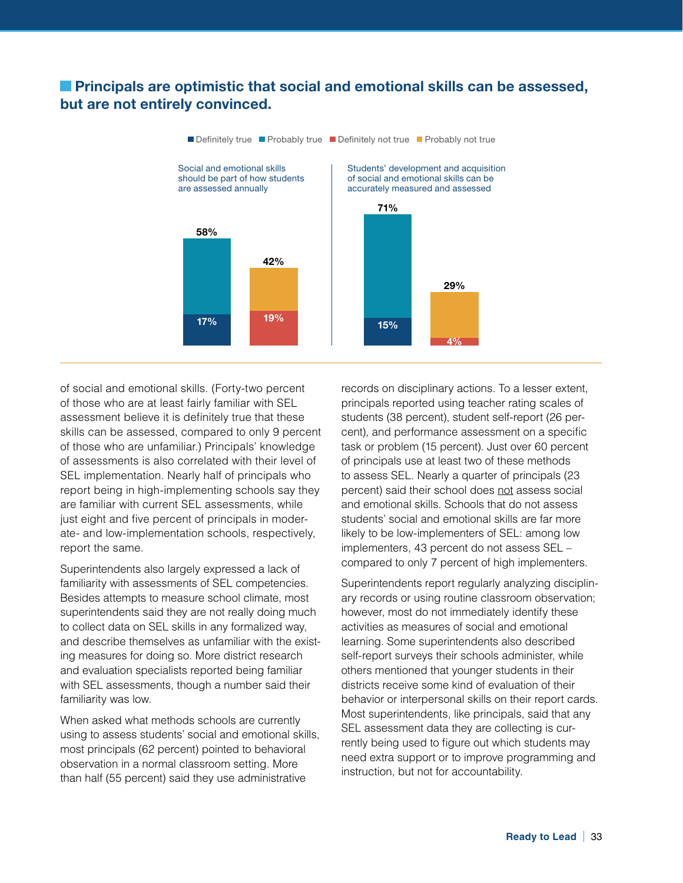## Principals are optimistic that social and emotional skills can be assessed, but are not entirely convinced.

| | Definitely true | Probably true | Definitely not true | Probably not true |
|---|---|---|---|---|
| Social and emotional skills should be part of how students are assessed annually | 17% | 58% (total true) | 19% | 42% (total not true) |
| Students' development and acquisition of social and emotional skills can be accurately measured and assessed | 15% | 71% (total true) | 4% | 29% (total not true) |

of social and emotional skills. (Forty-two percent of those who are at least fairly familiar with SEL assessment believe it is definitely true that these skills can be assessed, compared to only 9 percent of those who are unfamiliar.) Principals' knowledge of assessments is also correlated with their level of SEL implementation. Nearly half of principals who report being in high-implementing schools say they are familiar with current SEL assessments, while just eight and five percent of principals in moderate- and low-implementation schools, respectively, report the same.

Superintendents also largely expressed a lack of familiarity with assessments of SEL competencies. Besides attempts to measure school climate, most superintendents said they are not really doing much to collect data on SEL skills in any formalized way, and describe themselves as unfamiliar with the existing measures for doing so. More district research and evaluation specialists reported being familiar with SEL assessments, though a number said their familiarity was low.

When asked what methods schools are currently using to assess students' social and emotional skills, most principals (62 percent) pointed to behavioral observation in a normal classroom setting. More than half (55 percent) said they use administrative records on disciplinary actions. To a lesser extent, principals reported using teacher rating scales of students (38 percent), student self-report (26 percent), and performance assessment on a specific task or problem (15 percent). Just over 60 percent of principals use at least two of these methods to assess SEL. Nearly a quarter of principals (23 percent) said their school does not assess social and emotional skills. Schools that do not assess students' social and emotional skills are far more likely to be low-implementers of SEL: among low implementers, 43 percent do not assess SEL – compared to only 7 percent of high implementers.

Superintendents report regularly analyzing disciplinary records or using routine classroom observation; however, most do not immediately identify these activities as measures of social and emotional learning. Some superintendents also described self-report surveys their schools administer, while others mentioned that younger students in their districts receive some kind of evaluation of their behavior or interpersonal skills on their report cards. Most superintendents, like principals, said that any SEL assessment data they are collecting is currently being used to figure out which students may need extra support or to improve programming and instruction, but not for accountability.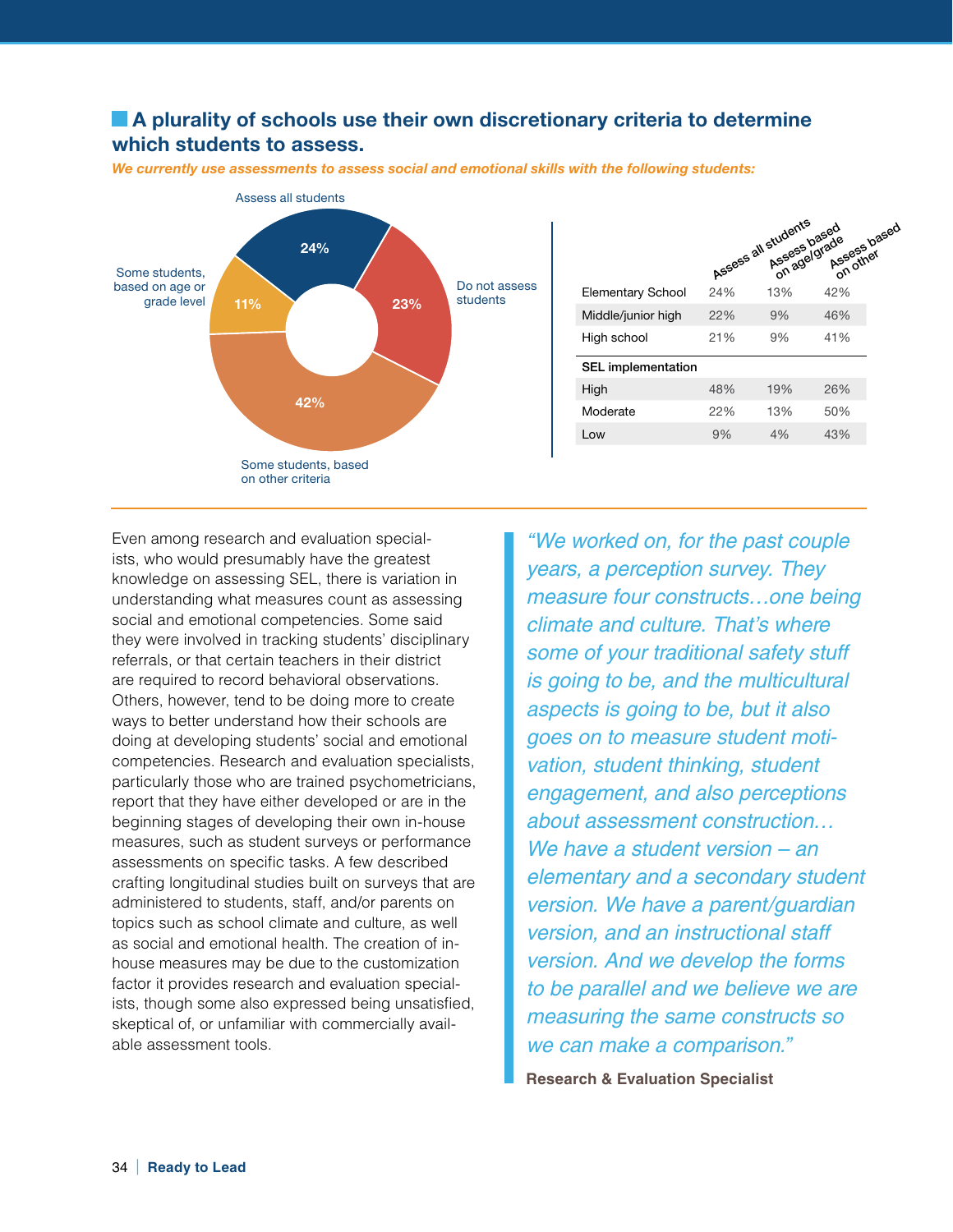## A plurality of schools use their own discretionary criteria to determine which students to assess.

***We currently use assessments to assess social and emotional skills with the following students:***

Assess all students 24%

Do not assess students 23%

Some students, based on other criteria 42%

Some students, based on age or grade level 11%

| | Assess all students | Assess based on age/grade | Assess based on other |
|---|---|---|---|
| Elementary School | 24% | 13% | 42% |
| Middle/junior high | 22% | 9% | 46% |
| High school | 21% | 9% | 41% |
| **SEL implementation** | | | |
| High | 48% | 19% | 26% |
| Moderate | 22% | 13% | 50% |
| Low | 9% | 4% | 43% |

Even among research and evaluation specialists, who would presumably have the greatest knowledge on assessing SEL, there is variation in understanding what measures count as assessing social and emotional competencies. Some said they were involved in tracking students' disciplinary referrals, or that certain teachers in their district are required to record behavioral observations. Others, however, tend to be doing more to create ways to better understand how their schools are doing at developing students' social and emotional competencies. Research and evaluation specialists, particularly those who are trained psychometricians, report that they have either developed or are in the beginning stages of developing their own in-house measures, such as student surveys or performance assessments on specific tasks. A few described crafting longitudinal studies built on surveys that are administered to students, staff, and/or parents on topics such as school climate and culture, as well as social and emotional health. The creation of in-house measures may be due to the customization factor it provides research and evaluation specialists, though some also expressed being unsatisfied, skeptical of, or unfamiliar with commercially available assessment tools.

> *"We worked on, for the past couple years, a perception survey. They measure four constructs…one being climate and culture. That's where some of your traditional safety stuff is going to be, and the multicultural aspects is going to be, but it also goes on to measure student motivation, student thinking, student engagement, and also perceptions about assessment construction… We have a student version – an elementary and a secondary student version. We have a parent/guardian version, and an instructional staff version. And we develop the forms to be parallel and we believe we are measuring the same constructs so we can make a comparison."*
>
> **Research & Evaluation Specialist**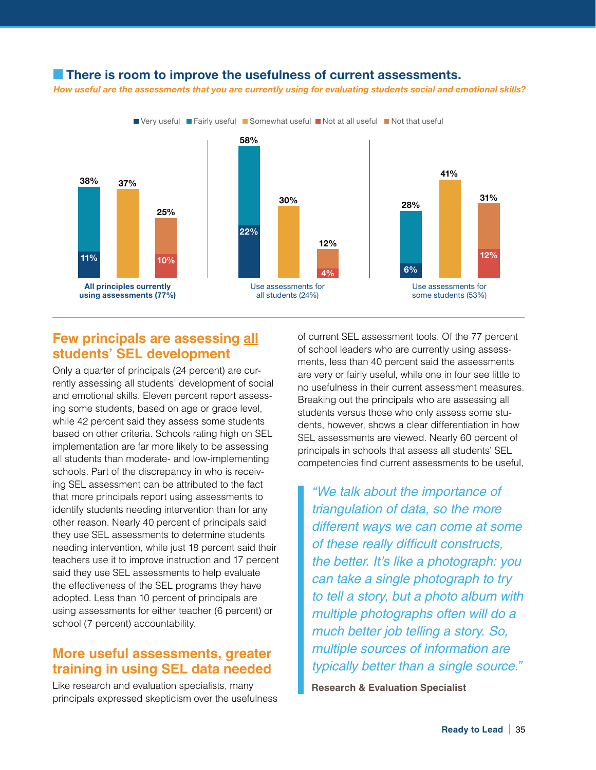## There is room to improve the usefulness of current assessments.

***How useful are the assessments that you are currently using for evaluating students social and emotional skills?***

Very useful | Fairly useful | Somewhat useful | Not at all useful | Not that useful

| | Very/Fairly useful (Very useful) | Somewhat useful | Not that/Not at all useful (Not at all useful) |
|---|---|---|---|
| All principles currently using assessments (77%) | 38% (11%) | 37% | 25% (10%) |
| Use assessments for all students (24%) | 58% (22%) | 30% | 12% (4%) |
| Use assessments for some students (53%) | 28% (6%) | 41% | 31% (12%) |

## Few principals are assessing all students' SEL development

Only a quarter of principals (24 percent) are currently assessing all students' development of social and emotional skills. Eleven percent report assessing some students, based on age or grade level, while 42 percent said they assess some students based on other criteria. Schools rating high on SEL implementation are far more likely to be assessing all students than moderate- and low-implementing schools. Part of the discrepancy in who is receiving SEL assessment can be attributed to the fact that more principals report using assessments to identify students needing intervention than for any other reason. Nearly 40 percent of principals said they use SEL assessments to determine students needing intervention, while just 18 percent said their teachers use it to improve instruction and 17 percent said they use SEL assessments to help evaluate the effectiveness of the SEL programs they have adopted. Less than 10 percent of principals are using assessments for either teacher (6 percent) or school (7 percent) accountability.

## More useful assessments, greater training in using SEL data needed

Like research and evaluation specialists, many principals expressed skepticism over the usefulness of current SEL assessment tools. Of the 77 percent of school leaders who are currently using assessments, less than 40 percent said the assessments are very or fairly useful, while one in four see little to no usefulness in their current assessment measures. Breaking out the principals who are assessing all students versus those who only assess some students, however, shows a clear differentiation in how SEL assessments are viewed. Nearly 60 percent of principals in schools that assess all students' SEL competencies find current assessments to be useful,

> *"We talk about the importance of triangulation of data, so the more different ways we can come at some of these really difficult constructs, the better. It's like a photograph: you can take a single photograph to try to tell a story, but a photo album with multiple photographs often will do a much better job telling a story. So, multiple sources of information are typically better than a single source."*
>
> **Research & Evaluation Specialist**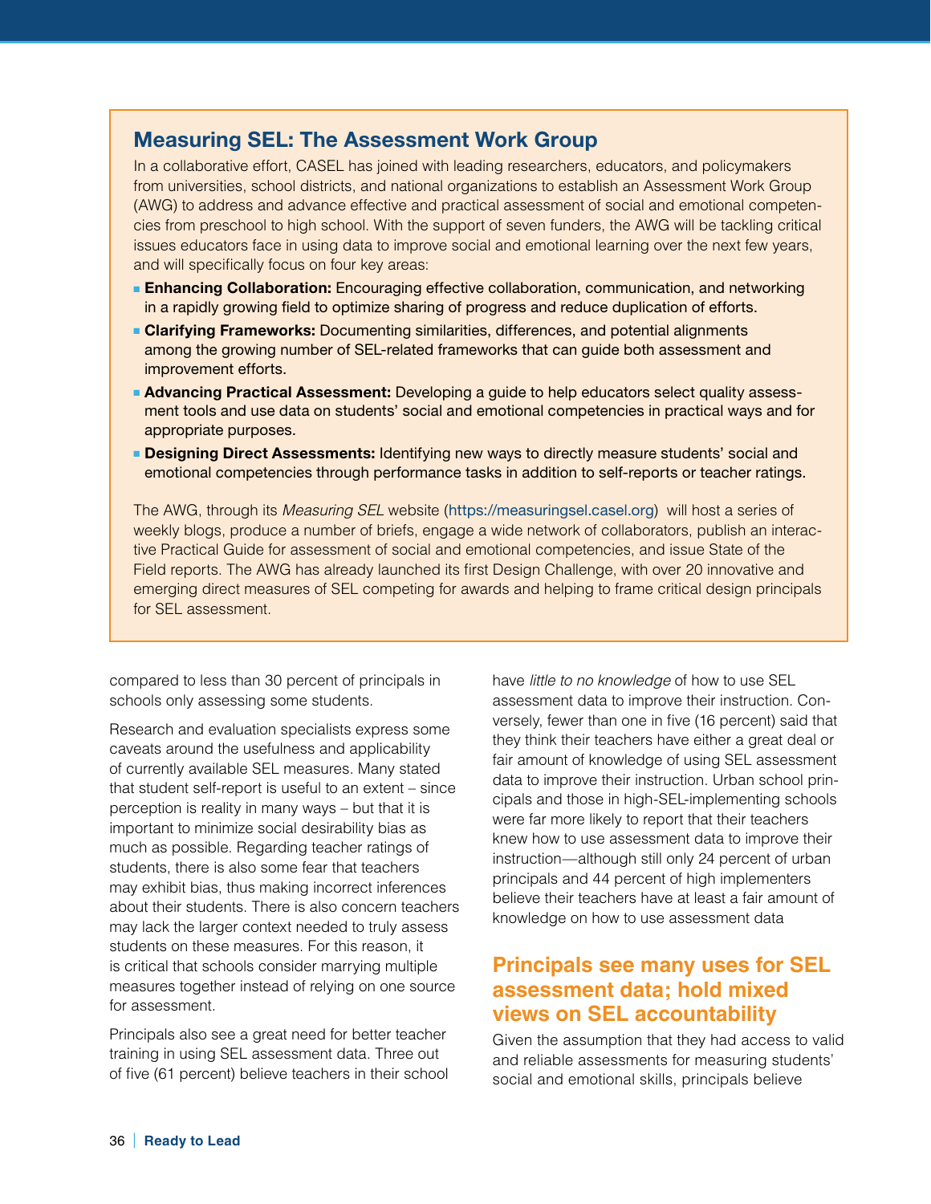## Measuring SEL: The Assessment Work Group

In a collaborative effort, CASEL has joined with leading researchers, educators, and policymakers from universities, school districts, and national organizations to establish an Assessment Work Group (AWG) to address and advance effective and practical assessment of social and emotional competencies from preschool to high school. With the support of seven funders, the AWG will be tackling critical issues educators face in using data to improve social and emotional learning over the next few years, and will specifically focus on four key areas:

- **Enhancing Collaboration:** Encouraging effective collaboration, communication, and networking in a rapidly growing field to optimize sharing of progress and reduce duplication of efforts.
- **Clarifying Frameworks:** Documenting similarities, differences, and potential alignments among the growing number of SEL-related frameworks that can guide both assessment and improvement efforts.
- **Advancing Practical Assessment:** Developing a guide to help educators select quality assessment tools and use data on students' social and emotional competencies in practical ways and for appropriate purposes.
- **Designing Direct Assessments:** Identifying new ways to directly measure students' social and emotional competencies through performance tasks in addition to self-reports or teacher ratings.

The AWG, through its *Measuring SEL* website (https://measuringsel.casel.org) will host a series of weekly blogs, produce a number of briefs, engage a wide network of collaborators, publish an interactive Practical Guide for assessment of social and emotional competencies, and issue State of the Field reports. The AWG has already launched its first Design Challenge, with over 20 innovative and emerging direct measures of SEL competing for awards and helping to frame critical design principals for SEL assessment.

compared to less than 30 percent of principals in schools only assessing some students.

Research and evaluation specialists express some caveats around the usefulness and applicability of currently available SEL measures. Many stated that student self-report is useful to an extent – since perception is reality in many ways – but that it is important to minimize social desirability bias as much as possible. Regarding teacher ratings of students, there is also some fear that teachers may exhibit bias, thus making incorrect inferences about their students. There is also concern teachers may lack the larger context needed to truly assess students on these measures. For this reason, it is critical that schools consider marrying multiple measures together instead of relying on one source for assessment.

Principals also see a great need for better teacher training in using SEL assessment data. Three out of five (61 percent) believe teachers in their school have *little to no knowledge* of how to use SEL assessment data to improve their instruction. Conversely, fewer than one in five (16 percent) said that they think their teachers have either a great deal or fair amount of knowledge of using SEL assessment data to improve their instruction. Urban school principals and those in high-SEL-implementing schools were far more likely to report that their teachers knew how to use assessment data to improve their instruction—although still only 24 percent of urban principals and 44 percent of high implementers believe their teachers have at least a fair amount of knowledge on how to use assessment data

## Principals see many uses for SEL assessment data; hold mixed views on SEL accountability

Given the assumption that they had access to valid and reliable assessments for measuring students' social and emotional skills, principals believe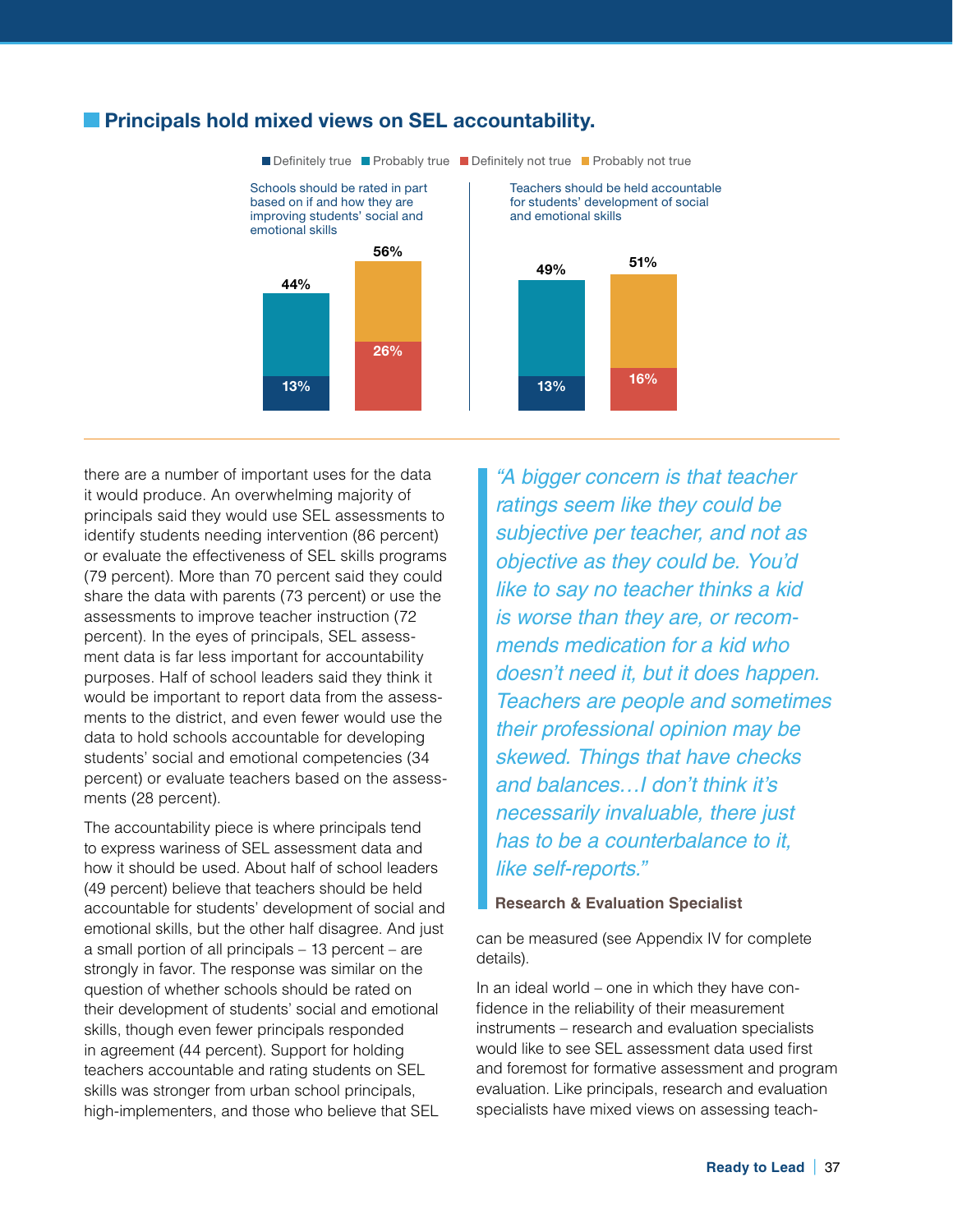## Principals hold mixed views on SEL accountability.

Definitely true | Probably true | Definitely not true | Probably not true

| | Schools should be rated in part based on if and how they are improving students' social and emotional skills | Teachers should be held accountable for students' development of social and emotional skills |
|---|---|---|
| True (total) | 44% | 49% |
| Definitely true | 13% | 13% |
| Not true (total) | 56% | 51% |
| Definitely not true | 26% | 16% |

there are a number of important uses for the data it would produce. An overwhelming majority of principals said they would use SEL assessments to identify students needing intervention (86 percent) or evaluate the effectiveness of SEL skills programs (79 percent). More than 70 percent said they could share the data with parents (73 percent) or use the assessments to improve teacher instruction (72 percent). In the eyes of principals, SEL assessment data is far less important for accountability purposes. Half of school leaders said they think it would be important to report data from the assessments to the district, and even fewer would use the data to hold schools accountable for developing students' social and emotional competencies (34 percent) or evaluate teachers based on the assessments (28 percent).

The accountability piece is where principals tend to express wariness of SEL assessment data and how it should be used. About half of school leaders (49 percent) believe that teachers should be held accountable for students' development of social and emotional skills, but the other half disagree. And just a small portion of all principals – 13 percent – are strongly in favor. The response was similar on the question of whether schools should be rated on their development of students' social and emotional skills, though even fewer principals responded in agreement (44 percent). Support for holding teachers accountable and rating students on SEL skills was stronger from urban school principals, high-implementers, and those who believe that SEL

> *"A bigger concern is that teacher ratings seem like they could be subjective per teacher, and not as objective as they could be. You'd like to say no teacher thinks a kid is worse than they are, or recommends medication for a kid who doesn't need it, but it does happen. Teachers are people and sometimes their professional opinion may be skewed. Things that have checks and balances…I don't think it's necessarily invaluable, there just has to be a counterbalance to it, like self-reports."*
>
> **Research & Evaluation Specialist**

can be measured (see Appendix IV for complete details).

In an ideal world – one in which they have confidence in the reliability of their measurement instruments – research and evaluation specialists would like to see SEL assessment data used first and foremost for formative assessment and program evaluation. Like principals, research and evaluation specialists have mixed views on assessing teach-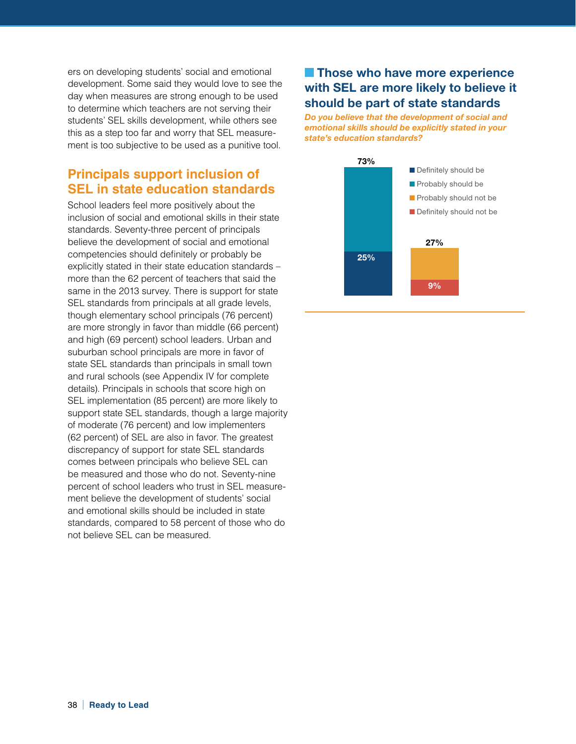ers on developing students' social and emotional development. Some said they would love to see the day when measures are strong enough to be used to determine which teachers are not serving their students' SEL skills development, while others see this as a step too far and worry that SEL measurement is too subjective to be used as a punitive tool.

## Principals support inclusion of SEL in state education standards

School leaders feel more positively about the inclusion of social and emotional skills in their state standards. Seventy-three percent of principals believe the development of social and emotional competencies should definitely or probably be explicitly stated in their state education standards – more than the 62 percent of teachers that said the same in the 2013 survey. There is support for state SEL standards from principals at all grade levels, though elementary school principals (76 percent) are more strongly in favor than middle (66 percent) and high (69 percent) school leaders. Urban and suburban school principals are more in favor of state SEL standards than principals in small town and rural schools (see Appendix IV for complete details). Principals in schools that score high on SEL implementation (85 percent) are more likely to support state SEL standards, though a large majority of moderate (76 percent) and low implementers (62 percent) of SEL are also in favor. The greatest discrepancy of support for state SEL standards comes between principals who believe SEL can be measured and those who do not. Seventy-nine percent of school leaders who trust in SEL measurement believe the development of students' social and emotional skills should be included in state standards, compared to 58 percent of those who do not believe SEL can be measured.

### Those who have more experience with SEL are more likely to believe it should be part of state standards

***Do you believe that the development of social and emotional skills should be explicitly stated in your state's education standards?***

| | Definitely | Probably | Total |
|---|---|---|---|
| Should be | 25% | | 73% |
| Should not be | 9% | | 27% |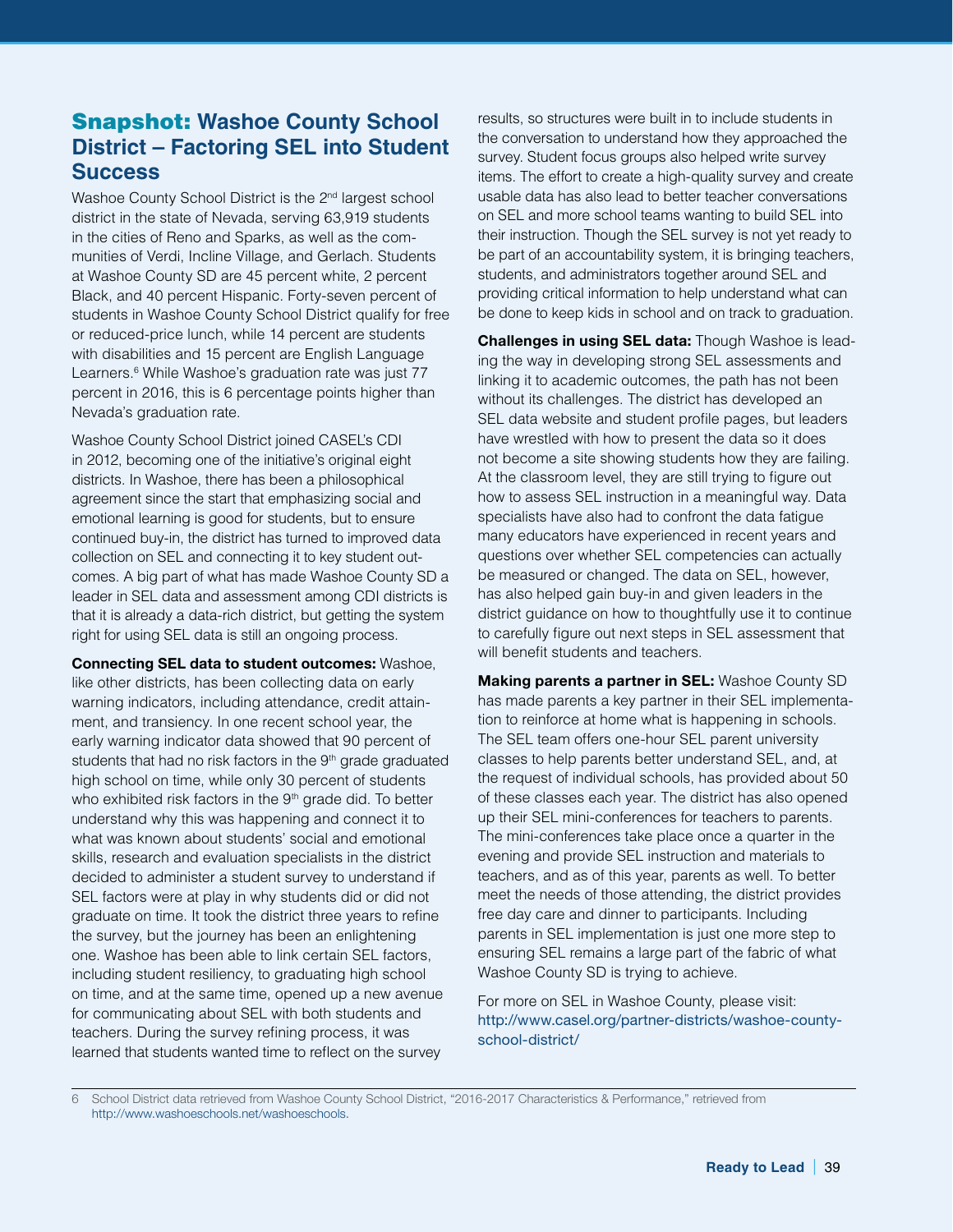## Snapshot: Washoe County School District – Factoring SEL into Student Success

Washoe County School District is the 2nd largest school district in the state of Nevada, serving 63,919 students in the cities of Reno and Sparks, as well as the communities of Verdi, Incline Village, and Gerlach. Students at Washoe County SD are 45 percent white, 2 percent Black, and 40 percent Hispanic. Forty-seven percent of students in Washoe County School District qualify for free or reduced-price lunch, while 14 percent are students with disabilities and 15 percent are English Language Learners.[6] While Washoe's graduation rate was just 77 percent in 2016, this is 6 percentage points higher than Nevada's graduation rate.

Washoe County School District joined CASEL's CDI in 2012, becoming one of the initiative's original eight districts. In Washoe, there has been a philosophical agreement since the start that emphasizing social and emotional learning is good for students, but to ensure continued buy-in, the district has turned to improved data collection on SEL and connecting it to key student outcomes. A big part of what has made Washoe County SD a leader in SEL data and assessment among CDI districts is that it is already a data-rich district, but getting the system right for using SEL data is still an ongoing process.

**Connecting SEL data to student outcomes:** Washoe, like other districts, has been collecting data on early warning indicators, including attendance, credit attainment, and transiency. In one recent school year, the early warning indicator data showed that 90 percent of students that had no risk factors in the 9th grade graduated high school on time, while only 30 percent of students who exhibited risk factors in the 9th grade did. To better understand why this was happening and connect it to what was known about students' social and emotional skills, research and evaluation specialists in the district decided to administer a student survey to understand if SEL factors were at play in why students did or did not graduate on time. It took the district three years to refine the survey, but the journey has been an enlightening one. Washoe has been able to link certain SEL factors, including student resiliency, to graduating high school on time, and at the same time, opened up a new avenue for communicating about SEL with both students and teachers. During the survey refining process, it was learned that students wanted time to reflect on the survey results, so structures were built in to include students in the conversation to understand how they approached the survey. Student focus groups also helped write survey items. The effort to create a high-quality survey and create usable data has also lead to better teacher conversations on SEL and more school teams wanting to build SEL into their instruction. Though the SEL survey is not yet ready to be part of an accountability system, it is bringing teachers, students, and administrators together around SEL and providing critical information to help understand what can be done to keep kids in school and on track to graduation.

**Challenges in using SEL data:** Though Washoe is leading the way in developing strong SEL assessments and linking it to academic outcomes, the path has not been without its challenges. The district has developed an SEL data website and student profile pages, but leaders have wrestled with how to present the data so it does not become a site showing students how they are failing. At the classroom level, they are still trying to figure out how to assess SEL instruction in a meaningful way. Data specialists have also had to confront the data fatigue many educators have experienced in recent years and questions over whether SEL competencies can actually be measured or changed. The data on SEL, however, has also helped gain buy-in and given leaders in the district guidance on how to thoughtfully use it to continue to carefully figure out next steps in SEL assessment that will benefit students and teachers.

**Making parents a partner in SEL:** Washoe County SD has made parents a key partner in their SEL implementation to reinforce at home what is happening in schools. The SEL team offers one-hour SEL parent university classes to help parents better understand SEL, and, at the request of individual schools, has provided about 50 of these classes each year. The district has also opened up their SEL mini-conferences for teachers to parents. The mini-conferences take place once a quarter in the evening and provide SEL instruction and materials to teachers, and as of this year, parents as well. To better meet the needs of those attending, the district provides free day care and dinner to participants. Including parents in SEL implementation is just one more step to ensuring SEL remains a large part of the fabric of what Washoe County SD is trying to achieve.

For more on SEL in Washoe County, please visit: http://www.casel.org/partner-districts/washoe-county-school-district/

---

6 School District data retrieved from Washoe County School District, "2016-2017 Characteristics & Performance," retrieved from http://www.washoeschools.net/washoeschools.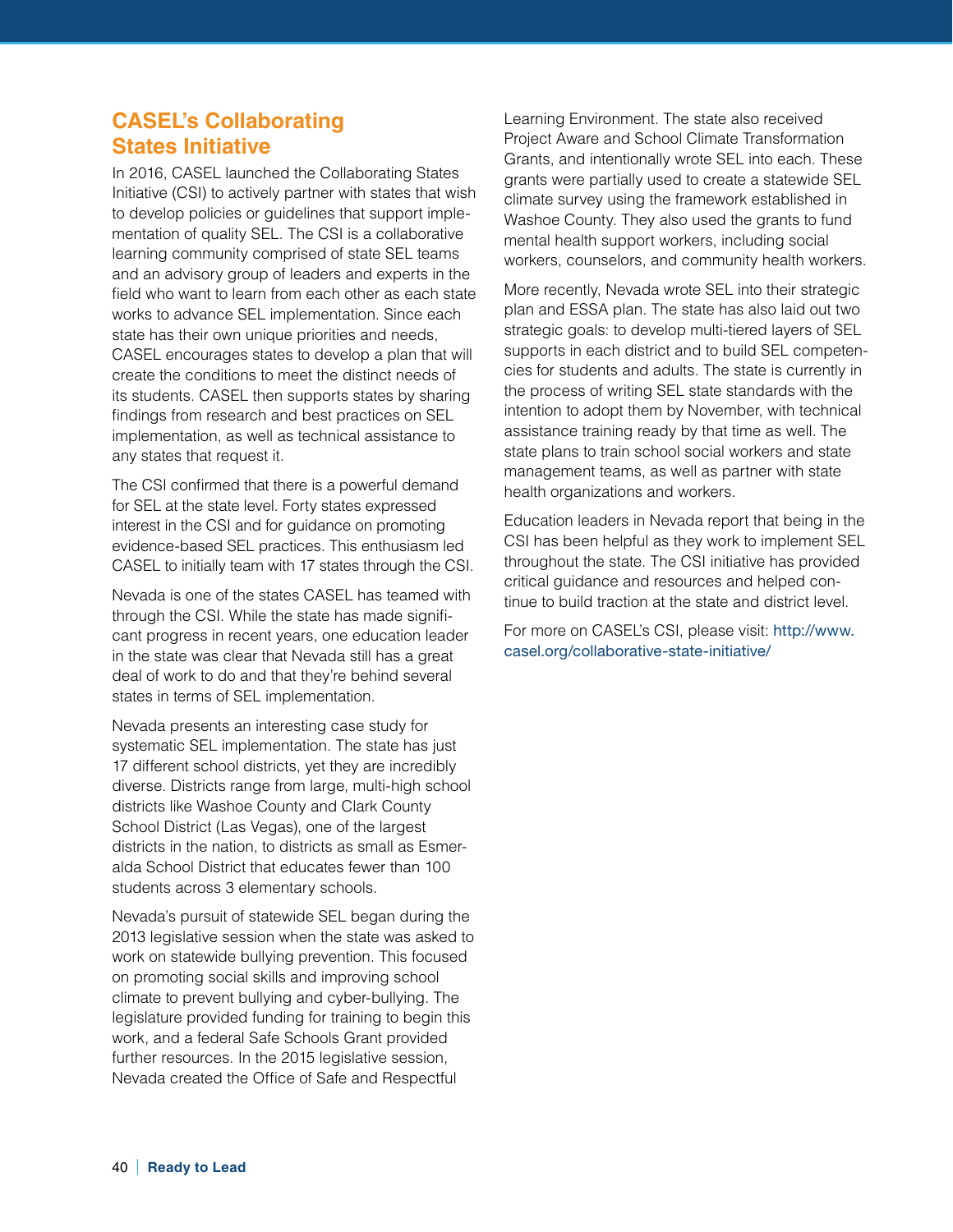## CASEL's Collaborating States Initiative

In 2016, CASEL launched the Collaborating States Initiative (CSI) to actively partner with states that wish to develop policies or guidelines that support implementation of quality SEL. The CSI is a collaborative learning community comprised of state SEL teams and an advisory group of leaders and experts in the field who want to learn from each other as each state works to advance SEL implementation. Since each state has their own unique priorities and needs, CASEL encourages states to develop a plan that will create the conditions to meet the distinct needs of its students. CASEL then supports states by sharing findings from research and best practices on SEL implementation, as well as technical assistance to any states that request it.

The CSI confirmed that there is a powerful demand for SEL at the state level. Forty states expressed interest in the CSI and for guidance on promoting evidence-based SEL practices. This enthusiasm led CASEL to initially team with 17 states through the CSI.

Nevada is one of the states CASEL has teamed with through the CSI. While the state has made significant progress in recent years, one education leader in the state was clear that Nevada still has a great deal of work to do and that they're behind several states in terms of SEL implementation.

Nevada presents an interesting case study for systematic SEL implementation. The state has just 17 different school districts, yet they are incredibly diverse. Districts range from large, multi-high school districts like Washoe County and Clark County School District (Las Vegas), one of the largest districts in the nation, to districts as small as Esmeralda School District that educates fewer than 100 students across 3 elementary schools.

Nevada's pursuit of statewide SEL began during the 2013 legislative session when the state was asked to work on statewide bullying prevention. This focused on promoting social skills and improving school climate to prevent bullying and cyber-bullying. The legislature provided funding for training to begin this work, and a federal Safe Schools Grant provided further resources. In the 2015 legislative session, Nevada created the Office of Safe and Respectful Learning Environment. The state also received Project Aware and School Climate Transformation Grants, and intentionally wrote SEL into each. These grants were partially used to create a statewide SEL climate survey using the framework established in Washoe County. They also used the grants to fund mental health support workers, including social workers, counselors, and community health workers.

More recently, Nevada wrote SEL into their strategic plan and ESSA plan. The state has also laid out two strategic goals: to develop multi-tiered layers of SEL supports in each district and to build SEL competencies for students and adults. The state is currently in the process of writing SEL state standards with the intention to adopt them by November, with technical assistance training ready by that time as well. The state plans to train school social workers and state management teams, as well as partner with state health organizations and workers.

Education leaders in Nevada report that being in the CSI has been helpful as they work to implement SEL throughout the state. The CSI initiative has provided critical guidance and resources and helped continue to build traction at the state and district level.

For more on CASEL's CSI, please visit: http://www.casel.org/collaborative-state-initiative/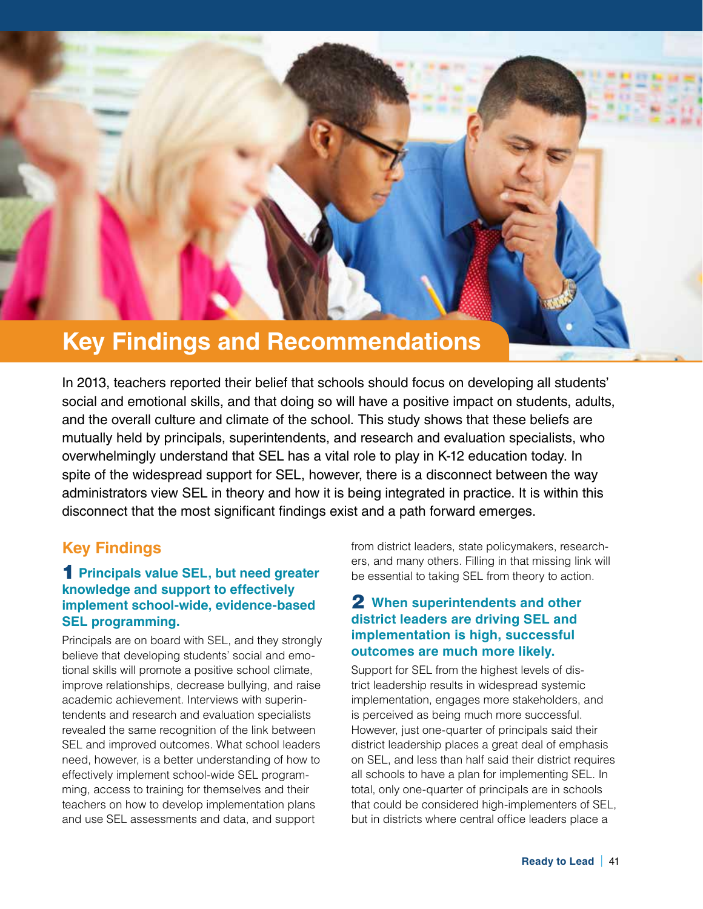## Key Findings and Recommendations

In 2013, teachers reported their belief that schools should focus on developing all students' social and emotional skills, and that doing so will have a positive impact on students, adults, and the overall culture and climate of the school. This study shows that these beliefs are mutually held by principals, superintendents, and research and evaluation specialists, who overwhelmingly understand that SEL has a vital role to play in K-12 education today. In spite of the widespread support for SEL, however, there is a disconnect between the way administrators view SEL in theory and how it is being integrated in practice. It is within this disconnect that the most significant findings exist and a path forward emerges.

### Key Findings

#### 1 Principals value SEL, but need greater knowledge and support to effectively implement school-wide, evidence-based SEL programming.

Principals are on board with SEL, and they strongly believe that developing students' social and emotional skills will promote a positive school climate, improve relationships, decrease bullying, and raise academic achievement. Interviews with superintendents and research and evaluation specialists revealed the same recognition of the link between SEL and improved outcomes. What school leaders need, however, is a better understanding of how to effectively implement school-wide SEL programming, access to training for themselves and their teachers on how to develop implementation plans and use SEL assessments and data, and support from district leaders, state policymakers, researchers, and many others. Filling in that missing link will be essential to taking SEL from theory to action.

#### 2 When superintendents and other district leaders are driving SEL and implementation is high, successful outcomes are much more likely.

Support for SEL from the highest levels of district leadership results in widespread systemic implementation, engages more stakeholders, and is perceived as being much more successful. However, just one-quarter of principals said their district leadership places a great deal of emphasis on SEL, and less than half said their district requires all schools to have a plan for implementing SEL. In total, only one-quarter of principals are in schools that could be considered high-implementers of SEL, but in districts where central office leaders place a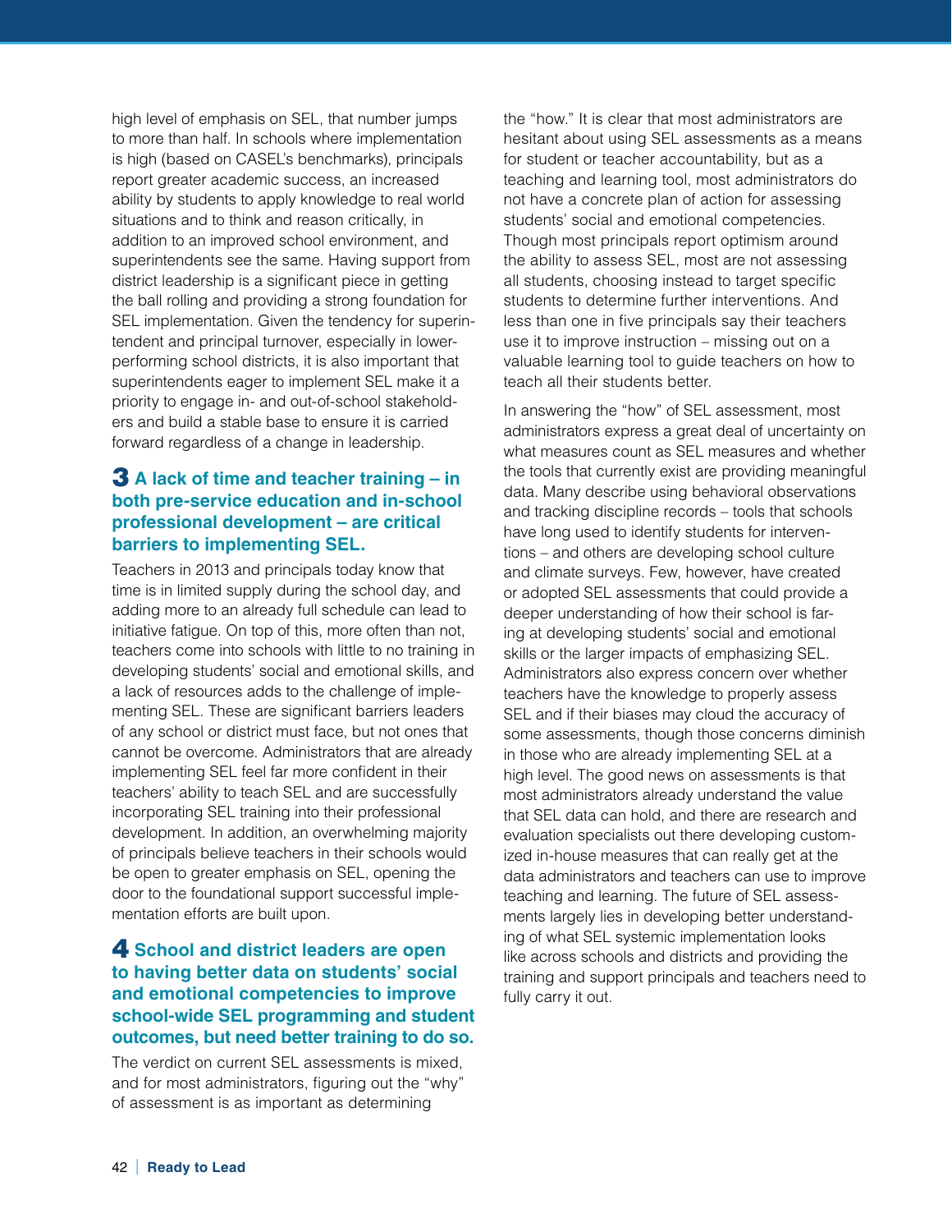high level of emphasis on SEL, that number jumps to more than half. In schools where implementation is high (based on CASEL's benchmarks), principals report greater academic success, an increased ability by students to apply knowledge to real world situations and to think and reason critically, in addition to an improved school environment, and superintendents see the same. Having support from district leadership is a significant piece in getting the ball rolling and providing a strong foundation for SEL implementation. Given the tendency for superintendent and principal turnover, especially in lower-performing school districts, it is also important that superintendents eager to implement SEL make it a priority to engage in- and out-of-school stakeholders and build a stable base to ensure it is carried forward regardless of a change in leadership.

### 3 A lack of time and teacher training – in both pre-service education and in-school professional development – are critical barriers to implementing SEL.

Teachers in 2013 and principals today know that time is in limited supply during the school day, and adding more to an already full schedule can lead to initiative fatigue. On top of this, more often than not, teachers come into schools with little to no training in developing students' social and emotional skills, and a lack of resources adds to the challenge of implementing SEL. These are significant barriers leaders of any school or district must face, but not ones that cannot be overcome. Administrators that are already implementing SEL feel far more confident in their teachers' ability to teach SEL and are successfully incorporating SEL training into their professional development. In addition, an overwhelming majority of principals believe teachers in their schools would be open to greater emphasis on SEL, opening the door to the foundational support successful implementation efforts are built upon.

### 4 School and district leaders are open to having better data on students' social and emotional competencies to improve school-wide SEL programming and student outcomes, but need better training to do so.

The verdict on current SEL assessments is mixed, and for most administrators, figuring out the "why" of assessment is as important as determining the "how." It is clear that most administrators are hesitant about using SEL assessments as a means for student or teacher accountability, but as a teaching and learning tool, most administrators do not have a concrete plan of action for assessing students' social and emotional competencies. Though most principals report optimism around the ability to assess SEL, most are not assessing all students, choosing instead to target specific students to determine further interventions. And less than one in five principals say their teachers use it to improve instruction – missing out on a valuable learning tool to guide teachers on how to teach all their students better.

In answering the "how" of SEL assessment, most administrators express a great deal of uncertainty on what measures count as SEL measures and whether the tools that currently exist are providing meaningful data. Many describe using behavioral observations and tracking discipline records – tools that schools have long used to identify students for interventions – and others are developing school culture and climate surveys. Few, however, have created or adopted SEL assessments that could provide a deeper understanding of how their school is faring at developing students' social and emotional skills or the larger impacts of emphasizing SEL. Administrators also express concern over whether teachers have the knowledge to properly assess SEL and if their biases may cloud the accuracy of some assessments, though those concerns diminish in those who are already implementing SEL at a high level. The good news on assessments is that most administrators already understand the value that SEL data can hold, and there are research and evaluation specialists out there developing customized in-house measures that can really get at the data administrators and teachers can use to improve teaching and learning. The future of SEL assessments largely lies in developing better understanding of what SEL systemic implementation looks like across schools and districts and providing the training and support principals and teachers need to fully carry it out.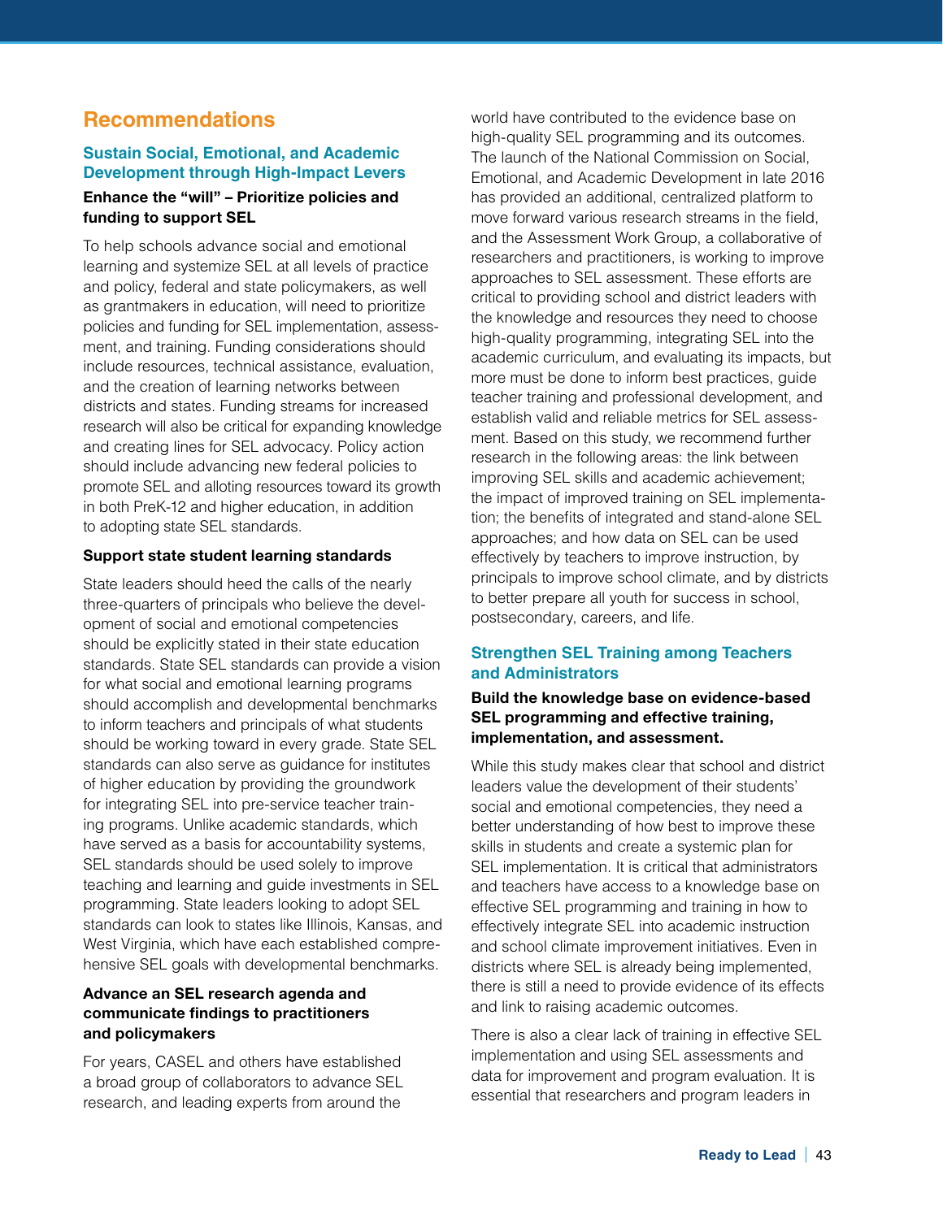## Recommendations

### Sustain Social, Emotional, and Academic Development through High-Impact Levers

**Enhance the "will" – Prioritize policies and funding to support SEL**

To help schools advance social and emotional learning and systemize SEL at all levels of practice and policy, federal and state policymakers, as well as grantmakers in education, will need to prioritize policies and funding for SEL implementation, assessment, and training. Funding considerations should include resources, technical assistance, evaluation, and the creation of learning networks between districts and states. Funding streams for increased research will also be critical for expanding knowledge and creating lines for SEL advocacy. Policy action should include advancing new federal policies to promote SEL and alloting resources toward its growth in both PreK-12 and higher education, in addition to adopting state SEL standards.

**Support state student learning standards**

State leaders should heed the calls of the nearly three-quarters of principals who believe the development of social and emotional competencies should be explicitly stated in their state education standards. State SEL standards can provide a vision for what social and emotional learning programs should accomplish and developmental benchmarks to inform teachers and principals of what students should be working toward in every grade. State SEL standards can also serve as guidance for institutes of higher education by providing the groundwork for integrating SEL into pre-service teacher training programs. Unlike academic standards, which have served as a basis for accountability systems, SEL standards should be used solely to improve teaching and learning and guide investments in SEL programming. State leaders looking to adopt SEL standards can look to states like Illinois, Kansas, and West Virginia, which have each established comprehensive SEL goals with developmental benchmarks.

**Advance an SEL research agenda and communicate findings to practitioners and policymakers**

For years, CASEL and others have established a broad group of collaborators to advance SEL research, and leading experts from around the world have contributed to the evidence base on high-quality SEL programming and its outcomes. The launch of the National Commission on Social, Emotional, and Academic Development in late 2016 has provided an additional, centralized platform to move forward various research streams in the field, and the Assessment Work Group, a collaborative of researchers and practitioners, is working to improve approaches to SEL assessment. These efforts are critical to providing school and district leaders with the knowledge and resources they need to choose high-quality programming, integrating SEL into the academic curriculum, and evaluating its impacts, but more must be done to inform best practices, guide teacher training and professional development, and establish valid and reliable metrics for SEL assessment. Based on this study, we recommend further research in the following areas: the link between improving SEL skills and academic achievement; the impact of improved training on SEL implementation; the benefits of integrated and stand-alone SEL approaches; and how data on SEL can be used effectively by teachers to improve instruction, by principals to improve school climate, and by districts to better prepare all youth for success in school, postsecondary, careers, and life.

### Strengthen SEL Training among Teachers and Administrators

**Build the knowledge base on evidence-based SEL programming and effective training, implementation, and assessment.**

While this study makes clear that school and district leaders value the development of their students' social and emotional competencies, they need a better understanding of how best to improve these skills in students and create a systemic plan for SEL implementation. It is critical that administrators and teachers have access to a knowledge base on effective SEL programming and training in how to effectively integrate SEL into academic instruction and school climate improvement initiatives. Even in districts where SEL is already being implemented, there is still a need to provide evidence of its effects and link to raising academic outcomes.

There is also a clear lack of training in effective SEL implementation and using SEL assessments and data for improvement and program evaluation. It is essential that researchers and program leaders in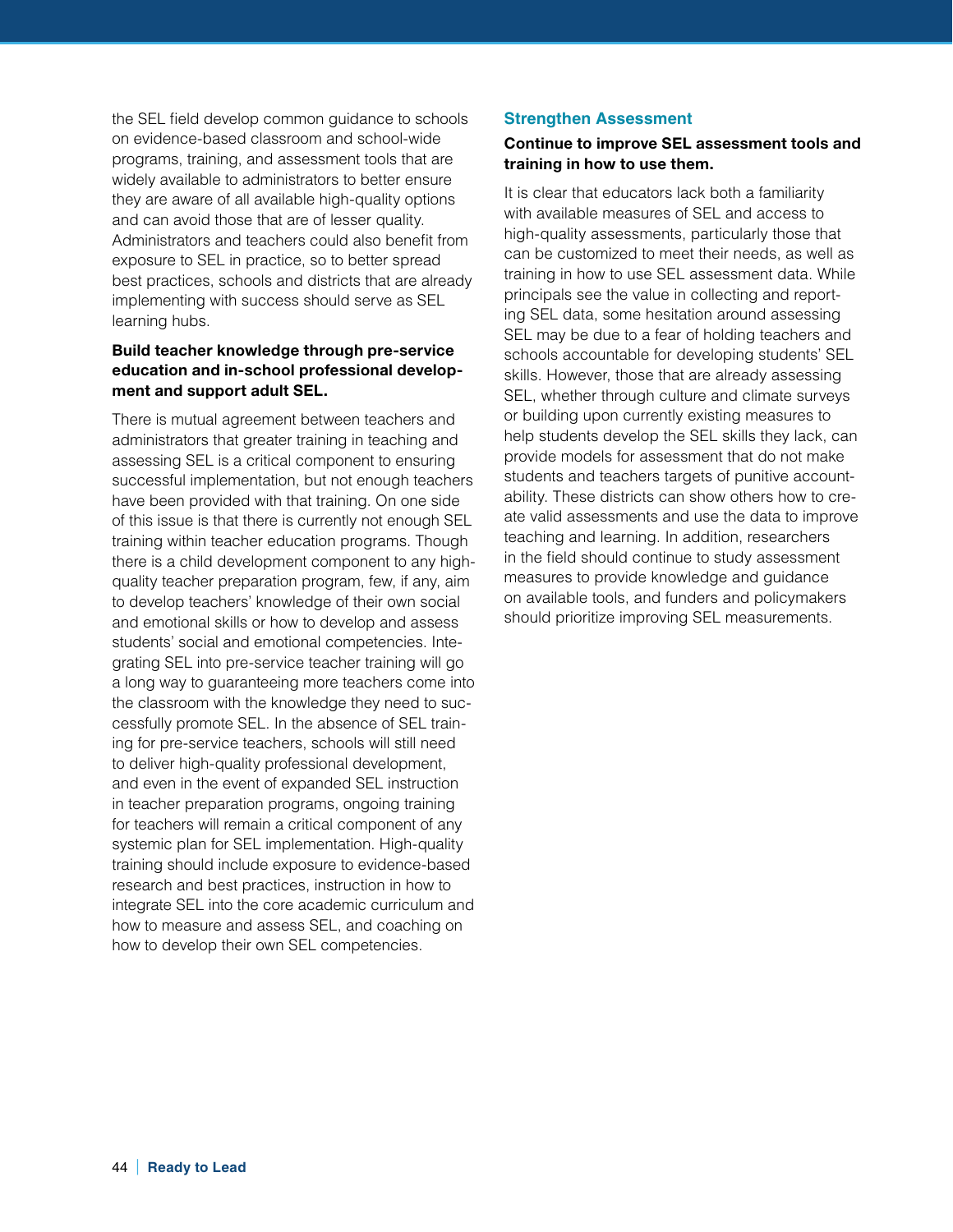the SEL field develop common guidance to schools on evidence-based classroom and school-wide programs, training, and assessment tools that are widely available to administrators to better ensure they are aware of all available high-quality options and can avoid those that are of lesser quality. Administrators and teachers could also benefit from exposure to SEL in practice, so to better spread best practices, schools and districts that are already implementing with success should serve as SEL learning hubs.

**Build teacher knowledge through pre-service education and in-school professional development and support adult SEL.**

There is mutual agreement between teachers and administrators that greater training in teaching and assessing SEL is a critical component to ensuring successful implementation, but not enough teachers have been provided with that training. On one side of this issue is that there is currently not enough SEL training within teacher education programs. Though there is a child development component to any high-quality teacher preparation program, few, if any, aim to develop teachers' knowledge of their own social and emotional skills or how to develop and assess students' social and emotional competencies. Integrating SEL into pre-service teacher training will go a long way to guaranteeing more teachers come into the classroom with the knowledge they need to successfully promote SEL. In the absence of SEL training for pre-service teachers, schools will still need to deliver high-quality professional development, and even in the event of expanded SEL instruction in teacher preparation programs, ongoing training for teachers will remain a critical component of any systemic plan for SEL implementation. High-quality training should include exposure to evidence-based research and best practices, instruction in how to integrate SEL into the core academic curriculum and how to measure and assess SEL, and coaching on how to develop their own SEL competencies.

### Strengthen Assessment

**Continue to improve SEL assessment tools and training in how to use them.**

It is clear that educators lack both a familiarity with available measures of SEL and access to high-quality assessments, particularly those that can be customized to meet their needs, as well as training in how to use SEL assessment data. While principals see the value in collecting and reporting SEL data, some hesitation around assessing SEL may be due to a fear of holding teachers and schools accountable for developing students' SEL skills. However, those that are already assessing SEL, whether through culture and climate surveys or building upon currently existing measures to help students develop the SEL skills they lack, can provide models for assessment that do not make students and teachers targets of punitive accountability. These districts can show others how to create valid assessments and use the data to improve teaching and learning. In addition, researchers in the field should continue to study assessment measures to provide knowledge and guidance on available tools, and funders and policymakers should prioritize improving SEL measurements.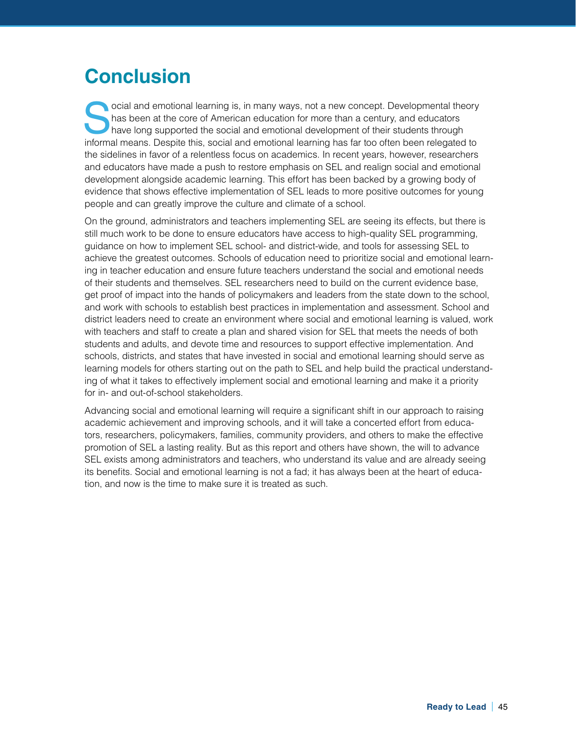# Conclusion

Social and emotional learning is, in many ways, not a new concept. Developmental theory has been at the core of American education for more than a century, and educators have long supported the social and emotional development of their students through informal means. Despite this, social and emotional learning has far too often been relegated to the sidelines in favor of a relentless focus on academics. In recent years, however, researchers and educators have made a push to restore emphasis on SEL and realign social and emotional development alongside academic learning. This effort has been backed by a growing body of evidence that shows effective implementation of SEL leads to more positive outcomes for young people and can greatly improve the culture and climate of a school.

On the ground, administrators and teachers implementing SEL are seeing its effects, but there is still much work to be done to ensure educators have access to high-quality SEL programming, guidance on how to implement SEL school- and district-wide, and tools for assessing SEL to achieve the greatest outcomes. Schools of education need to prioritize social and emotional learning in teacher education and ensure future teachers understand the social and emotional needs of their students and themselves. SEL researchers need to build on the current evidence base, get proof of impact into the hands of policymakers and leaders from the state down to the school, and work with schools to establish best practices in implementation and assessment. School and district leaders need to create an environment where social and emotional learning is valued, work with teachers and staff to create a plan and shared vision for SEL that meets the needs of both students and adults, and devote time and resources to support effective implementation. And schools, districts, and states that have invested in social and emotional learning should serve as learning models for others starting out on the path to SEL and help build the practical understanding of what it takes to effectively implement social and emotional learning and make it a priority for in- and out-of-school stakeholders.

Advancing social and emotional learning will require a significant shift in our approach to raising academic achievement and improving schools, and it will take a concerted effort from educators, researchers, policymakers, families, community providers, and others to make the effective promotion of SEL a lasting reality. But as this report and others have shown, the will to advance SEL exists among administrators and teachers, who understand its value and are already seeing its benefits. Social and emotional learning is not a fad; it has always been at the heart of education, and now is the time to make sure it is treated as such.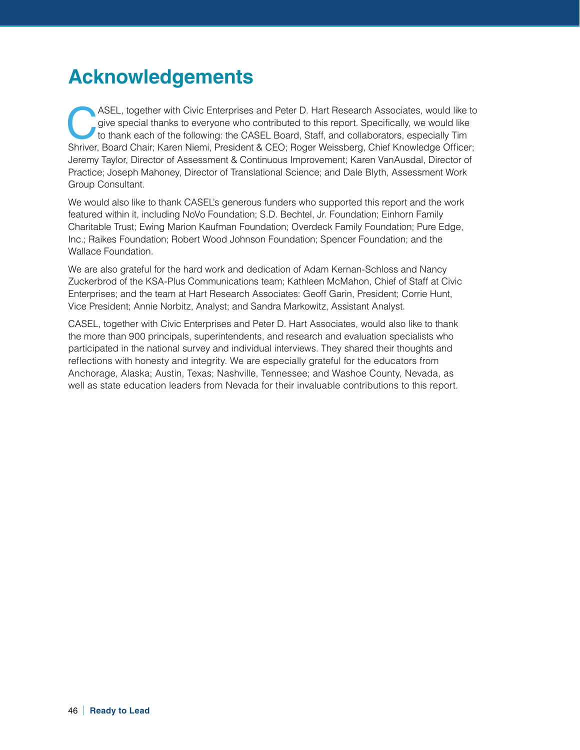# Acknowledgements

CASEL, together with Civic Enterprises and Peter D. Hart Research Associates, would like to give special thanks to everyone who contributed to this report. Specifically, we would like to thank each of the following: the CASEL Board, Staff, and collaborators, especially Tim Shriver, Board Chair; Karen Niemi, President & CEO; Roger Weissberg, Chief Knowledge Officer; Jeremy Taylor, Director of Assessment & Continuous Improvement; Karen VanAusdal, Director of Practice; Joseph Mahoney, Director of Translational Science; and Dale Blyth, Assessment Work Group Consultant.

We would also like to thank CASEL's generous funders who supported this report and the work featured within it, including NoVo Foundation; S.D. Bechtel, Jr. Foundation; Einhorn Family Charitable Trust; Ewing Marion Kaufman Foundation; Overdeck Family Foundation; Pure Edge, Inc.; Raikes Foundation; Robert Wood Johnson Foundation; Spencer Foundation; and the Wallace Foundation.

We are also grateful for the hard work and dedication of Adam Kernan-Schloss and Nancy Zuckerbrod of the KSA-Plus Communications team; Kathleen McMahon, Chief of Staff at Civic Enterprises; and the team at Hart Research Associates: Geoff Garin, President; Corrie Hunt, Vice President; Annie Norbitz, Analyst; and Sandra Markowitz, Assistant Analyst.

CASEL, together with Civic Enterprises and Peter D. Hart Associates, would also like to thank the more than 900 principals, superintendents, and research and evaluation specialists who participated in the national survey and individual interviews. They shared their thoughts and reflections with honesty and integrity. We are especially grateful for the educators from Anchorage, Alaska; Austin, Texas; Nashville, Tennessee; and Washoe County, Nevada, as well as state education leaders from Nevada for their invaluable contributions to this report.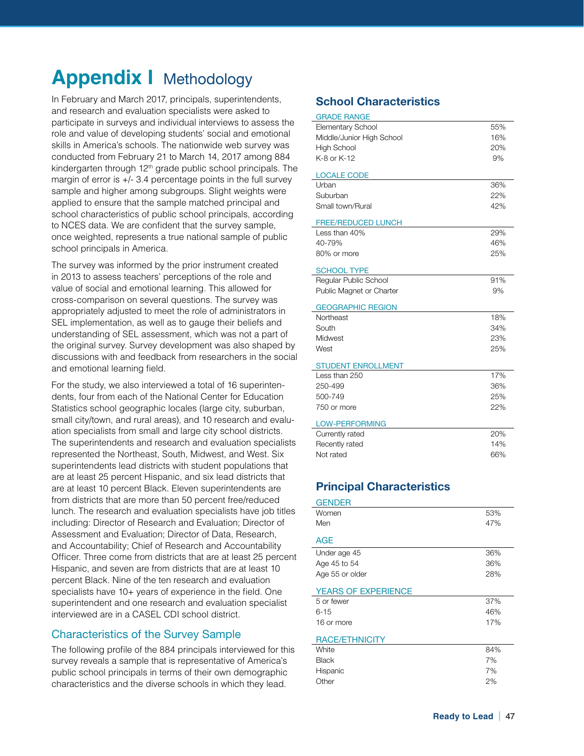# Appendix I Methodology

In February and March 2017, principals, superintendents, and research and evaluation specialists were asked to participate in surveys and individual interviews to assess the role and value of developing students' social and emotional skills in America's schools. The nationwide web survey was conducted from February 21 to March 14, 2017 among 884 kindergarten through 12th grade public school principals. The margin of error is +/- 3.4 percentage points in the full survey sample and higher among subgroups. Slight weights were applied to ensure that the sample matched principal and school characteristics of public school principals, according to NCES data. We are confident that the survey sample, once weighted, represents a true national sample of public school principals in America.

The survey was informed by the prior instrument created in 2013 to assess teachers' perceptions of the role and value of social and emotional learning. This allowed for cross-comparison on several questions. The survey was appropriately adjusted to meet the role of administrators in SEL implementation, as well as to gauge their beliefs and understanding of SEL assessment, which was not a part of the original survey. Survey development was also shaped by discussions with and feedback from researchers in the social and emotional learning field.

For the study, we also interviewed a total of 16 superintendents, four from each of the National Center for Education Statistics school geographic locales (large city, suburban, small city/town, and rural areas), and 10 research and evaluation specialists from small and large city school districts. The superintendents and research and evaluation specialists represented the Northeast, South, Midwest, and West. Six superintendents lead districts with student populations that are at least 25 percent Hispanic, and six lead districts that are at least 10 percent Black. Eleven superintendents are from districts that are more than 50 percent free/reduced lunch. The research and evaluation specialists have job titles including: Director of Research and Evaluation; Director of Assessment and Evaluation; Director of Data, Research, and Accountability; Chief of Research and Accountability Officer. Three come from districts that are at least 25 percent Hispanic, and seven are from districts that are at least 10 percent Black. Nine of the ten research and evaluation specialists have 10+ years of experience in the field. One superintendent and one research and evaluation specialist interviewed are in a CASEL CDI school district.

## Characteristics of the Survey Sample

The following profile of the 884 principals interviewed for this survey reveals a sample that is representative of America's public school principals in terms of their own demographic characteristics and the diverse schools in which they lead.

## School Characteristics

| GRADE RANGE | |
|---|---|
| Elementary School | 55% |
| Middle/Junior High School | 16% |
| High School | 20% |
| K-8 or K-12 | 9% |

| LOCALE CODE | |
|---|---|
| Urban | 36% |
| Suburban | 22% |
| Small town/Rural | 42% |

| FREE/REDUCED LUNCH | |
|---|---|
| Less than 40% | 29% |
| 40-79% | 46% |
| 80% or more | 25% |

| SCHOOL TYPE | |
|---|---|
| Regular Public School | 91% |
| Public Magnet or Charter | 9% |

| GEOGRAPHIC REGION | |
|---|---|
| Northeast | 18% |
| South | 34% |
| Midwest | 23% |
| West | 25% |

| STUDENT ENROLLMENT | |
|---|---|
| Less than 250 | 17% |
| 250-499 | 36% |
| 500-749 | 25% |
| 750 or more | 22% |

| LOW-PERFORMING | |
|---|---|
| Currently rated | 20% |
| Recently rated | 14% |
| Not rated | 66% |

## Principal Characteristics

| GENDER | |
|---|---|
| Women | 53% |
| Men | 47% |

| AGE | |
|---|---|
| Under age 45 | 36% |
| Age 45 to 54 | 36% |
| Age 55 or older | 28% |

| YEARS OF EXPERIENCE | |
|---|---|
| 5 or fewer | 37% |
| 6-15 | 46% |
| 16 or more | 17% |

| RACE/ETHNICITY | |
|---|---|
| White | 84% |
| Black | 7% |
| Hispanic | 7% |
| Other | 2% |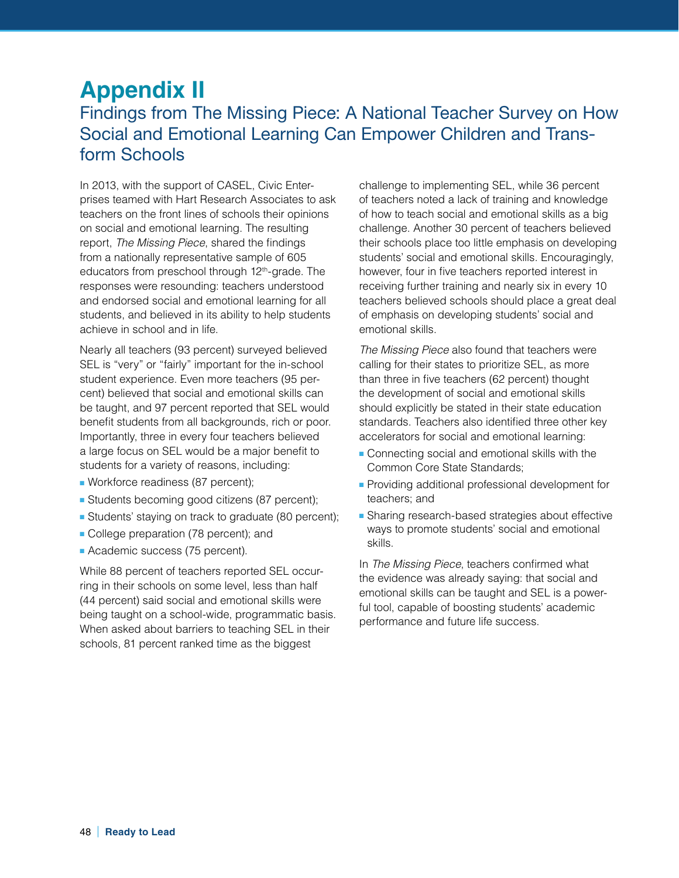# Appendix II

## Findings from The Missing Piece: A National Teacher Survey on How Social and Emotional Learning Can Empower Children and Transform Schools

In 2013, with the support of CASEL, Civic Enterprises teamed with Hart Research Associates to ask teachers on the front lines of schools their opinions on social and emotional learning. The resulting report, *The Missing Piece*, shared the findings from a nationally representative sample of 605 educators from preschool through 12th-grade. The responses were resounding: teachers understood and endorsed social and emotional learning for all students, and believed in its ability to help students achieve in school and in life.

Nearly all teachers (93 percent) surveyed believed SEL is "very" or "fairly" important for the in-school student experience. Even more teachers (95 percent) believed that social and emotional skills can be taught, and 97 percent reported that SEL would benefit students from all backgrounds, rich or poor. Importantly, three in every four teachers believed a large focus on SEL would be a major benefit to students for a variety of reasons, including:

- Workforce readiness (87 percent);
- Students becoming good citizens (87 percent);
- Students' staying on track to graduate (80 percent);
- College preparation (78 percent); and
- Academic success (75 percent).

While 88 percent of teachers reported SEL occurring in their schools on some level, less than half (44 percent) said social and emotional skills were being taught on a school-wide, programmatic basis. When asked about barriers to teaching SEL in their schools, 81 percent ranked time as the biggest challenge to implementing SEL, while 36 percent of teachers noted a lack of training and knowledge of how to teach social and emotional skills as a big challenge. Another 30 percent of teachers believed their schools place too little emphasis on developing students' social and emotional skills. Encouragingly, however, four in five teachers reported interest in receiving further training and nearly six in every 10 teachers believed schools should place a great deal of emphasis on developing students' social and emotional skills.

*The Missing Piece* also found that teachers were calling for their states to prioritize SEL, as more than three in five teachers (62 percent) thought the development of social and emotional skills should explicitly be stated in their state education standards. Teachers also identified three other key accelerators for social and emotional learning:

- Connecting social and emotional skills with the Common Core State Standards;
- Providing additional professional development for teachers; and
- Sharing research-based strategies about effective ways to promote students' social and emotional skills.

In *The Missing Piece*, teachers confirmed what the evidence was already saying: that social and emotional skills can be taught and SEL is a powerful tool, capable of boosting students' academic performance and future life success.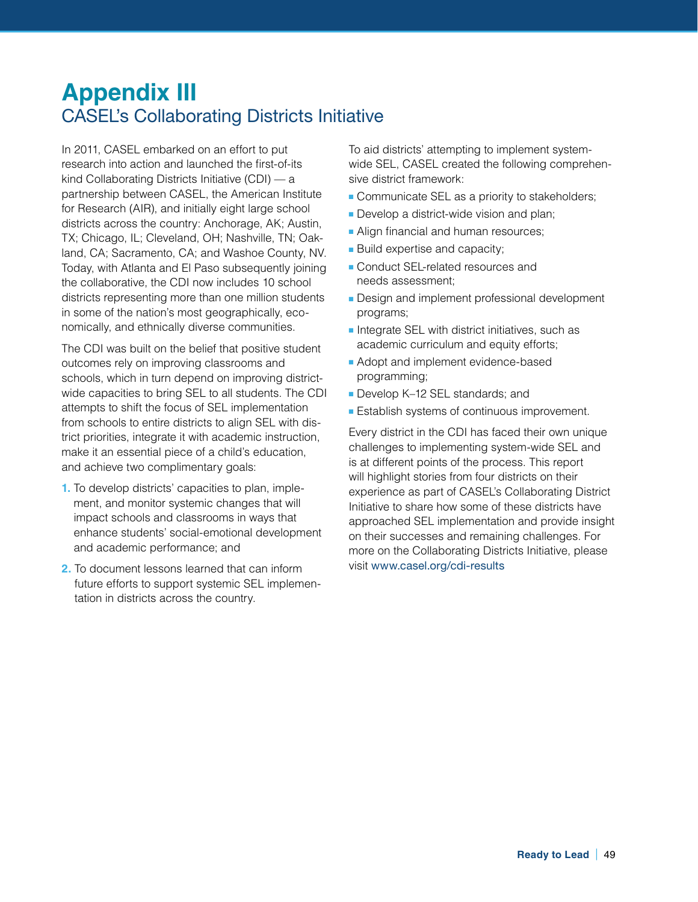# Appendix III

## CASEL's Collaborating Districts Initiative

In 2011, CASEL embarked on an effort to put research into action and launched the first-of-its kind Collaborating Districts Initiative (CDI) — a partnership between CASEL, the American Institute for Research (AIR), and initially eight large school districts across the country: Anchorage, AK; Austin, TX; Chicago, IL; Cleveland, OH; Nashville, TN; Oakland, CA; Sacramento, CA; and Washoe County, NV. Today, with Atlanta and El Paso subsequently joining the collaborative, the CDI now includes 10 school districts representing more than one million students in some of the nation's most geographically, economically, and ethnically diverse communities.

The CDI was built on the belief that positive student outcomes rely on improving classrooms and schools, which in turn depend on improving district-wide capacities to bring SEL to all students. The CDI attempts to shift the focus of SEL implementation from schools to entire districts to align SEL with district priorities, integrate it with academic instruction, make it an essential piece of a child's education, and achieve two complimentary goals:

1. To develop districts' capacities to plan, implement, and monitor systemic changes that will impact schools and classrooms in ways that enhance students' social-emotional development and academic performance; and
2. To document lessons learned that can inform future efforts to support systemic SEL implementation in districts across the country.

To aid districts' attempting to implement system-wide SEL, CASEL created the following comprehensive district framework:

- Communicate SEL as a priority to stakeholders;
- Develop a district-wide vision and plan;
- Align financial and human resources;
- Build expertise and capacity;
- Conduct SEL-related resources and needs assessment;
- Design and implement professional development programs;
- Integrate SEL with district initiatives, such as academic curriculum and equity efforts;
- Adopt and implement evidence-based programming;
- Develop K–12 SEL standards; and
- Establish systems of continuous improvement.

Every district in the CDI has faced their own unique challenges to implementing system-wide SEL and is at different points of the process. This report will highlight stories from four districts on their experience as part of CASEL's Collaborating District Initiative to share how some of these districts have approached SEL implementation and provide insight on their successes and remaining challenges. For more on the Collaborating Districts Initiative, please visit www.casel.org/cdi-results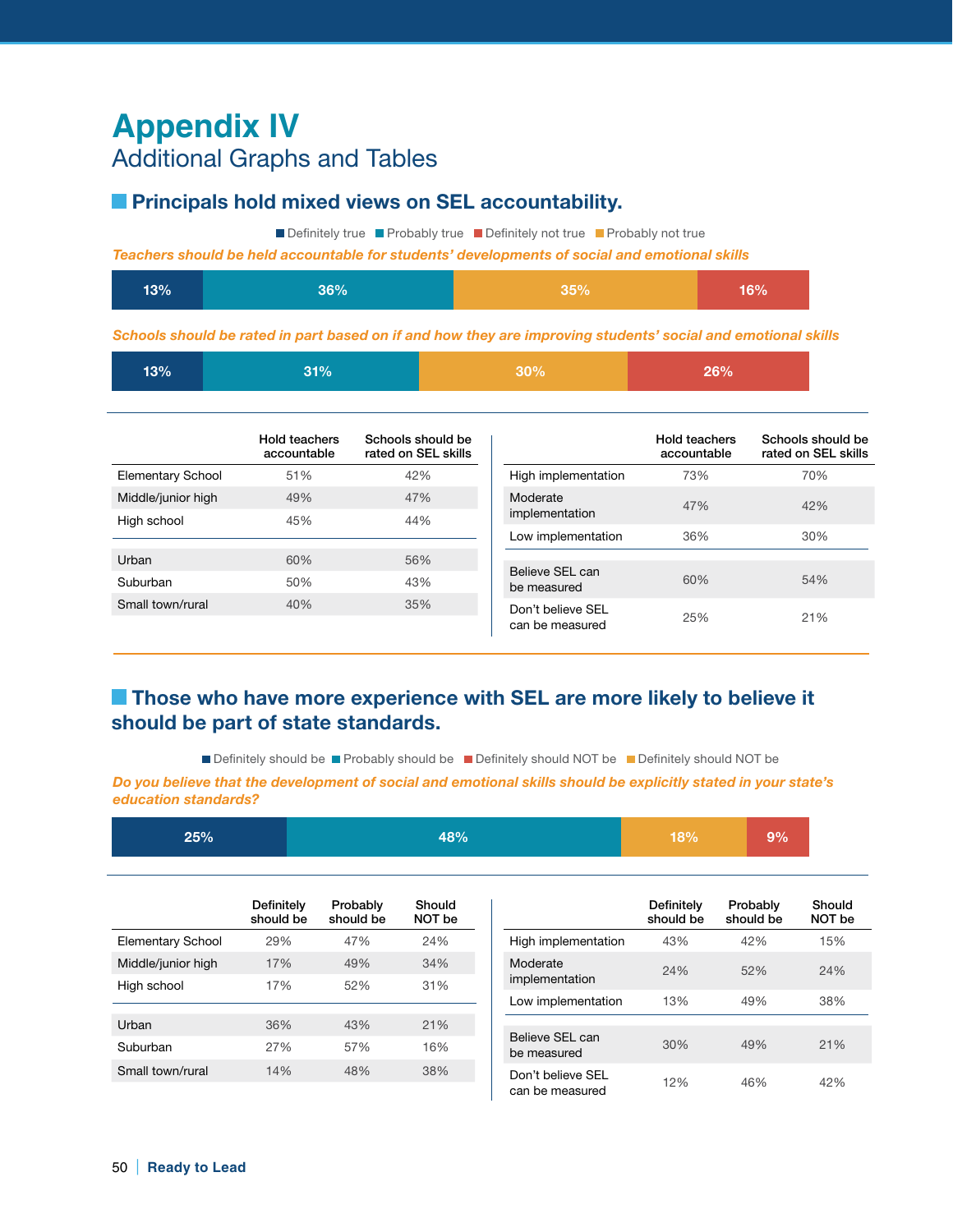# Appendix IV

## Additional Graphs and Tables

### Principals hold mixed views on SEL accountability.

Definitely true | Probably true | Definitely not true | Probably not true

*Teachers should be held accountable for students' developments of social and emotional skills*

| Definitely true | Probably true | Probably not true | Definitely not true |
|---|---|---|---|
| 13% | 36% | 35% | 16% |

*Schools should be rated in part based on if and how they are improving students' social and emotional skills*

| Definitely true | Probably true | Probably not true | Definitely not true |
|---|---|---|---|
| 13% | 31% | 30% | 26% |

| | Hold teachers accountable | Schools should be rated on SEL skills |
|---|---|---|
| Elementary School | 51% | 42% |
| Middle/junior high | 49% | 47% |
| High school | 45% | 44% |
| Urban | 60% | 56% |
| Suburban | 50% | 43% |
| Small town/rural | 40% | 35% |

| | Hold teachers accountable | Schools should be rated on SEL skills |
|---|---|---|
| High implementation | 73% | 70% |
| Moderate implementation | 47% | 42% |
| Low implementation | 36% | 30% |
| Believe SEL can be measured | 60% | 54% |
| Don't believe SEL can be measured | 25% | 21% |

### Those who have more experience with SEL are more likely to believe it should be part of state standards.

Definitely should be | Probably should be | Definitely should NOT be | Definitely should NOT be

*Do you believe that the development of social and emotional skills should be explicitly stated in your state's education standards?*

| Definitely should be | Probably should be | | |
|---|---|---|---|
| 25% | 48% | 18% | 9% |

| | Definitely should be | Probably should be | Should NOT be |
|---|---|---|---|
| Elementary School | 29% | 47% | 24% |
| Middle/junior high | 17% | 49% | 34% |
| High school | 17% | 52% | 31% |
| Urban | 36% | 43% | 21% |
| Suburban | 27% | 57% | 16% |
| Small town/rural | 14% | 48% | 38% |

| | Definitely should be | Probably should be | Should NOT be |
|---|---|---|---|
| High implementation | 43% | 42% | 15% |
| Moderate implementation | 24% | 52% | 24% |
| Low implementation | 13% | 49% | 38% |
| Believe SEL can be measured | 30% | 49% | 21% |
| Don't believe SEL can be measured | 12% | 46% | 42% |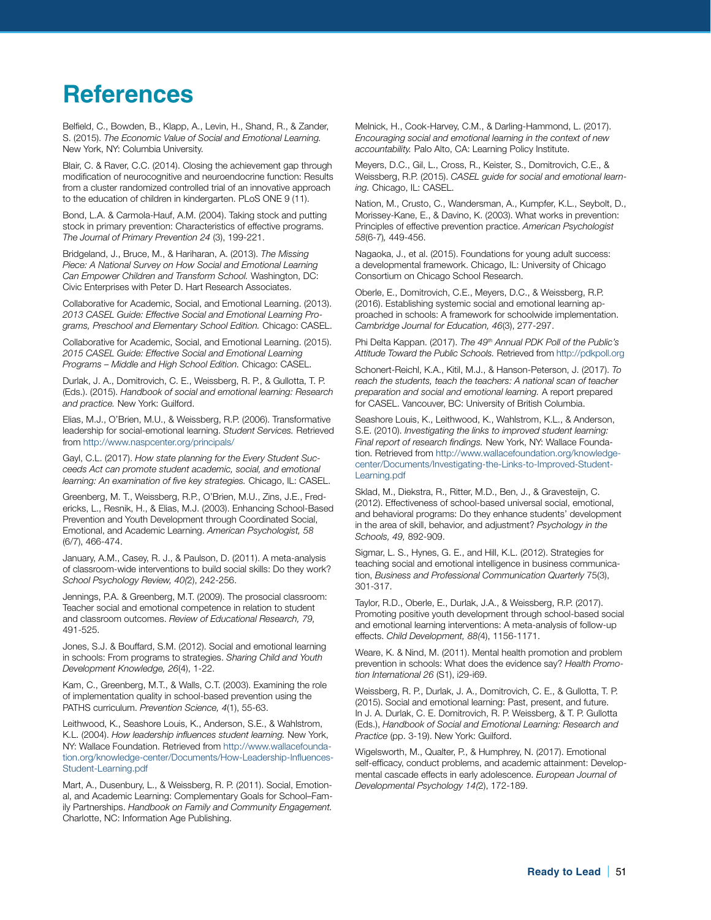# References

Belfield, C., Bowden, B., Klapp, A., Levin, H., Shand, R., & Zander, S. (2015). *The Economic Value of Social and Emotional Learning.* New York, NY: Columbia University.

Blair, C. & Raver, C.C. (2014). Closing the achievement gap through modification of neurocognitive and neuroendocrine function: Results from a cluster randomized controlled trial of an innovative approach to the education of children in kindergarten. PLoS ONE 9 (11).

Bond, L.A. & Carmola-Hauf, A.M. (2004). Taking stock and putting stock in primary prevention: Characteristics of effective programs. *The Journal of Primary Prevention 24* (3), 199-221.

Bridgeland, J., Bruce, M., & Hariharan, A. (2013). *The Missing Piece: A National Survey on How Social and Emotional Learning Can Empower Children and Transform School.* Washington, DC: Civic Enterprises with Peter D. Hart Research Associates.

Collaborative for Academic, Social, and Emotional Learning. (2013). *2013 CASEL Guide: Effective Social and Emotional Learning Programs, Preschool and Elementary School Edition.* Chicago: CASEL.

Collaborative for Academic, Social, and Emotional Learning. (2015). *2015 CASEL Guide: Effective Social and Emotional Learning Programs – Middle and High School Edition.* Chicago: CASEL.

Durlak, J. A., Domitrovich, C. E., Weissberg, R. P., & Gullotta, T. P. (Eds.). (2015). *Handbook of social and emotional learning: Research and practice.* New York: Guilford.

Elias, M.J., O'Brien, M.U., & Weissberg, R.P. (2006). Transformative leadership for social-emotional learning. *Student Services.* Retrieved from http://www.naspcenter.org/principals/

Gayl, C.L. (2017). *How state planning for the Every Student Succeeds Act can promote student academic, social, and emotional learning: An examination of five key strategies.* Chicago, IL: CASEL.

Greenberg, M. T., Weissberg, R.P., O'Brien, M.U., Zins, J.E., Fredericks, L., Resnik, H., & Elias, M.J. (2003). Enhancing School-Based Prevention and Youth Development through Coordinated Social, Emotional, and Academic Learning. *American Psychologist, 58* (6/7), 466-474.

January, A.M., Casey, R. J., & Paulson, D. (2011). A meta-analysis of classroom-wide interventions to build social skills: Do they work? *School Psychology Review, 40(*2), 242-256.

Jennings, P.A. & Greenberg, M.T. (2009). The prosocial classroom: Teacher social and emotional competence in relation to student and classroom outcomes. *Review of Educational Research, 79,* 491-525.

Jones, S.J. & Bouffard, S.M. (2012). Social and emotional learning in schools: From programs to strategies. *Sharing Child and Youth Development Knowledge, 26*(4), 1-22.

Kam, C., Greenberg, M.T., & Walls, C.T. (2003). Examining the role of implementation quality in school-based prevention using the PATHS curriculum. *Prevention Science, 4*(1), 55-63.

Leithwood, K., Seashore Louis, K., Anderson, S.E., & Wahlstrom, K.L. (2004). *How leadership influences student learning.* New York, NY: Wallace Foundation. Retrieved from http://www.wallacefoundation.org/knowledge-center/Documents/How-Leadership-Influences-Student-Learning.pdf

Mart, A., Dusenbury, L., & Weissberg, R. P. (2011). Social, Emotional, and Academic Learning: Complementary Goals for School–Family Partnerships. *Handbook on Family and Community Engagement.* Charlotte, NC: Information Age Publishing.

Melnick, H., Cook-Harvey, C.M., & Darling-Hammond, L. (2017). *Encouraging social and emotional learning in the context of new accountability.* Palo Alto, CA: Learning Policy Institute.

Meyers, D.C., Gil, L., Cross, R., Keister, S., Domitrovich, C.E., & Weissberg, R.P. (2015). *CASEL guide for social and emotional learning.* Chicago, IL: CASEL.

Nation, M., Crusto, C., Wandersman, A., Kumpfer, K.L., Seybolt, D., Morissey-Kane, E., & Davino, K. (2003). What works in prevention: Principles of effective prevention practice. *American Psychologist 58*(6-7)*,* 449-456.

Nagaoka, J., et al. (2015). Foundations for young adult success: a developmental framework. Chicago, IL: University of Chicago Consortium on Chicago School Research.

Oberle, E., Domitrovich, C.E., Meyers, D.C., & Weissberg, R.P. (2016). Establishing systemic social and emotional learning approached in schools: A framework for schoolwide implementation. *Cambridge Journal for Education, 46*(3), 277-297.

Phi Delta Kappan. (2017). *The 49th Annual PDK Poll of the Public's Attitude Toward the Public Schools.* Retrieved from http://pdkpoll.org

Schonert-Reichl, K.A., Kitil, M.J., & Hanson-Peterson, J. (2017). *To reach the students, teach the teachers: A national scan of teacher preparation and social and emotional learning.* A report prepared for CASEL. Vancouver, BC: University of British Columbia.

Seashore Louis, K., Leithwood, K., Wahlstrom, K.L., & Anderson, S.E. (2010). *Investigating the links to improved student learning: Final report of research findings.* New York, NY: Wallace Foundation. Retrieved from http://www.wallacefoundation.org/knowledge-center/Documents/Investigating-the-Links-to-Improved-Student-Learning.pdf

Sklad, M., Diekstra, R., Ritter, M.D., Ben, J., & Gravesteijn, C. (2012). Effectiveness of school-based universal social, emotional, and behavioral programs: Do they enhance students' development in the area of skill, behavior, and adjustment? *Psychology in the Schools, 49,* 892-909.

Sigmar, L. S., Hynes, G. E., and Hill, K.L. (2012). Strategies for teaching social and emotional intelligence in business communication, *Business and Professional Communication Quarterly* 75(3), 301-317.

Taylor, R.D., Oberle, E., Durlak, J.A., & Weissberg, R.P. (2017). Promoting positive youth development through school-based social and emotional learning interventions: A meta-analysis of follow-up effects. *Child Development, 88(*4), 1156-1171.

Weare, K. & Nind, M. (2011). Mental health promotion and problem prevention in schools: What does the evidence say? *Health Promotion International 26* (S1), i29-i69.

Weissberg, R. P., Durlak, J. A., Domitrovich, C. E., & Gullotta, T. P. (2015). Social and emotional learning: Past, present, and future. In J. A. Durlak, C. E. Domitrovich, R. P. Weissberg, & T. P. Gullotta (Eds.), *Handbook of Social and Emotional Learning: Research and Practice* (pp. 3-19). New York: Guilford.

Wigelsworth, M., Qualter, P., & Humphrey, N. (2017). Emotional self-efficacy, conduct problems, and academic attainment: Developmental cascade effects in early adolescence. *European Journal of Developmental Psychology 14(*2), 172-189.